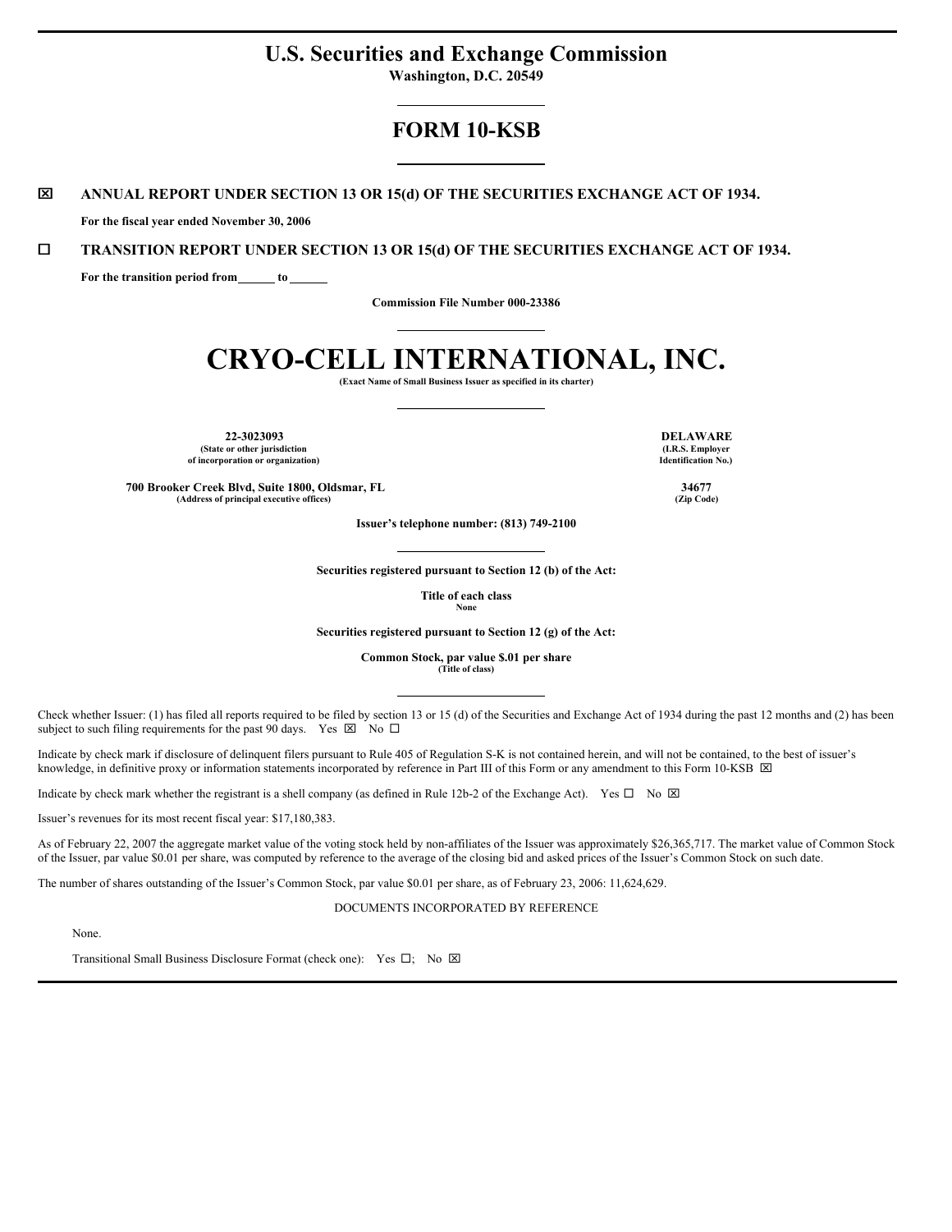# U.S. Securities and Exchange Commission

**Washington, D.C. 20549**

## FORM 10-KSB

☒ **ANNUAL REPORT UNDER SECTION 13 OR 15(d) OF THE SECURITIES EXCHANGE ACT OF 1934.**

**For the fiscal year ended November 30, 2006**

☐ **TRANSITION REPORT UNDER SECTION 13 OR 15(d) OF THE SECURITIES EXCHANGE ACT OF 1934.**

**For the transition period from \_\_\_\_\_\_ to \_\_\_\_\_\_**

**Commission File Number 000-23386**

# CRYO-CELL INTERNATIONAL, INC.

**(Exact Name of Small Business Issuer as specified in its charter)**

| | |
|---|---|
| **22-3023093**<br>**(State or other jurisdiction of incorporation or organization)** | **DELAWARE**<br>**(I.R.S. Employer Identification No.)** |
| **700 Brooker Creek Blvd, Suite 1800, Oldsmar, FL**<br>**(Address of principal executive offices)** | **34677**<br>**(Zip Code)** |

**Issuer's telephone number: (813) 749-2100**

**Securities registered pursuant to Section 12 (b) of the Act:**

**Title of each class**
**None**

**Securities registered pursuant to Section 12 (g) of the Act:**

**Common Stock, par value $.01 per share**
**(Title of class)**

Check whether Issuer: (1) has filed all reports required to be filed by section 13 or 15 (d) of the Securities and Exchange Act of 1934 during the past 12 months and (2) has been subject to such filing requirements for the past 90 days. Yes ☒ No ☐

Indicate by check mark if disclosure of delinquent filers pursuant to Rule 405 of Regulation S-K is not contained herein, and will not be contained, to the best of issuer's knowledge, in definitive proxy or information statements incorporated by reference in Part III of this Form or any amendment to this Form 10-KSB ☒

Indicate by check mark whether the registrant is a shell company (as defined in Rule 12b-2 of the Exchange Act). Yes ☐ No ☒

Issuer's revenues for its most recent fiscal year: $17,180,383.

As of February 22, 2007 the aggregate market value of the voting stock held by non-affiliates of the Issuer was approximately $26,365,717. The market value of Common Stock of the Issuer, par value $0.01 per share, was computed by reference to the average of the closing bid and asked prices of the Issuer's Common Stock on such date.

The number of shares outstanding of the Issuer's Common Stock, par value $0.01 per share, as of February 23, 2006: 11,624,629.

DOCUMENTS INCORPORATED BY REFERENCE

None.

Transitional Small Business Disclosure Format (check one): Yes ☐; No ☒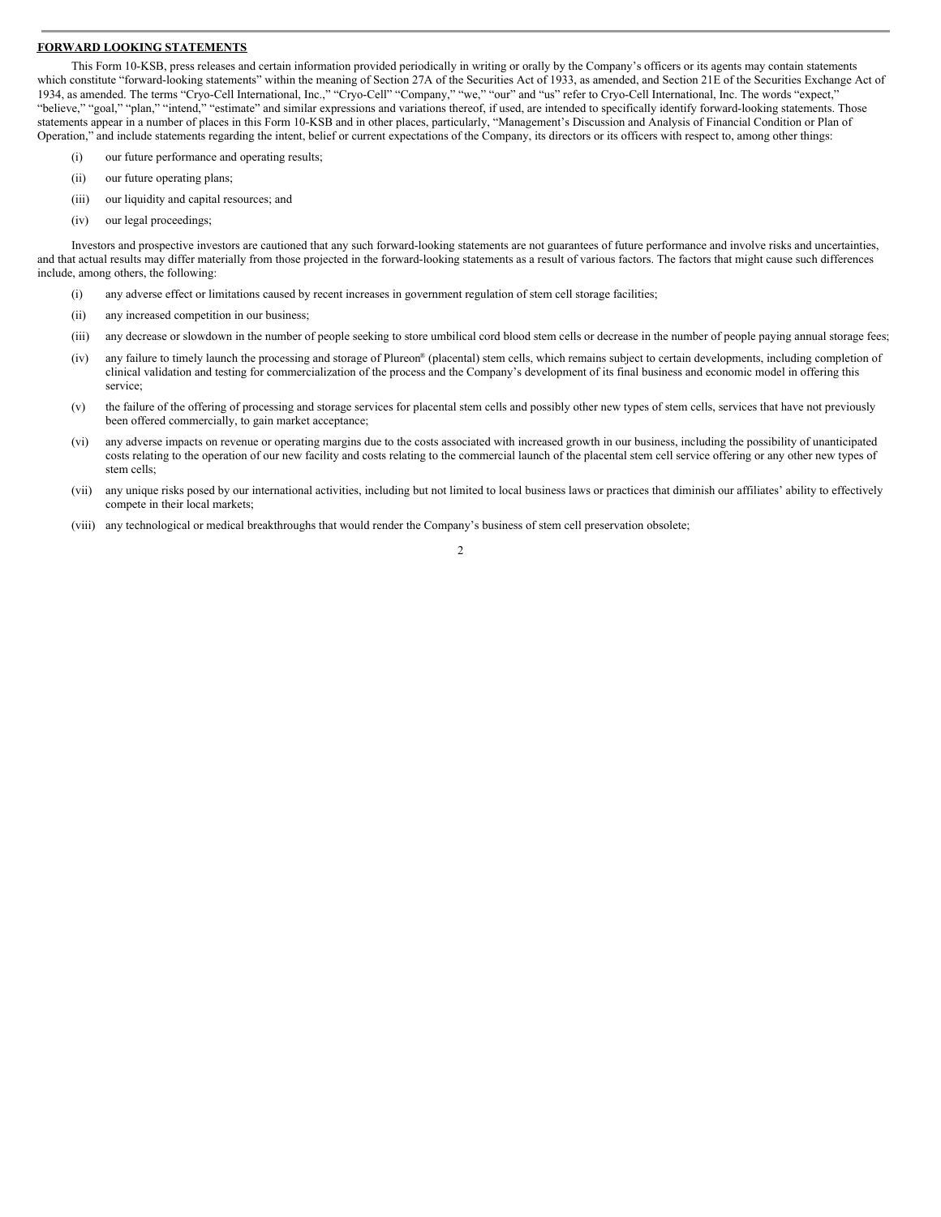**FORWARD LOOKING STATEMENTS**

This Form 10-KSB, press releases and certain information provided periodically in writing or orally by the Company's officers or its agents may contain statements which constitute "forward-looking statements" within the meaning of Section 27A of the Securities Act of 1933, as amended, and Section 21E of the Securities Exchange Act of 1934, as amended. The terms "Cryo-Cell International, Inc.," "Cryo-Cell" "Company," "we," "our" and "us" refer to Cryo-Cell International, Inc. The words "expect," "believe," "goal," "plan," "intend," "estimate" and similar expressions and variations thereof, if used, are intended to specifically identify forward-looking statements. Those statements appear in a number of places in this Form 10-KSB and in other places, particularly, "Management's Discussion and Analysis of Financial Condition or Plan of Operation," and include statements regarding the intent, belief or current expectations of the Company, its directors or its officers with respect to, among other things:

(i) our future performance and operating results;

(ii) our future operating plans;

(iii) our liquidity and capital resources; and

(iv) our legal proceedings;

Investors and prospective investors are cautioned that any such forward-looking statements are not guarantees of future performance and involve risks and uncertainties, and that actual results may differ materially from those projected in the forward-looking statements as a result of various factors. The factors that might cause such differences include, among others, the following:

(i) any adverse effect or limitations caused by recent increases in government regulation of stem cell storage facilities;

(ii) any increased competition in our business;

(iii) any decrease or slowdown in the number of people seeking to store umbilical cord blood stem cells or decrease in the number of people paying annual storage fees;

(iv) any failure to timely launch the processing and storage of Plureon® (placental) stem cells, which remains subject to certain developments, including completion of clinical validation and testing for commercialization of the process and the Company's development of its final business and economic model in offering this service;

(v) the failure of the offering of processing and storage services for placental stem cells and possibly other new types of stem cells, services that have not previously been offered commercially, to gain market acceptance;

(vi) any adverse impacts on revenue or operating margins due to the costs associated with increased growth in our business, including the possibility of unanticipated costs relating to the operation of our new facility and costs relating to the commercial launch of the placental stem cell service offering or any other new types of stem cells;

(vii) any unique risks posed by our international activities, including but not limited to local business laws or practices that diminish our affiliates' ability to effectively compete in their local markets;

(viii) any technological or medical breakthroughs that would render the Company's business of stem cell preservation obsolete;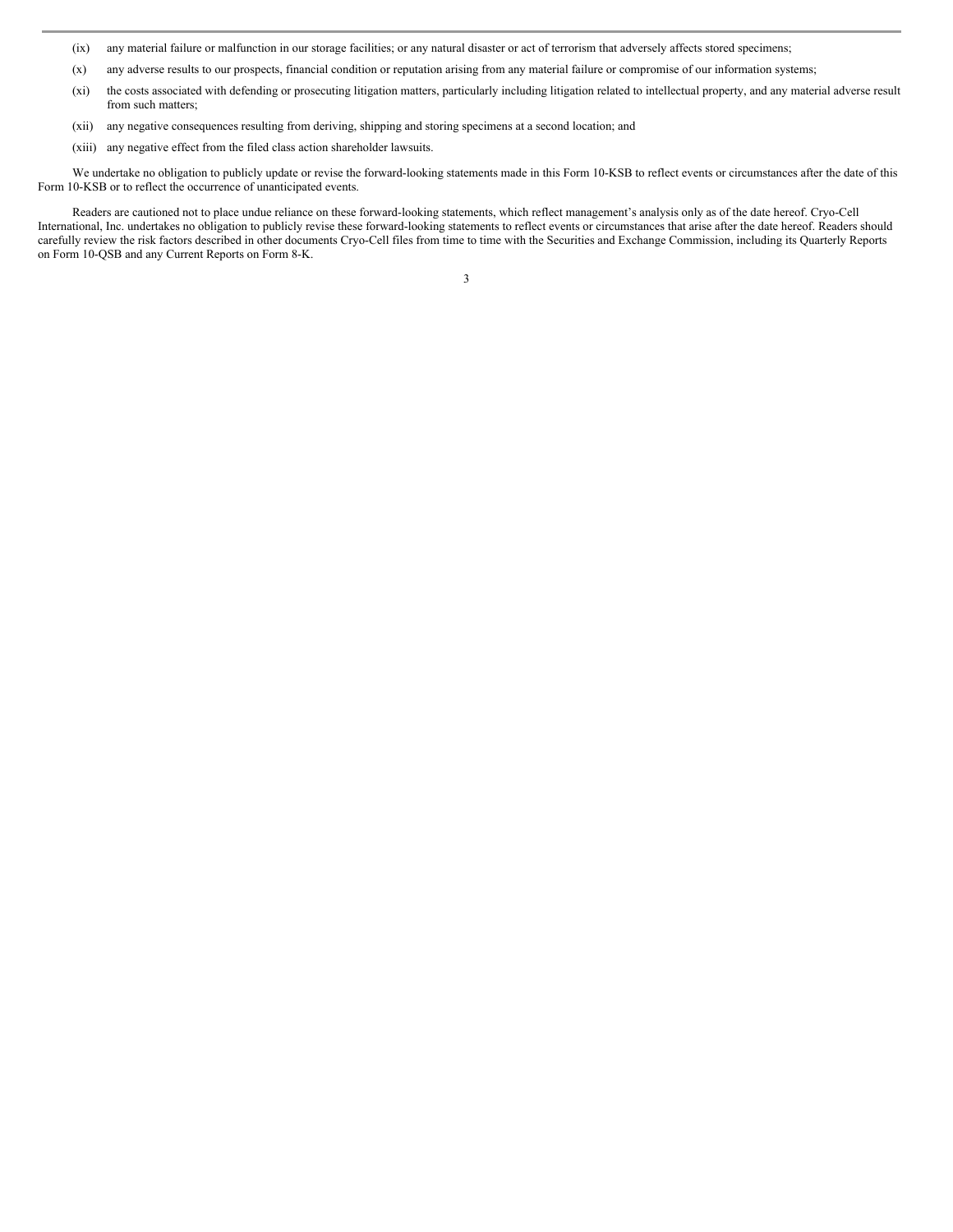- (ix) any material failure or malfunction in our storage facilities; or any natural disaster or act of terrorism that adversely affects stored specimens;
- (x) any adverse results to our prospects, financial condition or reputation arising from any material failure or compromise of our information systems;
- (xi) the costs associated with defending or prosecuting litigation matters, particularly including litigation related to intellectual property, and any material adverse result from such matters;
- (xii) any negative consequences resulting from deriving, shipping and storing specimens at a second location; and
- (xiii) any negative effect from the filed class action shareholder lawsuits.

We undertake no obligation to publicly update or revise the forward-looking statements made in this Form 10-KSB to reflect events or circumstances after the date of this Form 10-KSB or to reflect the occurrence of unanticipated events.

Readers are cautioned not to place undue reliance on these forward-looking statements, which reflect management's analysis only as of the date hereof. Cryo-Cell International, Inc. undertakes no obligation to publicly revise these forward-looking statements to reflect events or circumstances that arise after the date hereof. Readers should carefully review the risk factors described in other documents Cryo-Cell files from time to time with the Securities and Exchange Commission, including its Quarterly Reports on Form 10-QSB and any Current Reports on Form 8-K.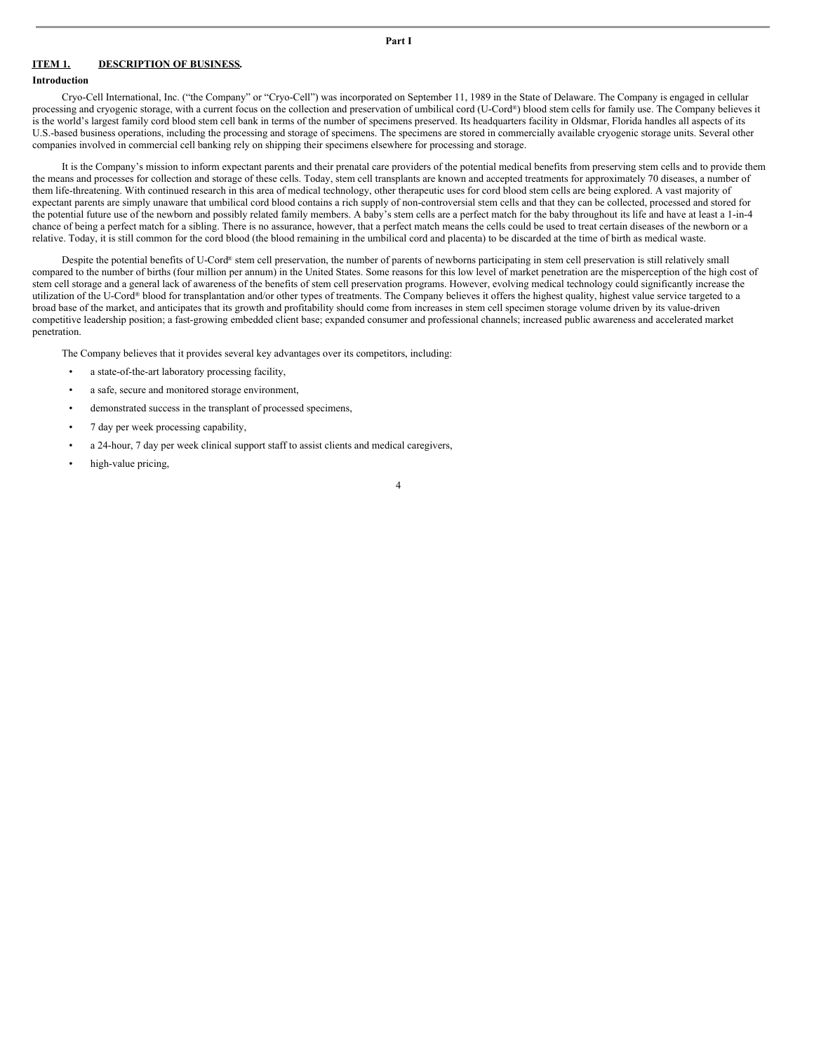Part I

## ITEM 1. DESCRIPTION OF BUSINESS.

### Introduction

Cryo-Cell International, Inc. ("the Company" or "Cryo-Cell") was incorporated on September 11, 1989 in the State of Delaware. The Company is engaged in cellular processing and cryogenic storage, with a current focus on the collection and preservation of umbilical cord (U-Cord®) blood stem cells for family use. The Company believes it is the world's largest family cord blood stem cell bank in terms of the number of specimens preserved. Its headquarters facility in Oldsmar, Florida handles all aspects of its U.S.-based business operations, including the processing and storage of specimens. The specimens are stored in commercially available cryogenic storage units. Several other companies involved in commercial cell banking rely on shipping their specimens elsewhere for processing and storage.

It is the Company's mission to inform expectant parents and their prenatal care providers of the potential medical benefits from preserving stem cells and to provide them the means and processes for collection and storage of these cells. Today, stem cell transplants are known and accepted treatments for approximately 70 diseases, a number of them life-threatening. With continued research in this area of medical technology, other therapeutic uses for cord blood stem cells are being explored. A vast majority of expectant parents are simply unaware that umbilical cord blood contains a rich supply of non-controversial stem cells and that they can be collected, processed and stored for the potential future use of the newborn and possibly related family members. A baby's stem cells are a perfect match for the baby throughout its life and have at least a 1-in-4 chance of being a perfect match for a sibling. There is no assurance, however, that a perfect match means the cells could be used to treat certain diseases of the newborn or a relative. Today, it is still common for the cord blood (the blood remaining in the umbilical cord and placenta) to be discarded at the time of birth as medical waste.

Despite the potential benefits of U-Cord® stem cell preservation, the number of parents of newborns participating in stem cell preservation is still relatively small compared to the number of births (four million per annum) in the United States. Some reasons for this low level of market penetration are the misperception of the high cost of stem cell storage and a general lack of awareness of the benefits of stem cell preservation programs. However, evolving medical technology could significantly increase the utilization of the U-Cord® blood for transplantation and/or other types of treatments. The Company believes it offers the highest quality, highest value service targeted to a broad base of the market, and anticipates that its growth and profitability should come from increases in stem cell specimen storage volume driven by its value-driven competitive leadership position; a fast-growing embedded client base; expanded consumer and professional channels; increased public awareness and accelerated market penetration.

The Company believes that it provides several key advantages over its competitors, including:

- a state-of-the-art laboratory processing facility,
- a safe, secure and monitored storage environment,
- demonstrated success in the transplant of processed specimens,
- 7 day per week processing capability,
- a 24-hour, 7 day per week clinical support staff to assist clients and medical caregivers,
- high-value pricing,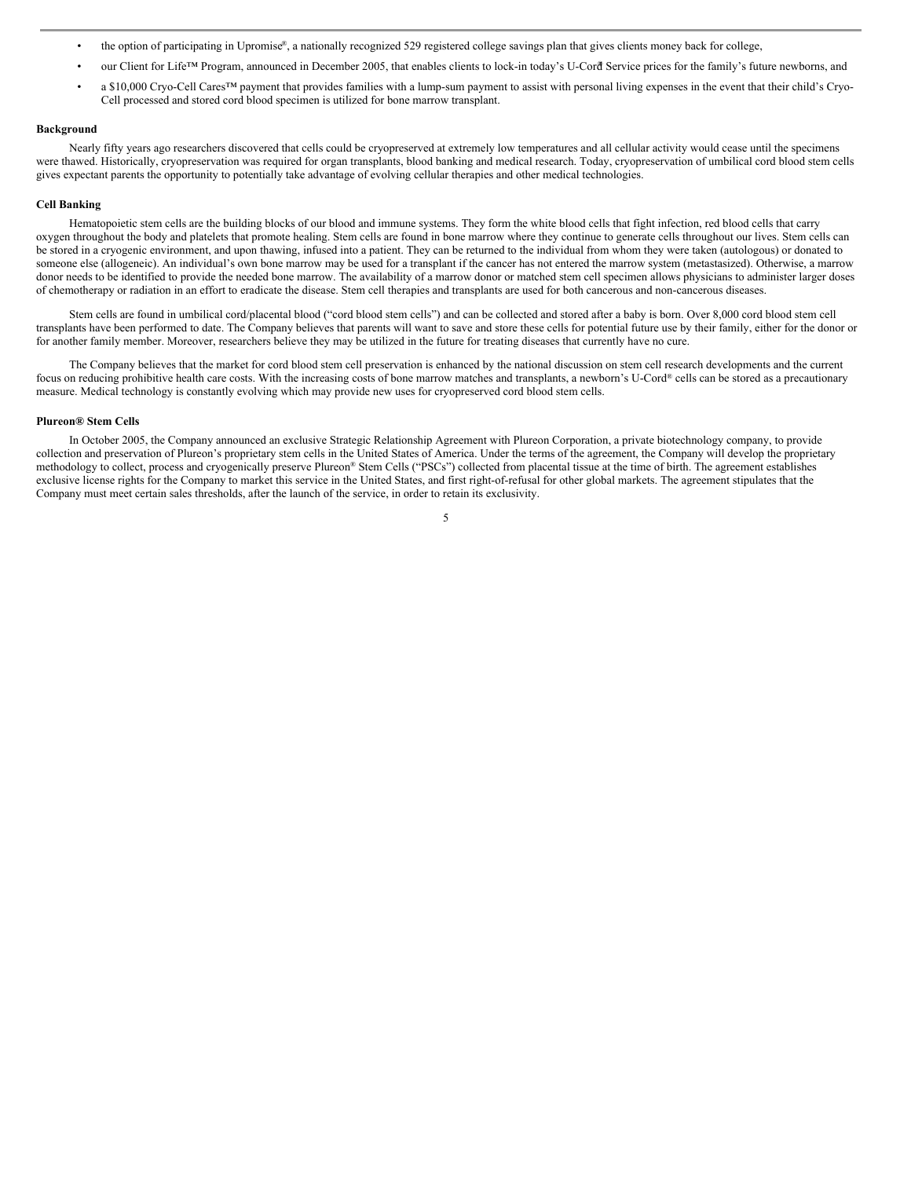- the option of participating in Upromise®, a nationally recognized 529 registered college savings plan that gives clients money back for college,
- our Client for Life™ Program, announced in December 2005, that enables clients to lock-in today's U-Cord® Service prices for the family's future newborns, and
- a $10,000 Cryo-Cell Cares™ payment that provides families with a lump-sum payment to assist with personal living expenses in the event that their child's Cryo-Cell processed and stored cord blood specimen is utilized for bone marrow transplant.

**Background**

Nearly fifty years ago researchers discovered that cells could be cryopreserved at extremely low temperatures and all cellular activity would cease until the specimens were thawed. Historically, cryopreservation was required for organ transplants, blood banking and medical research. Today, cryopreservation of umbilical cord blood stem cells gives expectant parents the opportunity to potentially take advantage of evolving cellular therapies and other medical technologies.

**Cell Banking**

Hematopoietic stem cells are the building blocks of our blood and immune systems. They form the white blood cells that fight infection, red blood cells that carry oxygen throughout the body and platelets that promote healing. Stem cells are found in bone marrow where they continue to generate cells throughout our lives. Stem cells can be stored in a cryogenic environment, and upon thawing, infused into a patient. They can be returned to the individual from whom they were taken (autologous) or donated to someone else (allogeneic). An individual's own bone marrow may be used for a transplant if the cancer has not entered the marrow system (metastasized). Otherwise, a marrow donor needs to be identified to provide the needed bone marrow. The availability of a marrow donor or matched stem cell specimen allows physicians to administer larger doses of chemotherapy or radiation in an effort to eradicate the disease. Stem cell therapies and transplants are used for both cancerous and non-cancerous diseases.

Stem cells are found in umbilical cord/placental blood ("cord blood stem cells") and can be collected and stored after a baby is born. Over 8,000 cord blood stem cell transplants have been performed to date. The Company believes that parents will want to save and store these cells for potential future use by their family, either for the donor or for another family member. Moreover, researchers believe they may be utilized in the future for treating diseases that currently have no cure.

The Company believes that the market for cord blood stem cell preservation is enhanced by the national discussion on stem cell research developments and the current focus on reducing prohibitive health care costs. With the increasing costs of bone marrow matches and transplants, a newborn's U-Cord® cells can be stored as a precautionary measure. Medical technology is constantly evolving which may provide new uses for cryopreserved cord blood stem cells.

**Plureon® Stem Cells**

In October 2005, the Company announced an exclusive Strategic Relationship Agreement with Plureon Corporation, a private biotechnology company, to provide collection and preservation of Plureon's proprietary stem cells in the United States of America. Under the terms of the agreement, the Company will develop the proprietary methodology to collect, process and cryogenically preserve Plureon® Stem Cells ("PSCs") collected from placental tissue at the time of birth. The agreement establishes exclusive license rights for the Company to market this service in the United States, and first right-of-refusal for other global markets. The agreement stipulates that the Company must meet certain sales thresholds, after the launch of the service, in order to retain its exclusivity.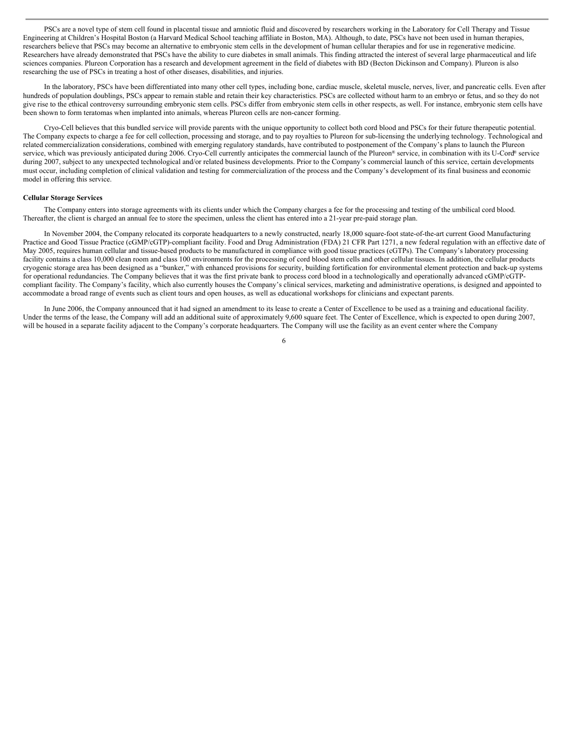PSCs are a novel type of stem cell found in placental tissue and amniotic fluid and discovered by researchers working in the Laboratory for Cell Therapy and Tissue Engineering at Children's Hospital Boston (a Harvard Medical School teaching affiliate in Boston, MA). Although, to date, PSCs have not been used in human therapies, researchers believe that PSCs may become an alternative to embryonic stem cells in the development of human cellular therapies and for use in regenerative medicine. Researchers have already demonstrated that PSCs have the ability to cure diabetes in small animals. This finding attracted the interest of several large pharmaceutical and life sciences companies. Plureon Corporation has a research and development agreement in the field of diabetes with BD (Becton Dickinson and Company). Plureon is also researching the use of PSCs in treating a host of other diseases, disabilities, and injuries.

In the laboratory, PSCs have been differentiated into many other cell types, including bone, cardiac muscle, skeletal muscle, nerves, liver, and pancreatic cells. Even after hundreds of population doublings, PSCs appear to remain stable and retain their key characteristics. PSCs are collected without harm to an embryo or fetus, and so they do not give rise to the ethical controversy surrounding embryonic stem cells. PSCs differ from embryonic stem cells in other respects, as well. For instance, embryonic stem cells have been shown to form teratomas when implanted into animals, whereas Plureon cells are non-cancer forming.

Cryo-Cell believes that this bundled service will provide parents with the unique opportunity to collect both cord blood and PSCs for their future therapeutic potential. The Company expects to charge a fee for cell collection, processing and storage, and to pay royalties to Plureon for sub-licensing the underlying technology. Technological and related commercialization considerations, combined with emerging regulatory standards, have contributed to postponement of the Company's plans to launch the Plureon service, which was previously anticipated during 2006. Cryo-Cell currently anticipates the commercial launch of the Plureon® service, in combination with its U-Cord® service during 2007, subject to any unexpected technological and/or related business developments. Prior to the Company's commercial launch of this service, certain developments must occur, including completion of clinical validation and testing for commercialization of the process and the Company's development of its final business and economic model in offering this service.

**Cellular Storage Services**

The Company enters into storage agreements with its clients under which the Company charges a fee for the processing and testing of the umbilical cord blood. Thereafter, the client is charged an annual fee to store the specimen, unless the client has entered into a 21-year pre-paid storage plan.

In November 2004, the Company relocated its corporate headquarters to a newly constructed, nearly 18,000 square-foot state-of-the-art current Good Manufacturing Practice and Good Tissue Practice (cGMP/cGTP)-compliant facility. Food and Drug Administration (FDA) 21 CFR Part 1271, a new federal regulation with an effective date of May 2005, requires human cellular and tissue-based products to be manufactured in compliance with good tissue practices (cGTPs). The Company's laboratory processing facility contains a class 10,000 clean room and class 100 environments for the processing of cord blood stem cells and other cellular tissues. In addition, the cellular products cryogenic storage area has been designed as a "bunker," with enhanced provisions for security, building fortification for environmental element protection and back-up systems for operational redundancies. The Company believes that it was the first private bank to process cord blood in a technologically and operationally advanced cGMP/cGTP-compliant facility. The Company's facility, which also currently houses the Company's clinical services, marketing and administrative operations, is designed and appointed to accommodate a broad range of events such as client tours and open houses, as well as educational workshops for clinicians and expectant parents.

In June 2006, the Company announced that it had signed an amendment to its lease to create a Center of Excellence to be used as a training and educational facility. Under the terms of the lease, the Company will add an additional suite of approximately 9,600 square feet. The Center of Excellence, which is expected to open during 2007, will be housed in a separate facility adjacent to the Company's corporate headquarters. The Company will use the facility as an event center where the Company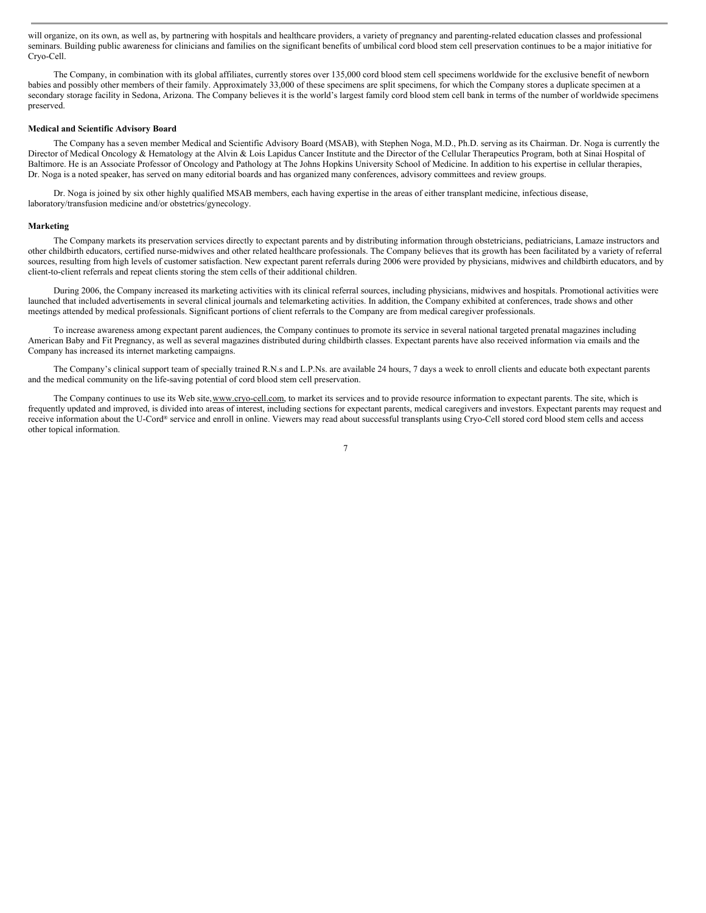will organize, on its own, as well as, by partnering with hospitals and healthcare providers, a variety of pregnancy and parenting-related education classes and professional seminars. Building public awareness for clinicians and families on the significant benefits of umbilical cord blood stem cell preservation continues to be a major initiative for Cryo-Cell.

The Company, in combination with its global affiliates, currently stores over 135,000 cord blood stem cell specimens worldwide for the exclusive benefit of newborn babies and possibly other members of their family. Approximately 33,000 of these specimens are split specimens, for which the Company stores a duplicate specimen at a secondary storage facility in Sedona, Arizona. The Company believes it is the world's largest family cord blood stem cell bank in terms of the number of worldwide specimens preserved.

**Medical and Scientific Advisory Board**

The Company has a seven member Medical and Scientific Advisory Board (MSAB), with Stephen Noga, M.D., Ph.D. serving as its Chairman. Dr. Noga is currently the Director of Medical Oncology & Hematology at the Alvin & Lois Lapidus Cancer Institute and the Director of the Cellular Therapeutics Program, both at Sinai Hospital of Baltimore. He is an Associate Professor of Oncology and Pathology at The Johns Hopkins University School of Medicine. In addition to his expertise in cellular therapies, Dr. Noga is a noted speaker, has served on many editorial boards and has organized many conferences, advisory committees and review groups.

Dr. Noga is joined by six other highly qualified MSAB members, each having expertise in the areas of either transplant medicine, infectious disease, laboratory/transfusion medicine and/or obstetrics/gynecology.

**Marketing**

The Company markets its preservation services directly to expectant parents and by distributing information through obstetricians, pediatricians, Lamaze instructors and other childbirth educators, certified nurse-midwives and other related healthcare professionals. The Company believes that its growth has been facilitated by a variety of referral sources, resulting from high levels of customer satisfaction. New expectant parent referrals during 2006 were provided by physicians, midwives and childbirth educators, and by client-to-client referrals and repeat clients storing the stem cells of their additional children.

During 2006, the Company increased its marketing activities with its clinical referral sources, including physicians, midwives and hospitals. Promotional activities were launched that included advertisements in several clinical journals and telemarketing activities. In addition, the Company exhibited at conferences, trade shows and other meetings attended by medical professionals. Significant portions of client referrals to the Company are from medical caregiver professionals.

To increase awareness among expectant parent audiences, the Company continues to promote its service in several national targeted prenatal magazines including American Baby and Fit Pregnancy, as well as several magazines distributed during childbirth classes. Expectant parents have also received information via emails and the Company has increased its internet marketing campaigns.

The Company's clinical support team of specially trained R.N.s and L.P.Ns. are available 24 hours, 7 days a week to enroll clients and educate both expectant parents and the medical community on the life-saving potential of cord blood stem cell preservation.

The Company continues to use its Web site, www.cryo-cell.com, to market its services and to provide resource information to expectant parents. The site, which is frequently updated and improved, is divided into areas of interest, including sections for expectant parents, medical caregivers and investors. Expectant parents may request and receive information about the U-Cord® service and enroll in online. Viewers may read about successful transplants using Cryo-Cell stored cord blood stem cells and access other topical information.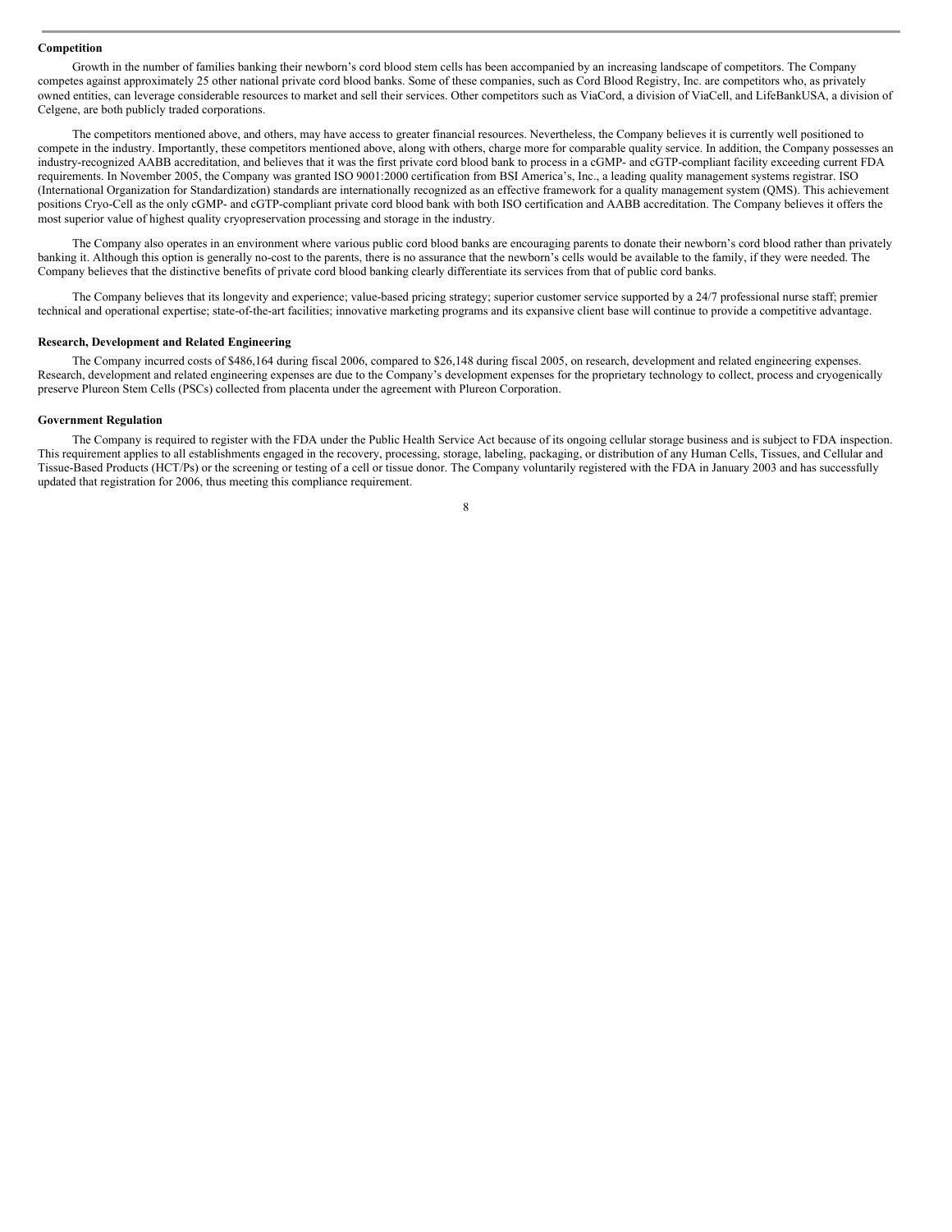**Competition**

Growth in the number of families banking their newborn's cord blood stem cells has been accompanied by an increasing landscape of competitors. The Company competes against approximately 25 other national private cord blood banks. Some of these companies, such as Cord Blood Registry, Inc. are competitors who, as privately owned entities, can leverage considerable resources to market and sell their services. Other competitors such as ViaCord, a division of ViaCell, and LifeBankUSA, a division of Celgene, are both publicly traded corporations.

The competitors mentioned above, and others, may have access to greater financial resources. Nevertheless, the Company believes it is currently well positioned to compete in the industry. Importantly, these competitors mentioned above, along with others, charge more for comparable quality service. In addition, the Company possesses an industry-recognized AABB accreditation, and believes that it was the first private cord blood bank to process in a cGMP- and cGTP-compliant facility exceeding current FDA requirements. In November 2005, the Company was granted ISO 9001:2000 certification from BSI America's, Inc., a leading quality management systems registrar. ISO (International Organization for Standardization) standards are internationally recognized as an effective framework for a quality management system (QMS). This achievement positions Cryo-Cell as the only cGMP- and cGTP-compliant private cord blood bank with both ISO certification and AABB accreditation. The Company believes it offers the most superior value of highest quality cryopreservation processing and storage in the industry.

The Company also operates in an environment where various public cord blood banks are encouraging parents to donate their newborn's cord blood rather than privately banking it. Although this option is generally no-cost to the parents, there is no assurance that the newborn's cells would be available to the family, if they were needed. The Company believes that the distinctive benefits of private cord blood banking clearly differentiate its services from that of public cord banks.

The Company believes that its longevity and experience; value-based pricing strategy; superior customer service supported by a 24/7 professional nurse staff; premier technical and operational expertise; state-of-the-art facilities; innovative marketing programs and its expansive client base will continue to provide a competitive advantage.

**Research, Development and Related Engineering**

The Company incurred costs of $486,164 during fiscal 2006, compared to $26,148 during fiscal 2005, on research, development and related engineering expenses. Research, development and related engineering expenses are due to the Company's development expenses for the proprietary technology to collect, process and cryogenically preserve Plureon Stem Cells (PSCs) collected from placenta under the agreement with Plureon Corporation.

**Government Regulation**

The Company is required to register with the FDA under the Public Health Service Act because of its ongoing cellular storage business and is subject to FDA inspection. This requirement applies to all establishments engaged in the recovery, processing, storage, labeling, packaging, or distribution of any Human Cells, Tissues, and Cellular and Tissue-Based Products (HCT/Ps) or the screening or testing of a cell or tissue donor. The Company voluntarily registered with the FDA in January 2003 and has successfully updated that registration for 2006, thus meeting this compliance requirement.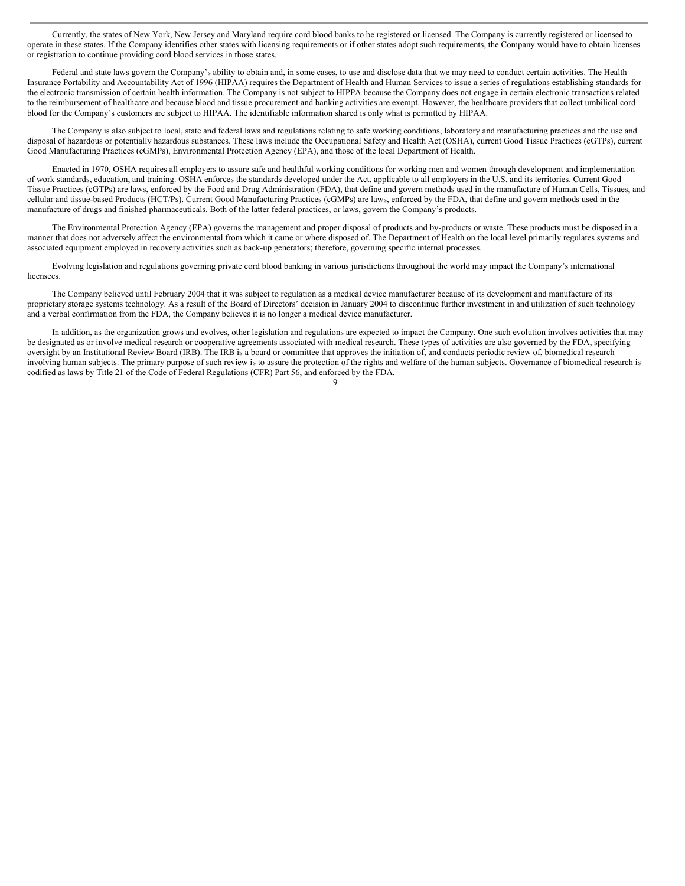Currently, the states of New York, New Jersey and Maryland require cord blood banks to be registered or licensed. The Company is currently registered or licensed to operate in these states. If the Company identifies other states with licensing requirements or if other states adopt such requirements, the Company would have to obtain licenses or registration to continue providing cord blood services in those states.

Federal and state laws govern the Company's ability to obtain and, in some cases, to use and disclose data that we may need to conduct certain activities. The Health Insurance Portability and Accountability Act of 1996 (HIPAA) requires the Department of Health and Human Services to issue a series of regulations establishing standards for the electronic transmission of certain health information. The Company is not subject to HIPPA because the Company does not engage in certain electronic transactions related to the reimbursement of healthcare and because blood and tissue procurement and banking activities are exempt. However, the healthcare providers that collect umbilical cord blood for the Company's customers are subject to HIPAA. The identifiable information shared is only what is permitted by HIPAA.

The Company is also subject to local, state and federal laws and regulations relating to safe working conditions, laboratory and manufacturing practices and the use and disposal of hazardous or potentially hazardous substances. These laws include the Occupational Safety and Health Act (OSHA), current Good Tissue Practices (cGTPs), current Good Manufacturing Practices (cGMPs), Environmental Protection Agency (EPA), and those of the local Department of Health.

Enacted in 1970, OSHA requires all employers to assure safe and healthful working conditions for working men and women through development and implementation of work standards, education, and training. OSHA enforces the standards developed under the Act, applicable to all employers in the U.S. and its territories. Current Good Tissue Practices (cGTPs) are laws, enforced by the Food and Drug Administration (FDA), that define and govern methods used in the manufacture of Human Cells, Tissues, and cellular and tissue-based Products (HCT/Ps). Current Good Manufacturing Practices (cGMPs) are laws, enforced by the FDA, that define and govern methods used in the manufacture of drugs and finished pharmaceuticals. Both of the latter federal practices, or laws, govern the Company's products.

The Environmental Protection Agency (EPA) governs the management and proper disposal of products and by-products or waste. These products must be disposed in a manner that does not adversely affect the environmental from which it came or where disposed of. The Department of Health on the local level primarily regulates systems and associated equipment employed in recovery activities such as back-up generators; therefore, governing specific internal processes.

Evolving legislation and regulations governing private cord blood banking in various jurisdictions throughout the world may impact the Company's international licensees.

The Company believed until February 2004 that it was subject to regulation as a medical device manufacturer because of its development and manufacture of its proprietary storage systems technology. As a result of the Board of Directors' decision in January 2004 to discontinue further investment in and utilization of such technology and a verbal confirmation from the FDA, the Company believes it is no longer a medical device manufacturer.

In addition, as the organization grows and evolves, other legislation and regulations are expected to impact the Company. One such evolution involves activities that may be designated as or involve medical research or cooperative agreements associated with medical research. These types of activities are also governed by the FDA, specifying oversight by an Institutional Review Board (IRB). The IRB is a board or committee that approves the initiation of, and conducts periodic review of, biomedical research involving human subjects. The primary purpose of such review is to assure the protection of the rights and welfare of the human subjects. Governance of biomedical research is codified as laws by Title 21 of the Code of Federal Regulations (CFR) Part 56, and enforced by the FDA.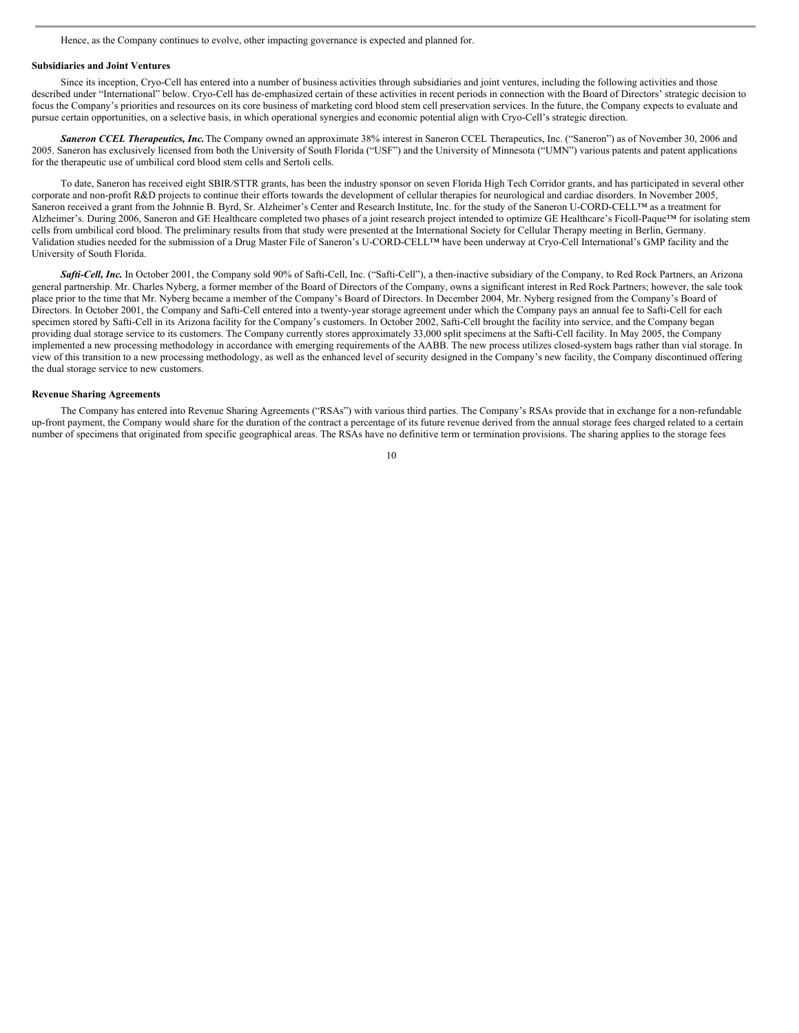Hence, as the Company continues to evolve, other impacting governance is expected and planned for.

**Subsidiaries and Joint Ventures**

Since its inception, Cryo-Cell has entered into a number of business activities through subsidiaries and joint ventures, including the following activities and those described under "International" below. Cryo-Cell has de-emphasized certain of these activities in recent periods in connection with the Board of Directors' strategic decision to focus the Company's priorities and resources on its core business of marketing cord blood stem cell preservation services. In the future, the Company expects to evaluate and pursue certain opportunities, on a selective basis, in which operational synergies and economic potential align with Cryo-Cell's strategic direction.

***Saneron CCEL Therapeutics, Inc.*** The Company owned an approximate 38% interest in Saneron CCEL Therapeutics, Inc. ("Saneron") as of November 30, 2006 and 2005. Saneron has exclusively licensed from both the University of South Florida ("USF") and the University of Minnesota ("UMN") various patents and patent applications for the therapeutic use of umbilical cord blood stem cells and Sertoli cells.

To date, Saneron has received eight SBIR/STTR grants, has been the industry sponsor on seven Florida High Tech Corridor grants, and has participated in several other corporate and non-profit R&D projects to continue their efforts towards the development of cellular therapies for neurological and cardiac disorders. In November 2005, Saneron received a grant from the Johnnie B. Byrd, Sr. Alzheimer's Center and Research Institute, Inc. for the study of the Saneron U-CORD-CELL™ as a treatment for Alzheimer's. During 2006, Saneron and GE Healthcare completed two phases of a joint research project intended to optimize GE Healthcare's Ficoll-Paque™ for isolating stem cells from umbilical cord blood. The preliminary results from that study were presented at the International Society for Cellular Therapy meeting in Berlin, Germany. Validation studies needed for the submission of a Drug Master File of Saneron's U-CORD-CELL™ have been underway at Cryo-Cell International's GMP facility and the University of South Florida.

***Safti-Cell, Inc.*** In October 2001, the Company sold 90% of Safti-Cell, Inc. ("Safti-Cell"), a then-inactive subsidiary of the Company, to Red Rock Partners, an Arizona general partnership. Mr. Charles Nyberg, a former member of the Board of Directors of the Company, owns a significant interest in Red Rock Partners; however, the sale took place prior to the time that Mr. Nyberg became a member of the Company's Board of Directors. In December 2004, Mr. Nyberg resigned from the Company's Board of Directors. In October 2001, the Company and Safti-Cell entered into a twenty-year storage agreement under which the Company pays an annual fee to Safti-Cell for each specimen stored by Safti-Cell in its Arizona facility for the Company's customers. In October 2002, Safti-Cell brought the facility into service, and the Company began providing dual storage service to its customers. The Company currently stores approximately 33,000 split specimens at the Safti-Cell facility. In May 2005, the Company implemented a new processing methodology in accordance with emerging requirements of the AABB. The new process utilizes closed-system bags rather than vial storage. In view of this transition to a new processing methodology, as well as the enhanced level of security designed in the Company's new facility, the Company discontinued offering the dual storage service to new customers.

**Revenue Sharing Agreements**

The Company has entered into Revenue Sharing Agreements ("RSAs") with various third parties. The Company's RSAs provide that in exchange for a non-refundable up-front payment, the Company would share for the duration of the contract a percentage of its future revenue derived from the annual storage fees charged related to a certain number of specimens that originated from specific geographical areas. The RSAs have no definitive term or termination provisions. The sharing applies to the storage fees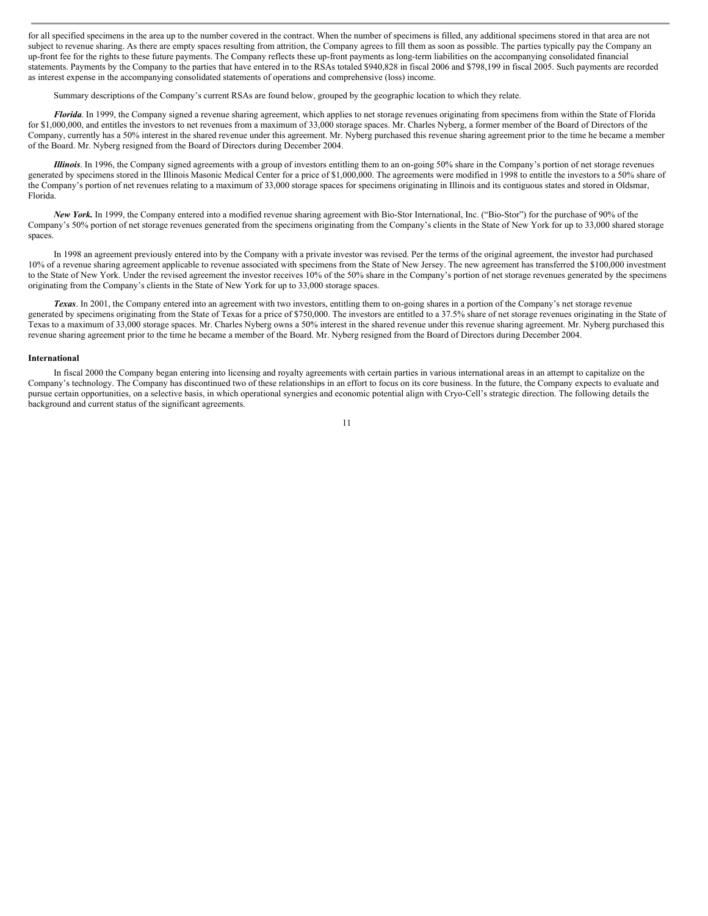for all specified specimens in the area up to the number covered in the contract. When the number of specimens is filled, any additional specimens stored in that area are not subject to revenue sharing. As there are empty spaces resulting from attrition, the Company agrees to fill them as soon as possible. The parties typically pay the Company an up-front fee for the rights to these future payments. The Company reflects these up-front payments as long-term liabilities on the accompanying consolidated financial statements. Payments by the Company to the parties that have entered in to the RSAs totaled $940,828 in fiscal 2006 and $798,199 in fiscal 2005. Such payments are recorded as interest expense in the accompanying consolidated statements of operations and comprehensive (loss) income.

Summary descriptions of the Company's current RSAs are found below, grouped by the geographic location to which they relate.

***Florida***. In 1999, the Company signed a revenue sharing agreement, which applies to net storage revenues originating from specimens from within the State of Florida for $1,000,000, and entitles the investors to net revenues from a maximum of 33,000 storage spaces. Mr. Charles Nyberg, a former member of the Board of Directors of the Company, currently has a 50% interest in the shared revenue under this agreement. Mr. Nyberg purchased this revenue sharing agreement prior to the time he became a member of the Board. Mr. Nyberg resigned from the Board of Directors during December 2004.

***Illinois***. In 1996, the Company signed agreements with a group of investors entitling them to an on-going 50% share in the Company's portion of net storage revenues generated by specimens stored in the Illinois Masonic Medical Center for a price of $1,000,000. The agreements were modified in 1998 to entitle the investors to a 50% share of the Company's portion of net revenues relating to a maximum of 33,000 storage spaces for specimens originating in Illinois and its contiguous states and stored in Oldsmar, Florida.

***New York.*** In 1999, the Company entered into a modified revenue sharing agreement with Bio-Stor International, Inc. ("Bio-Stor") for the purchase of 90% of the Company's 50% portion of net storage revenues generated from the specimens originating from the Company's clients in the State of New York for up to 33,000 shared storage spaces.

In 1998 an agreement previously entered into by the Company with a private investor was revised. Per the terms of the original agreement, the investor had purchased 10% of a revenue sharing agreement applicable to revenue associated with specimens from the State of New Jersey. The new agreement has transferred the $100,000 investment to the State of New York. Under the revised agreement the investor receives 10% of the 50% share in the Company's portion of net storage revenues generated by the specimens originating from the Company's clients in the State of New York for up to 33,000 storage spaces.

***Texas***. In 2001, the Company entered into an agreement with two investors, entitling them to on-going shares in a portion of the Company's net storage revenue generated by specimens originating from the State of Texas for a price of $750,000. The investors are entitled to a 37.5% share of net storage revenues originating in the State of Texas to a maximum of 33,000 storage spaces. Mr. Charles Nyberg owns a 50% interest in the shared revenue under this revenue sharing agreement. Mr. Nyberg purchased this revenue sharing agreement prior to the time he became a member of the Board. Mr. Nyberg resigned from the Board of Directors during December 2004.

**International**

In fiscal 2000 the Company began entering into licensing and royalty agreements with certain parties in various international areas in an attempt to capitalize on the Company's technology. The Company has discontinued two of these relationships in an effort to focus on its core business. In the future, the Company expects to evaluate and pursue certain opportunities, on a selective basis, in which operational synergies and economic potential align with Cryo-Cell's strategic direction. The following details the background and current status of the significant agreements.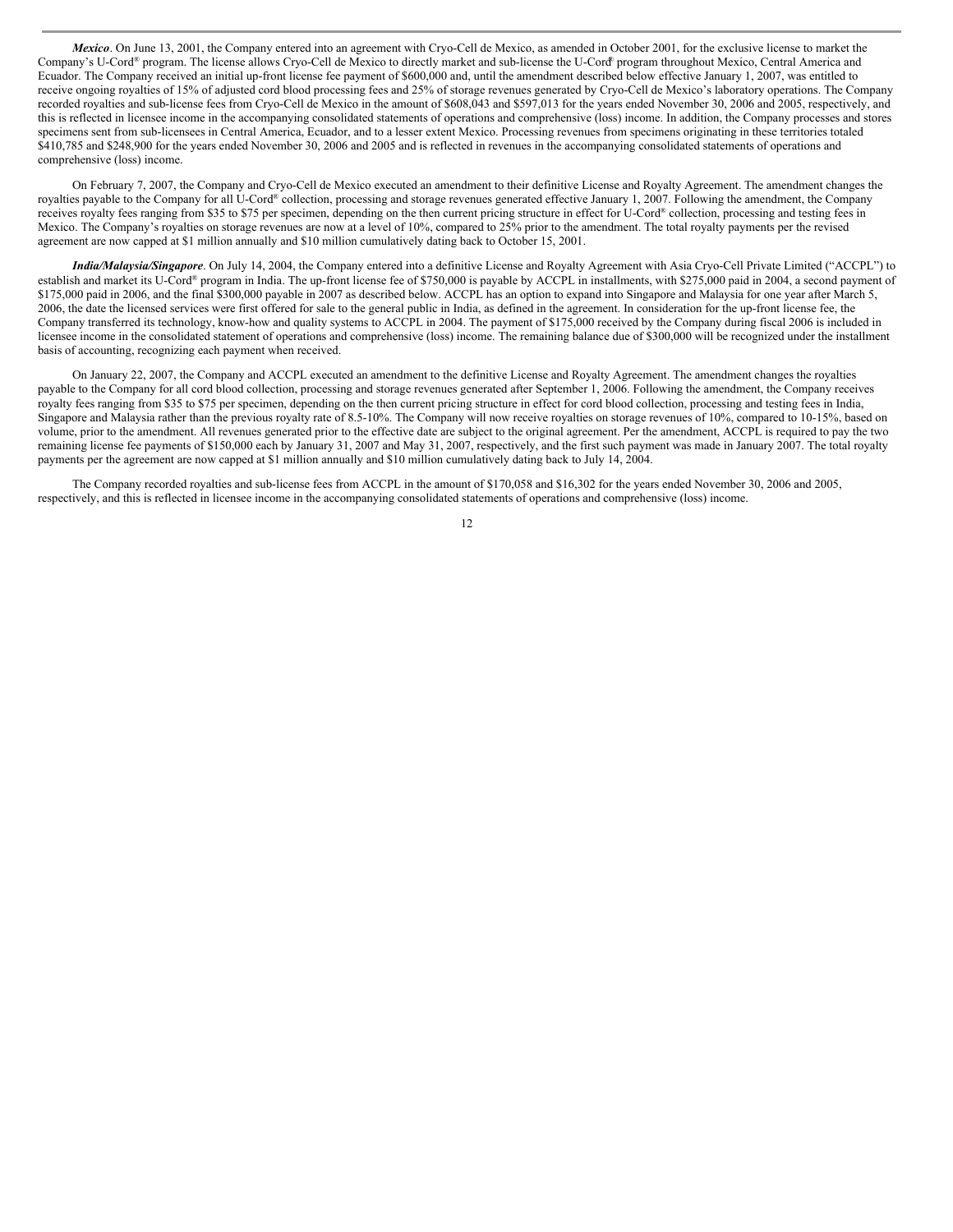***Mexico***. On June 13, 2001, the Company entered into an agreement with Cryo-Cell de Mexico, as amended in October 2001, for the exclusive license to market the Company's U-Cord® program. The license allows Cryo-Cell de Mexico to directly market and sub-license the U-Cord® program throughout Mexico, Central America and Ecuador. The Company received an initial up-front license fee payment of $600,000 and, until the amendment described below effective January 1, 2007, was entitled to receive ongoing royalties of 15% of adjusted cord blood processing fees and 25% of storage revenues generated by Cryo-Cell de Mexico's laboratory operations. The Company recorded royalties and sub-license fees from Cryo-Cell de Mexico in the amount of $608,043 and $597,013 for the years ended November 30, 2006 and 2005, respectively, and this is reflected in licensee income in the accompanying consolidated statements of operations and comprehensive (loss) income. In addition, the Company processes and stores specimens sent from sub-licensees in Central America, Ecuador, and to a lesser extent Mexico. Processing revenues from specimens originating in these territories totaled $410,785 and $248,900 for the years ended November 30, 2006 and 2005 and is reflected in revenues in the accompanying consolidated statements of operations and comprehensive (loss) income.

On February 7, 2007, the Company and Cryo-Cell de Mexico executed an amendment to their definitive License and Royalty Agreement. The amendment changes the royalties payable to the Company for all U-Cord® collection, processing and storage revenues generated effective January 1, 2007. Following the amendment, the Company receives royalty fees ranging from $35 to $75 per specimen, depending on the then current pricing structure in effect for U-Cord® collection, processing and testing fees in Mexico. The Company's royalties on storage revenues are now at a level of 10%, compared to 25% prior to the amendment. The total royalty payments per the revised agreement are now capped at $1 million annually and $10 million cumulatively dating back to October 15, 2001.

***India/Malaysia/Singapore***. On July 14, 2004, the Company entered into a definitive License and Royalty Agreement with Asia Cryo-Cell Private Limited ("ACCPL") to establish and market its U-Cord® program in India. The up-front license fee of $750,000 is payable by ACCPL in installments, with $275,000 paid in 2004, a second payment of $175,000 paid in 2006, and the final $300,000 payable in 2007 as described below. ACCPL has an option to expand into Singapore and Malaysia for one year after March 5, 2006, the date the licensed services were first offered for sale to the general public in India, as defined in the agreement. In consideration for the up-front license fee, the Company transferred its technology, know-how and quality systems to ACCPL in 2004. The payment of $175,000 received by the Company during fiscal 2006 is included in licensee income in the consolidated statement of operations and comprehensive (loss) income. The remaining balance due of $300,000 will be recognized under the installment basis of accounting, recognizing each payment when received.

On January 22, 2007, the Company and ACCPL executed an amendment to the definitive License and Royalty Agreement. The amendment changes the royalties payable to the Company for all cord blood collection, processing and storage revenues generated after September 1, 2006. Following the amendment, the Company receives royalty fees ranging from $35 to $75 per specimen, depending on the then current pricing structure in effect for cord blood collection, processing and testing fees in India, Singapore and Malaysia rather than the previous royalty rate of 8.5-10%. The Company will now receive royalties on storage revenues of 10%, compared to 10-15%, based on volume, prior to the amendment. All revenues generated prior to the effective date are subject to the original agreement. Per the amendment, ACCPL is required to pay the two remaining license fee payments of $150,000 each by January 31, 2007 and May 31, 2007, respectively, and the first such payment was made in January 2007. The total royalty payments per the agreement are now capped at $1 million annually and $10 million cumulatively dating back to July 14, 2004.

The Company recorded royalties and sub-license fees from ACCPL in the amount of $170,058 and $16,302 for the years ended November 30, 2006 and 2005, respectively, and this is reflected in licensee income in the accompanying consolidated statements of operations and comprehensive (loss) income.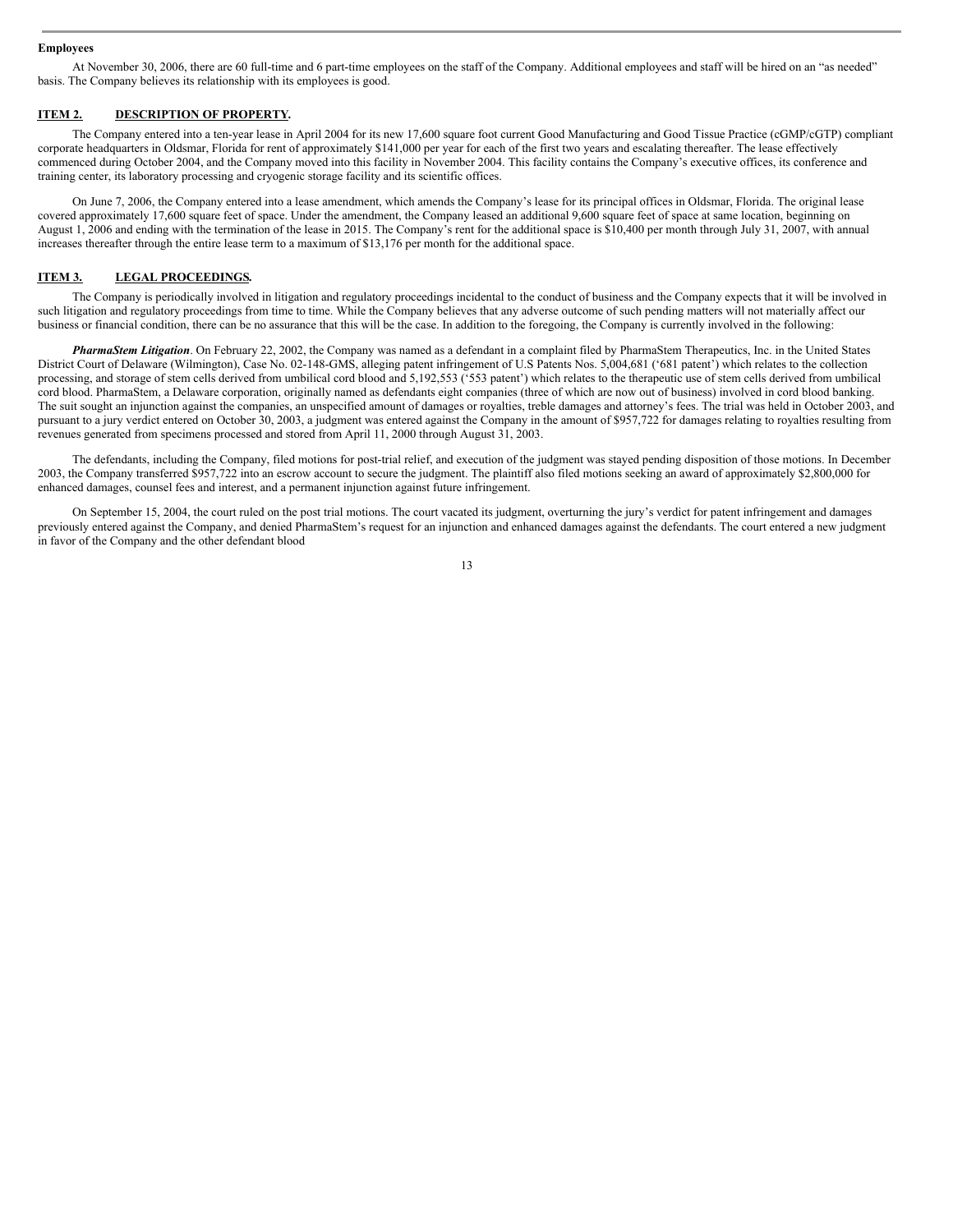**Employees**

At November 30, 2006, there are 60 full-time and 6 part-time employees on the staff of the Company. Additional employees and staff will be hired on an "as needed" basis. The Company believes its relationship with its employees is good.

## ITEM 2. DESCRIPTION OF PROPERTY.

The Company entered into a ten-year lease in April 2004 for its new 17,600 square foot current Good Manufacturing and Good Tissue Practice (cGMP/cGTP) compliant corporate headquarters in Oldsmar, Florida for rent of approximately $141,000 per year for each of the first two years and escalating thereafter. The lease effectively commenced during October 2004, and the Company moved into this facility in November 2004. This facility contains the Company's executive offices, its conference and training center, its laboratory processing and cryogenic storage facility and its scientific offices.

On June 7, 2006, the Company entered into a lease amendment, which amends the Company's lease for its principal offices in Oldsmar, Florida. The original lease covered approximately 17,600 square feet of space. Under the amendment, the Company leased an additional 9,600 square feet of space at same location, beginning on August 1, 2006 and ending with the termination of the lease in 2015. The Company's rent for the additional space is $10,400 per month through July 31, 2007, with annual increases thereafter through the entire lease term to a maximum of $13,176 per month for the additional space.

## ITEM 3. LEGAL PROCEEDINGS.

The Company is periodically involved in litigation and regulatory proceedings incidental to the conduct of business and the Company expects that it will be involved in such litigation and regulatory proceedings from time to time. While the Company believes that any adverse outcome of such pending matters will not materially affect our business or financial condition, there can be no assurance that this will be the case. In addition to the foregoing, the Company is currently involved in the following:

***PharmaStem Litigation***. On February 22, 2002, the Company was named as a defendant in a complaint filed by PharmaStem Therapeutics, Inc. in the United States District Court of Delaware (Wilmington), Case No. 02-148-GMS, alleging patent infringement of U.S Patents Nos. 5,004,681 ('681 patent') which relates to the collection processing, and storage of stem cells derived from umbilical cord blood and 5,192,553 ('553 patent') which relates to the therapeutic use of stem cells derived from umbilical cord blood. PharmaStem, a Delaware corporation, originally named as defendants eight companies (three of which are now out of business) involved in cord blood banking. The suit sought an injunction against the companies, an unspecified amount of damages or royalties, treble damages and attorney's fees. The trial was held in October 2003, and pursuant to a jury verdict entered on October 30, 2003, a judgment was entered against the Company in the amount of $957,722 for damages relating to royalties resulting from revenues generated from specimens processed and stored from April 11, 2000 through August 31, 2003.

The defendants, including the Company, filed motions for post-trial relief, and execution of the judgment was stayed pending disposition of those motions. In December 2003, the Company transferred $957,722 into an escrow account to secure the judgment. The plaintiff also filed motions seeking an award of approximately $2,800,000 for enhanced damages, counsel fees and interest, and a permanent injunction against future infringement.

On September 15, 2004, the court ruled on the post trial motions. The court vacated its judgment, overturning the jury's verdict for patent infringement and damages previously entered against the Company, and denied PharmaStem's request for an injunction and enhanced damages against the defendants. The court entered a new judgment in favor of the Company and the other defendant blood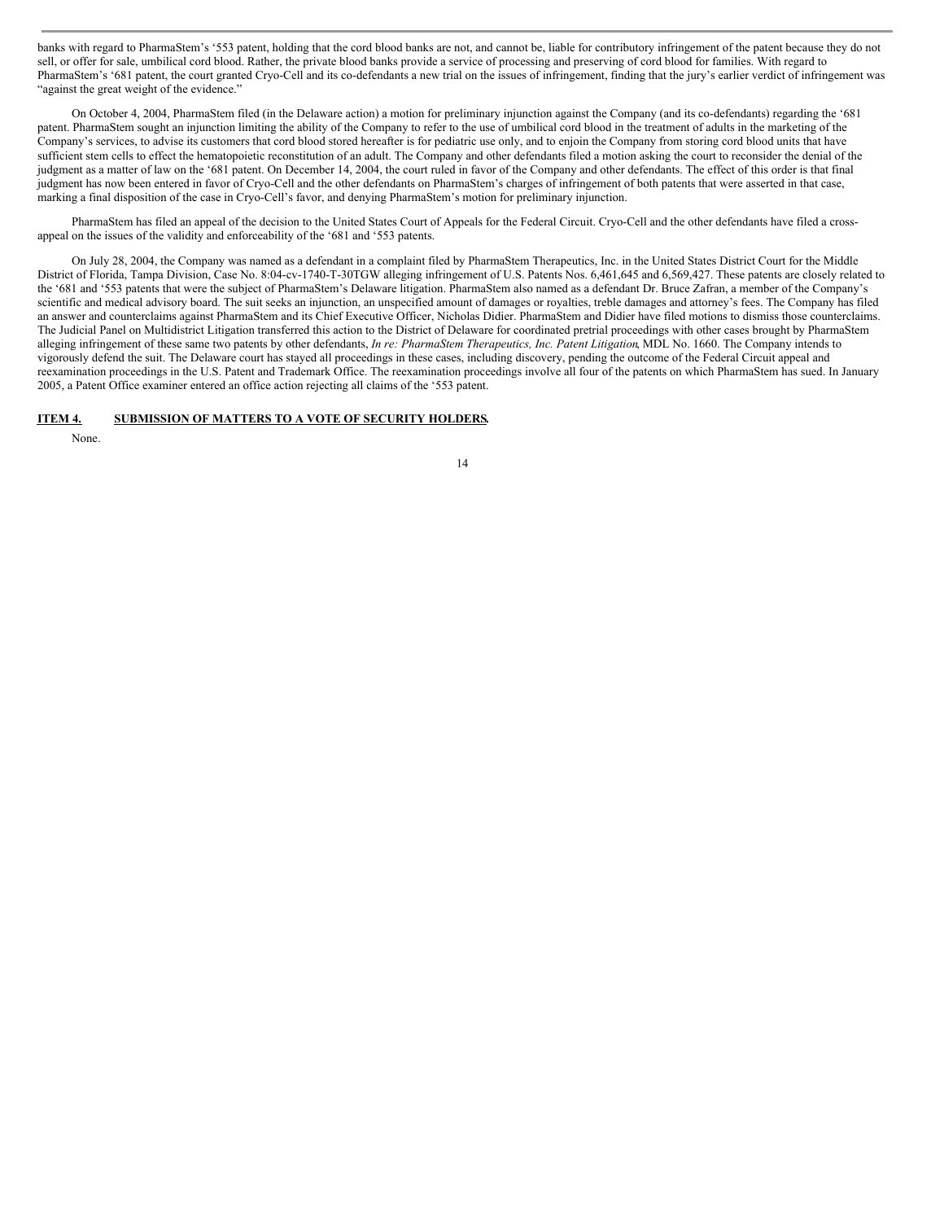banks with regard to PharmaStem's '553 patent, holding that the cord blood banks are not, and cannot be, liable for contributory infringement of the patent because they do not sell, or offer for sale, umbilical cord blood. Rather, the private blood banks provide a service of processing and preserving of cord blood for families. With regard to PharmaStem's '681 patent, the court granted Cryo-Cell and its co-defendants a new trial on the issues of infringement, finding that the jury's earlier verdict of infringement was "against the great weight of the evidence."

On October 4, 2004, PharmaStem filed (in the Delaware action) a motion for preliminary injunction against the Company (and its co-defendants) regarding the '681 patent. PharmaStem sought an injunction limiting the ability of the Company to refer to the use of umbilical cord blood in the treatment of adults in the marketing of the Company's services, to advise its customers that cord blood stored hereafter is for pediatric use only, and to enjoin the Company from storing cord blood units that have sufficient stem cells to effect the hematopoietic reconstitution of an adult. The Company and other defendants filed a motion asking the court to reconsider the denial of the judgment as a matter of law on the '681 patent. On December 14, 2004, the court ruled in favor of the Company and other defendants. The effect of this order is that final judgment has now been entered in favor of Cryo-Cell and the other defendants on PharmaStem's charges of infringement of both patents that were asserted in that case, marking a final disposition of the case in Cryo-Cell's favor, and denying PharmaStem's motion for preliminary injunction.

PharmaStem has filed an appeal of the decision to the United States Court of Appeals for the Federal Circuit. Cryo-Cell and the other defendants have filed a cross-appeal on the issues of the validity and enforceability of the '681 and '553 patents.

On July 28, 2004, the Company was named as a defendant in a complaint filed by PharmaStem Therapeutics, Inc. in the United States District Court for the Middle District of Florida, Tampa Division, Case No. 8:04-cv-1740-T-30TGW alleging infringement of U.S. Patents Nos. 6,461,645 and 6,569,427. These patents are closely related to the '681 and '553 patents that were the subject of PharmaStem's Delaware litigation. PharmaStem also named as a defendant Dr. Bruce Zafran, a member of the Company's scientific and medical advisory board. The suit seeks an injunction, an unspecified amount of damages or royalties, treble damages and attorney's fees. The Company has filed an answer and counterclaims against PharmaStem and its Chief Executive Officer, Nicholas Didier. PharmaStem and Didier have filed motions to dismiss those counterclaims. The Judicial Panel on Multidistrict Litigation transferred this action to the District of Delaware for coordinated pretrial proceedings with other cases brought by PharmaStem alleging infringement of these same two patents by other defendants, *In re: PharmaStem Therapeutics, Inc. Patent Litigation*, MDL No. 1660. The Company intends to vigorously defend the suit. The Delaware court has stayed all proceedings in these cases, including discovery, pending the outcome of the Federal Circuit appeal and reexamination proceedings in the U.S. Patent and Trademark Office. The reexamination proceedings involve all four of the patents on which PharmaStem has sued. In January 2005, a Patent Office examiner entered an office action rejecting all claims of the '553 patent.

## ITEM 4. SUBMISSION OF MATTERS TO A VOTE OF SECURITY HOLDERS.

None.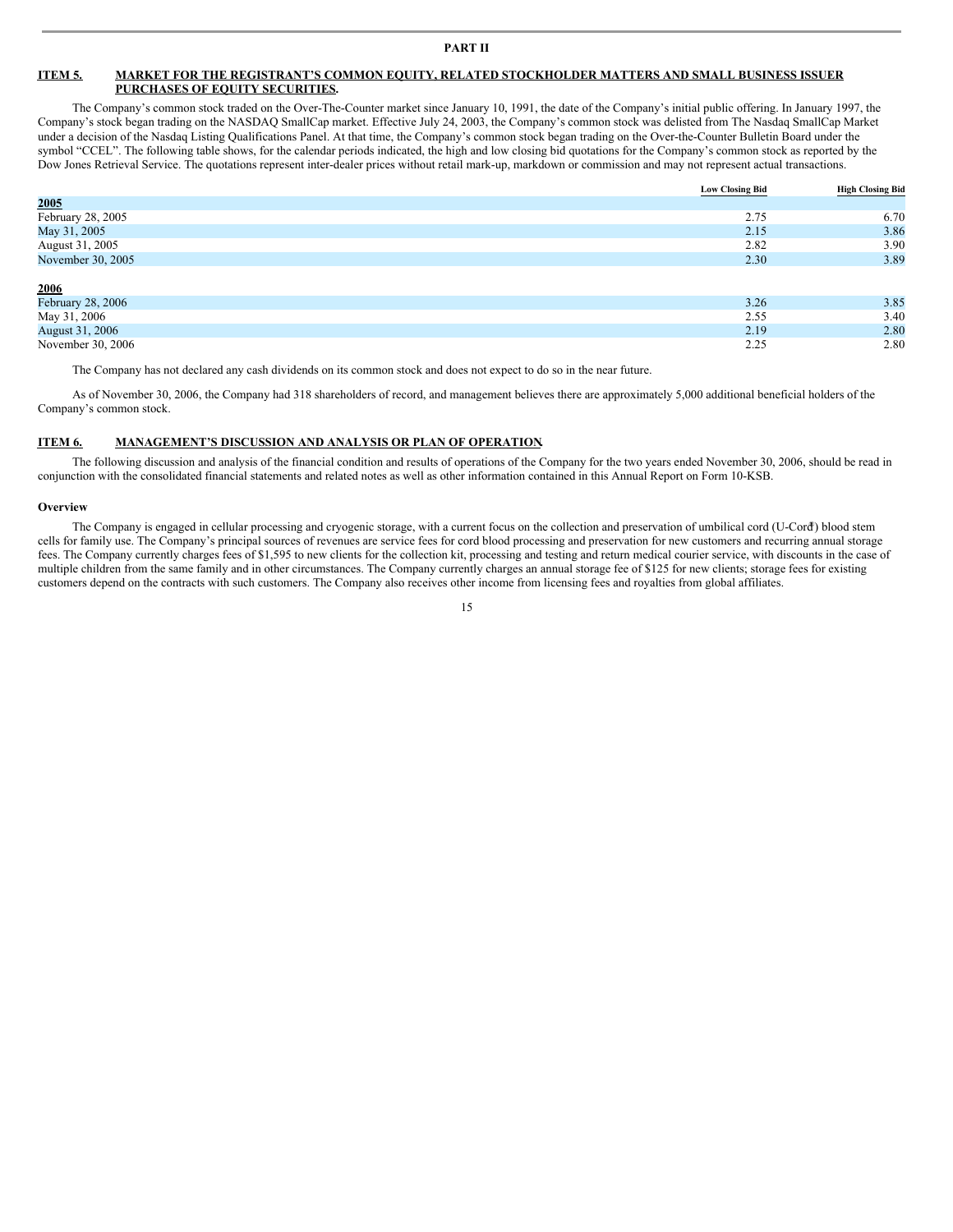**PART II**

## ITEM 5. MARKET FOR THE REGISTRANT'S COMMON EQUITY, RELATED STOCKHOLDER MATTERS AND SMALL BUSINESS ISSUER PURCHASES OF EQUITY SECURITIES.

The Company's common stock traded on the Over-The-Counter market since January 10, 1991, the date of the Company's initial public offering. In January 1997, the Company's stock began trading on the NASDAQ SmallCap market. Effective July 24, 2003, the Company's common stock was delisted from The Nasdaq SmallCap Market under a decision of the Nasdaq Listing Qualifications Panel. At that time, the Company's common stock began trading on the Over-the-Counter Bulletin Board under the symbol "CCEL". The following table shows, for the calendar periods indicated, the high and low closing bid quotations for the Company's common stock as reported by the Dow Jones Retrieval Service. The quotations represent inter-dealer prices without retail mark-up, markdown or commission and may not represent actual transactions.

| | Low Closing Bid | High Closing Bid |
|---|---|---|
| **2005** | | |
| February 28, 2005 | 2.75 | 6.70 |
| May 31, 2005 | 2.15 | 3.86 |
| August 31, 2005 | 2.82 | 3.90 |
| November 30, 2005 | 2.30 | 3.89 |
| **2006** | | |
| February 28, 2006 | 3.26 | 3.85 |
| May 31, 2006 | 2.55 | 3.40 |
| August 31, 2006 | 2.19 | 2.80 |
| November 30, 2006 | 2.25 | 2.80 |

The Company has not declared any cash dividends on its common stock and does not expect to do so in the near future.

As of November 30, 2006, the Company had 318 shareholders of record, and management believes there are approximately 5,000 additional beneficial holders of the Company's common stock.

## ITEM 6. MANAGEMENT'S DISCUSSION AND ANALYSIS OR PLAN OF OPERATION.

The following discussion and analysis of the financial condition and results of operations of the Company for the two years ended November 30, 2006, should be read in conjunction with the consolidated financial statements and related notes as well as other information contained in this Annual Report on Form 10-KSB.

### Overview

The Company is engaged in cellular processing and cryogenic storage, with a current focus on the collection and preservation of umbilical cord (U-Cord®) blood stem cells for family use. The Company's principal sources of revenues are service fees for cord blood processing and preservation for new customers and recurring annual storage fees. The Company currently charges fees of $1,595 to new clients for the collection kit, processing and testing and return medical courier service, with discounts in the case of multiple children from the same family and in other circumstances. The Company currently charges an annual storage fee of $125 for new clients; storage fees for existing customers depend on the contracts with such customers. The Company also receives other income from licensing fees and royalties from global affiliates.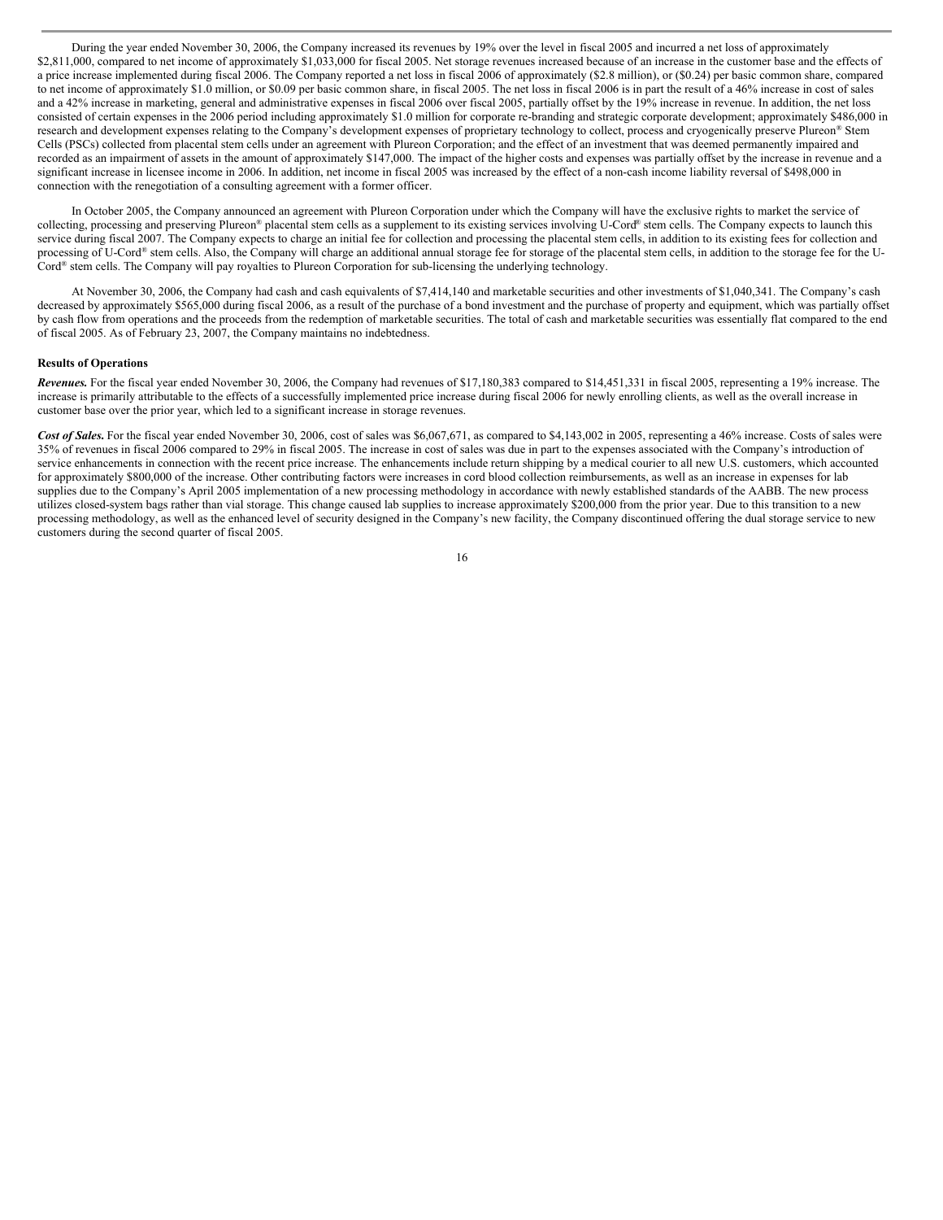During the year ended November 30, 2006, the Company increased its revenues by 19% over the level in fiscal 2005 and incurred a net loss of approximately $2,811,000, compared to net income of approximately $1,033,000 for fiscal 2005. Net storage revenues increased because of an increase in the customer base and the effects of a price increase implemented during fiscal 2006. The Company reported a net loss in fiscal 2006 of approximately ($2.8 million), or ($0.24) per basic common share, compared to net income of approximately $1.0 million, or $0.09 per basic common share, in fiscal 2005. The net loss in fiscal 2006 is in part the result of a 46% increase in cost of sales and a 42% increase in marketing, general and administrative expenses in fiscal 2006 over fiscal 2005, partially offset by the 19% increase in revenue. In addition, the net loss consisted of certain expenses in the 2006 period including approximately $1.0 million for corporate re-branding and strategic corporate development; approximately $486,000 in research and development expenses relating to the Company's development expenses of proprietary technology to collect, process and cryogenically preserve Plureon® Stem Cells (PSCs) collected from placental stem cells under an agreement with Plureon Corporation; and the effect of an investment that was deemed permanently impaired and recorded as an impairment of assets in the amount of approximately $147,000. The impact of the higher costs and expenses was partially offset by the increase in revenue and a significant increase in licensee income in 2006. In addition, net income in fiscal 2005 was increased by the effect of a non-cash income liability reversal of $498,000 in connection with the renegotiation of a consulting agreement with a former officer.

In October 2005, the Company announced an agreement with Plureon Corporation under which the Company will have the exclusive rights to market the service of collecting, processing and preserving Plureon® placental stem cells as a supplement to its existing services involving U-Cord® stem cells. The Company expects to launch this service during fiscal 2007. The Company expects to charge an initial fee for collection and processing the placental stem cells, in addition to its existing fees for collection and processing of U-Cord® stem cells. Also, the Company will charge an additional annual storage fee for storage of the placental stem cells, in addition to the storage fee for the U-Cord® stem cells. The Company will pay royalties to Plureon Corporation for sub-licensing the underlying technology.

At November 30, 2006, the Company had cash and cash equivalents of $7,414,140 and marketable securities and other investments of $1,040,341. The Company's cash decreased by approximately $565,000 during fiscal 2006, as a result of the purchase of a bond investment and the purchase of property and equipment, which was partially offset by cash flow from operations and the proceeds from the redemption of marketable securities. The total of cash and marketable securities was essentially flat compared to the end of fiscal 2005. As of February 23, 2007, the Company maintains no indebtedness.

**Results of Operations**

***Revenues.*** For the fiscal year ended November 30, 2006, the Company had revenues of $17,180,383 compared to $14,451,331 in fiscal 2005, representing a 19% increase. The increase is primarily attributable to the effects of a successfully implemented price increase during fiscal 2006 for newly enrolling clients, as well as the overall increase in customer base over the prior year, which led to a significant increase in storage revenues.

***Cost of Sales.*** For the fiscal year ended November 30, 2006, cost of sales was $6,067,671, as compared to $4,143,002 in 2005, representing a 46% increase. Costs of sales were 35% of revenues in fiscal 2006 compared to 29% in fiscal 2005. The increase in cost of sales was due in part to the expenses associated with the Company's introduction of service enhancements in connection with the recent price increase. The enhancements include return shipping by a medical courier to all new U.S. customers, which accounted for approximately $800,000 of the increase. Other contributing factors were increases in cord blood collection reimbursements, as well as an increase in expenses for lab supplies due to the Company's April 2005 implementation of a new processing methodology in accordance with newly established standards of the AABB. The new process utilizes closed-system bags rather than vial storage. This change caused lab supplies to increase approximately $200,000 from the prior year. Due to this transition to a new processing methodology, as well as the enhanced level of security designed in the Company's new facility, the Company discontinued offering the dual storage service to new customers during the second quarter of fiscal 2005.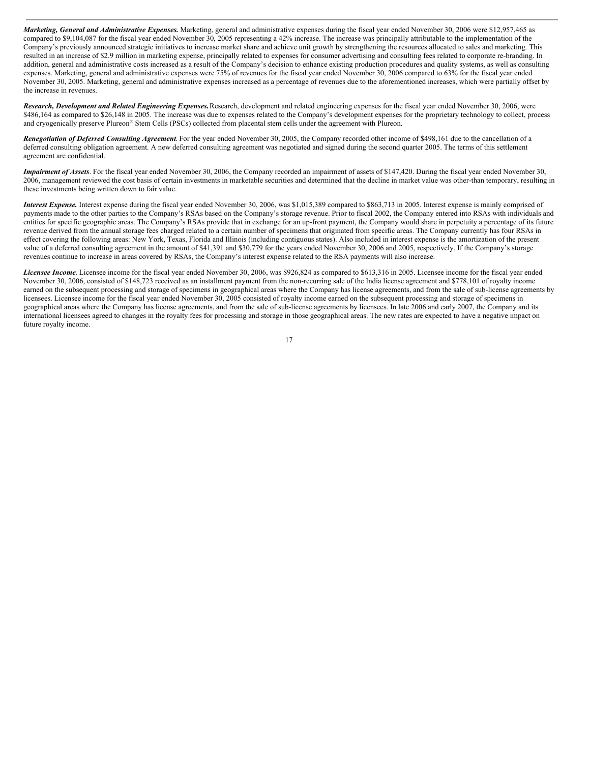***Marketing, General and Administrative Expenses.*** Marketing, general and administrative expenses during the fiscal year ended November 30, 2006 were $12,957,465 as compared to $9,104,087 for the fiscal year ended November 30, 2005 representing a 42% increase. The increase was principally attributable to the implementation of the Company's previously announced strategic initiatives to increase market share and achieve unit growth by strengthening the resources allocated to sales and marketing. This resulted in an increase of $2.9 million in marketing expense, principally related to expenses for consumer advertising and consulting fees related to corporate re-branding. In addition, general and administrative costs increased as a result of the Company's decision to enhance existing production procedures and quality systems, as well as consulting expenses. Marketing, general and administrative expenses were 75% of revenues for the fiscal year ended November 30, 2006 compared to 63% for the fiscal year ended November 30, 2005. Marketing, general and administrative expenses increased as a percentage of revenues due to the aforementioned increases, which were partially offset by the increase in revenues.

***Research, Development and Related Engineering Expenses.*** Research, development and related engineering expenses for the fiscal year ended November 30, 2006, were $486,164 as compared to $26,148 in 2005. The increase was due to expenses related to the Company's development expenses for the proprietary technology to collect, process and cryogenically preserve Plureon® Stem Cells (PSCs) collected from placental stem cells under the agreement with Plureon.

***Renegotiation of Deferred Consulting Agreement***. For the year ended November 30, 2005, the Company recorded other income of $498,161 due to the cancellation of a deferred consulting obligation agreement. A new deferred consulting agreement was negotiated and signed during the second quarter 2005. The terms of this settlement agreement are confidential.

***Impairment of Assets***. For the fiscal year ended November 30, 2006, the Company recorded an impairment of assets of $147,420. During the fiscal year ended November 30, 2006, management reviewed the cost basis of certain investments in marketable securities and determined that the decline in market value was other-than temporary, resulting in these investments being written down to fair value.

***Interest Expense.*** Interest expense during the fiscal year ended November 30, 2006, was $1,015,389 compared to $863,713 in 2005. Interest expense is mainly comprised of payments made to the other parties to the Company's RSAs based on the Company's storage revenue. Prior to fiscal 2002, the Company entered into RSAs with individuals and entities for specific geographic areas. The Company's RSAs provide that in exchange for an up-front payment, the Company would share in perpetuity a percentage of its future revenue derived from the annual storage fees charged related to a certain number of specimens that originated from specific areas. The Company currently has four RSAs in effect covering the following areas: New York, Texas, Florida and Illinois (including contiguous states). Also included in interest expense is the amortization of the present value of a deferred consulting agreement in the amount of $41,391 and $30,779 for the years ended November 30, 2006 and 2005, respectively. If the Company's storage revenues continue to increase in areas covered by RSAs, the Company's interest expense related to the RSA payments will also increase.

***Licensee Income***. Licensee income for the fiscal year ended November 30, 2006, was $926,824 as compared to $613,316 in 2005. Licensee income for the fiscal year ended November 30, 2006, consisted of $148,723 received as an installment payment from the non-recurring sale of the India license agreement and $778,101 of royalty income earned on the subsequent processing and storage of specimens in geographical areas where the Company has license agreements, and from the sale of sub-license agreements by licensees. Licensee income for the fiscal year ended November 30, 2005 consisted of royalty income earned on the subsequent processing and storage of specimens in geographical areas where the Company has license agreements, and from the sale of sub-license agreements by licensees. In late 2006 and early 2007, the Company and its international licensees agreed to changes in the royalty fees for processing and storage in those geographical areas. The new rates are expected to have a negative impact on future royalty income.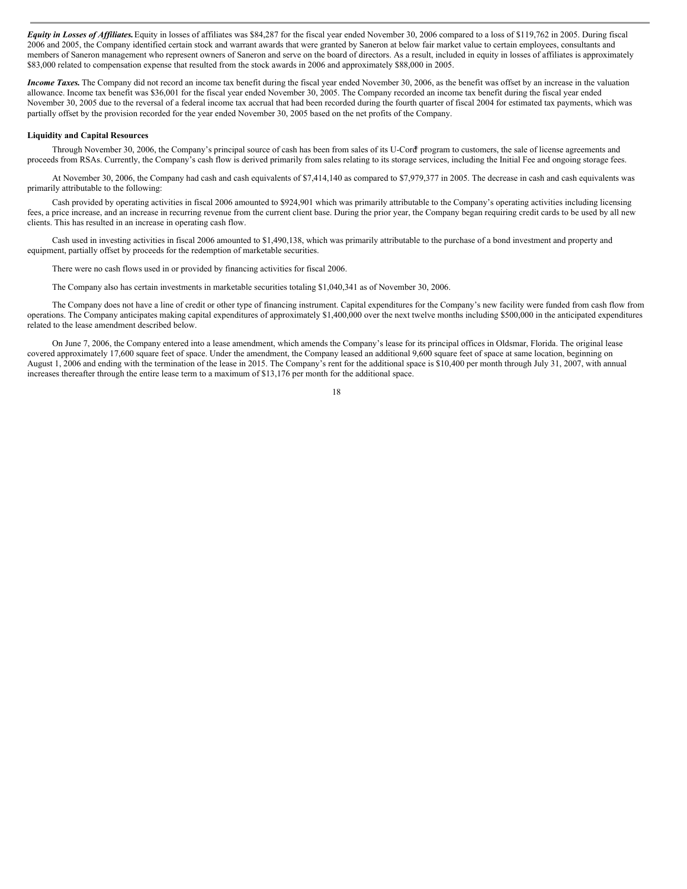***Equity in Losses of Affiliates.*** Equity in losses of affiliates was $84,287 for the fiscal year ended November 30, 2006 compared to a loss of $119,762 in 2005. During fiscal 2006 and 2005, the Company identified certain stock and warrant awards that were granted by Saneron at below fair market value to certain employees, consultants and members of Saneron management who represent owners of Saneron and serve on the board of directors. As a result, included in equity in losses of affiliates is approximately $83,000 related to compensation expense that resulted from the stock awards in 2006 and approximately $88,000 in 2005.

***Income Taxes.*** The Company did not record an income tax benefit during the fiscal year ended November 30, 2006, as the benefit was offset by an increase in the valuation allowance. Income tax benefit was $36,001 for the fiscal year ended November 30, 2005. The Company recorded an income tax benefit during the fiscal year ended November 30, 2005 due to the reversal of a federal income tax accrual that had been recorded during the fourth quarter of fiscal 2004 for estimated tax payments, which was partially offset by the provision recorded for the year ended November 30, 2005 based on the net profits of the Company.

**Liquidity and Capital Resources**

Through November 30, 2006, the Company's principal source of cash has been from sales of its U-Cord® program to customers, the sale of license agreements and proceeds from RSAs. Currently, the Company's cash flow is derived primarily from sales relating to its storage services, including the Initial Fee and ongoing storage fees.

At November 30, 2006, the Company had cash and cash equivalents of $7,414,140 as compared to $7,979,377 in 2005. The decrease in cash and cash equivalents was primarily attributable to the following:

Cash provided by operating activities in fiscal 2006 amounted to $924,901 which was primarily attributable to the Company's operating activities including licensing fees, a price increase, and an increase in recurring revenue from the current client base. During the prior year, the Company began requiring credit cards to be used by all new clients. This has resulted in an increase in operating cash flow.

Cash used in investing activities in fiscal 2006 amounted to $1,490,138, which was primarily attributable to the purchase of a bond investment and property and equipment, partially offset by proceeds for the redemption of marketable securities.

There were no cash flows used in or provided by financing activities for fiscal 2006.

The Company also has certain investments in marketable securities totaling $1,040,341 as of November 30, 2006.

The Company does not have a line of credit or other type of financing instrument. Capital expenditures for the Company's new facility were funded from cash flow from operations. The Company anticipates making capital expenditures of approximately $1,400,000 over the next twelve months including $500,000 in the anticipated expenditures related to the lease amendment described below.

On June 7, 2006, the Company entered into a lease amendment, which amends the Company's lease for its principal offices in Oldsmar, Florida. The original lease covered approximately 17,600 square feet of space. Under the amendment, the Company leased an additional 9,600 square feet of space at same location, beginning on August 1, 2006 and ending with the termination of the lease in 2015. The Company's rent for the additional space is $10,400 per month through July 31, 2007, with annual increases thereafter through the entire lease term to a maximum of $13,176 per month for the additional space.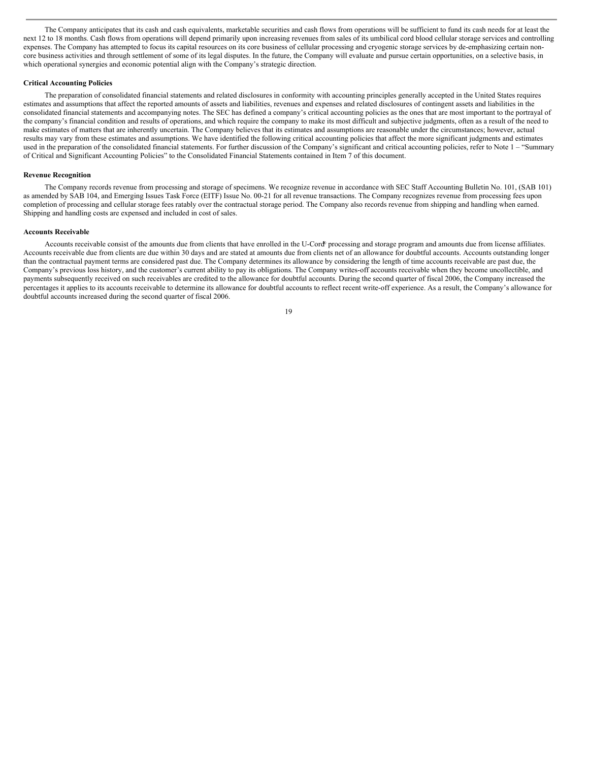The Company anticipates that its cash and cash equivalents, marketable securities and cash flows from operations will be sufficient to fund its cash needs for at least the next 12 to 18 months. Cash flows from operations will depend primarily upon increasing revenues from sales of its umbilical cord blood cellular storage services and controlling expenses. The Company has attempted to focus its capital resources on its core business of cellular processing and cryogenic storage services by de-emphasizing certain non-core business activities and through settlement of some of its legal disputes. In the future, the Company will evaluate and pursue certain opportunities, on a selective basis, in which operational synergies and economic potential align with the Company's strategic direction.

**Critical Accounting Policies**

The preparation of consolidated financial statements and related disclosures in conformity with accounting principles generally accepted in the United States requires estimates and assumptions that affect the reported amounts of assets and liabilities, revenues and expenses and related disclosures of contingent assets and liabilities in the consolidated financial statements and accompanying notes. The SEC has defined a company's critical accounting policies as the ones that are most important to the portrayal of the company's financial condition and results of operations, and which require the company to make its most difficult and subjective judgments, often as a result of the need to make estimates of matters that are inherently uncertain. The Company believes that its estimates and assumptions are reasonable under the circumstances; however, actual results may vary from these estimates and assumptions. We have identified the following critical accounting policies that affect the more significant judgments and estimates used in the preparation of the consolidated financial statements. For further discussion of the Company's significant and critical accounting policies, refer to Note 1 – "Summary of Critical and Significant Accounting Policies" to the Consolidated Financial Statements contained in Item 7 of this document.

**Revenue Recognition**

The Company records revenue from processing and storage of specimens. We recognize revenue in accordance with SEC Staff Accounting Bulletin No. 101, (SAB 101) as amended by SAB 104, and Emerging Issues Task Force (EITF) Issue No. 00-21 for all revenue transactions. The Company recognizes revenue from processing fees upon completion of processing and cellular storage fees ratably over the contractual storage period. The Company also records revenue from shipping and handling when earned. Shipping and handling costs are expensed and included in cost of sales.

**Accounts Receivable**

Accounts receivable consist of the amounts due from clients that have enrolled in the U-Cord® processing and storage program and amounts due from license affiliates. Accounts receivable due from clients are due within 30 days and are stated at amounts due from clients net of an allowance for doubtful accounts. Accounts outstanding longer than the contractual payment terms are considered past due. The Company determines its allowance by considering the length of time accounts receivable are past due, the Company's previous loss history, and the customer's current ability to pay its obligations. The Company writes-off accounts receivable when they become uncollectible, and payments subsequently received on such receivables are credited to the allowance for doubtful accounts. During the second quarter of fiscal 2006, the Company increased the percentages it applies to its accounts receivable to determine its allowance for doubtful accounts to reflect recent write-off experience. As a result, the Company's allowance for doubtful accounts increased during the second quarter of fiscal 2006.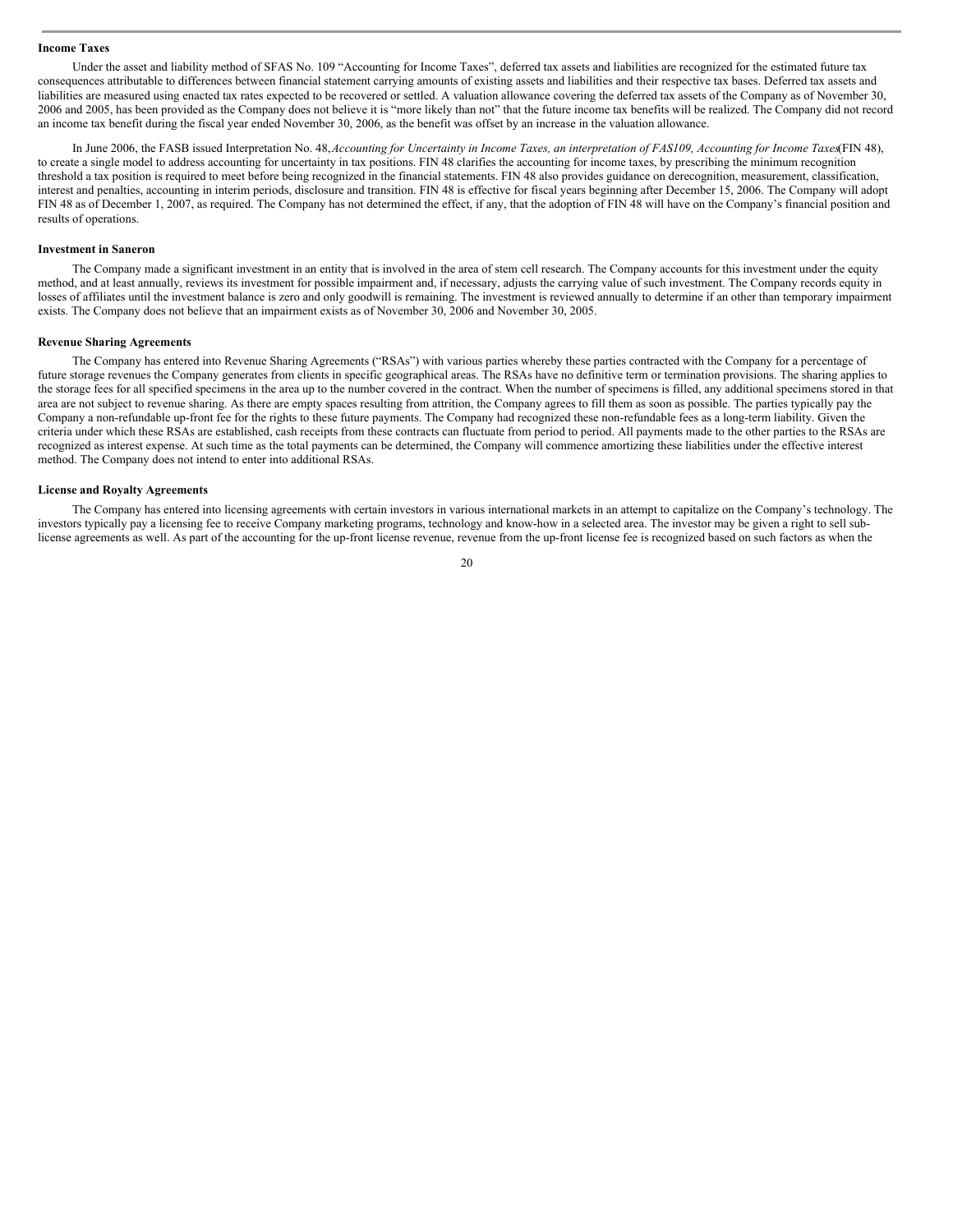**Income Taxes**

Under the asset and liability method of SFAS No. 109 "Accounting for Income Taxes", deferred tax assets and liabilities are recognized for the estimated future tax consequences attributable to differences between financial statement carrying amounts of existing assets and liabilities and their respective tax bases. Deferred tax assets and liabilities are measured using enacted tax rates expected to be recovered or settled. A valuation allowance covering the deferred tax assets of the Company as of November 30, 2006 and 2005, has been provided as the Company does not believe it is "more likely than not" that the future income tax benefits will be realized. The Company did not record an income tax benefit during the fiscal year ended November 30, 2006, as the benefit was offset by an increase in the valuation allowance.

In June 2006, the FASB issued Interpretation No. 48, *Accounting for Uncertainty in Income Taxes, an interpretation of FAS109, Accounting for Income Taxes* (FIN 48), to create a single model to address accounting for uncertainty in tax positions. FIN 48 clarifies the accounting for income taxes, by prescribing the minimum recognition threshold a tax position is required to meet before being recognized in the financial statements. FIN 48 also provides guidance on derecognition, measurement, classification, interest and penalties, accounting in interim periods, disclosure and transition. FIN 48 is effective for fiscal years beginning after December 15, 2006. The Company will adopt FIN 48 as of December 1, 2007, as required. The Company has not determined the effect, if any, that the adoption of FIN 48 will have on the Company's financial position and results of operations.

**Investment in Saneron**

The Company made a significant investment in an entity that is involved in the area of stem cell research. The Company accounts for this investment under the equity method, and at least annually, reviews its investment for possible impairment and, if necessary, adjusts the carrying value of such investment. The Company records equity in losses of affiliates until the investment balance is zero and only goodwill is remaining. The investment is reviewed annually to determine if an other than temporary impairment exists. The Company does not believe that an impairment exists as of November 30, 2006 and November 30, 2005.

**Revenue Sharing Agreements**

The Company has entered into Revenue Sharing Agreements ("RSAs") with various parties whereby these parties contracted with the Company for a percentage of future storage revenues the Company generates from clients in specific geographical areas. The RSAs have no definitive term or termination provisions. The sharing applies to the storage fees for all specified specimens in the area up to the number covered in the contract. When the number of specimens is filled, any additional specimens stored in that area are not subject to revenue sharing. As there are empty spaces resulting from attrition, the Company agrees to fill them as soon as possible. The parties typically pay the Company a non-refundable up-front fee for the rights to these future payments. The Company had recognized these non-refundable fees as a long-term liability. Given the criteria under which these RSAs are established, cash receipts from these contracts can fluctuate from period to period. All payments made to the other parties to the RSAs are recognized as interest expense. At such time as the total payments can be determined, the Company will commence amortizing these liabilities under the effective interest method. The Company does not intend to enter into additional RSAs.

**License and Royalty Agreements**

The Company has entered into licensing agreements with certain investors in various international markets in an attempt to capitalize on the Company's technology. The investors typically pay a licensing fee to receive Company marketing programs, technology and know-how in a selected area. The investor may be given a right to sell sub-license agreements as well. As part of the accounting for the up-front license revenue, revenue from the up-front license fee is recognized based on such factors as when the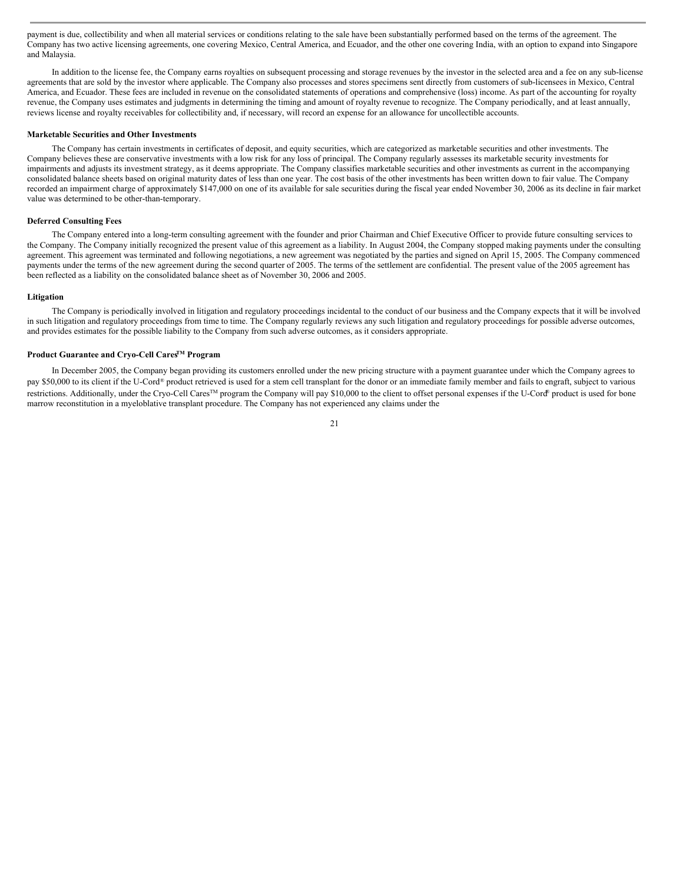payment is due, collectibility and when all material services or conditions relating to the sale have been substantially performed based on the terms of the agreement. The Company has two active licensing agreements, one covering Mexico, Central America, and Ecuador, and the other one covering India, with an option to expand into Singapore and Malaysia.

In addition to the license fee, the Company earns royalties on subsequent processing and storage revenues by the investor in the selected area and a fee on any sub-license agreements that are sold by the investor where applicable. The Company also processes and stores specimens sent directly from customers of sub-licensees in Mexico, Central America, and Ecuador. These fees are included in revenue on the consolidated statements of operations and comprehensive (loss) income. As part of the accounting for royalty revenue, the Company uses estimates and judgments in determining the timing and amount of royalty revenue to recognize. The Company periodically, and at least annually, reviews license and royalty receivables for collectibility and, if necessary, will record an expense for an allowance for uncollectible accounts.

**Marketable Securities and Other Investments**

The Company has certain investments in certificates of deposit, and equity securities, which are categorized as marketable securities and other investments. The Company believes these are conservative investments with a low risk for any loss of principal. The Company regularly assesses its marketable security investments for impairments and adjusts its investment strategy, as it deems appropriate. The Company classifies marketable securities and other investments as current in the accompanying consolidated balance sheets based on original maturity dates of less than one year. The cost basis of the other investments has been written down to fair value. The Company recorded an impairment charge of approximately $147,000 on one of its available for sale securities during the fiscal year ended November 30, 2006 as its decline in fair market value was determined to be other-than-temporary.

**Deferred Consulting Fees**

The Company entered into a long-term consulting agreement with the founder and prior Chairman and Chief Executive Officer to provide future consulting services to the Company. The Company initially recognized the present value of this agreement as a liability. In August 2004, the Company stopped making payments under the consulting agreement. This agreement was terminated and following negotiations, a new agreement was negotiated by the parties and signed on April 15, 2005. The Company commenced payments under the terms of the new agreement during the second quarter of 2005. The terms of the settlement are confidential. The present value of the 2005 agreement has been reflected as a liability on the consolidated balance sheet as of November 30, 2006 and 2005.

**Litigation**

The Company is periodically involved in litigation and regulatory proceedings incidental to the conduct of our business and the Company expects that it will be involved in such litigation and regulatory proceedings from time to time. The Company regularly reviews any such litigation and regulatory proceedings for possible adverse outcomes, and provides estimates for the possible liability to the Company from such adverse outcomes, as it considers appropriate.

**Product Guarantee and Cryo-Cell Cares™ Program**

In December 2005, the Company began providing its customers enrolled under the new pricing structure with a payment guarantee under which the Company agrees to pay $50,000 to its client if the U-Cord® product retrieved is used for a stem cell transplant for the donor or an immediate family member and fails to engraft, subject to various restrictions. Additionally, under the Cryo-Cell Cares™ program the Company will pay $10,000 to the client to offset personal expenses if the U-Cord® product is used for bone marrow reconstitution in a myeloblative transplant procedure. The Company has not experienced any claims under the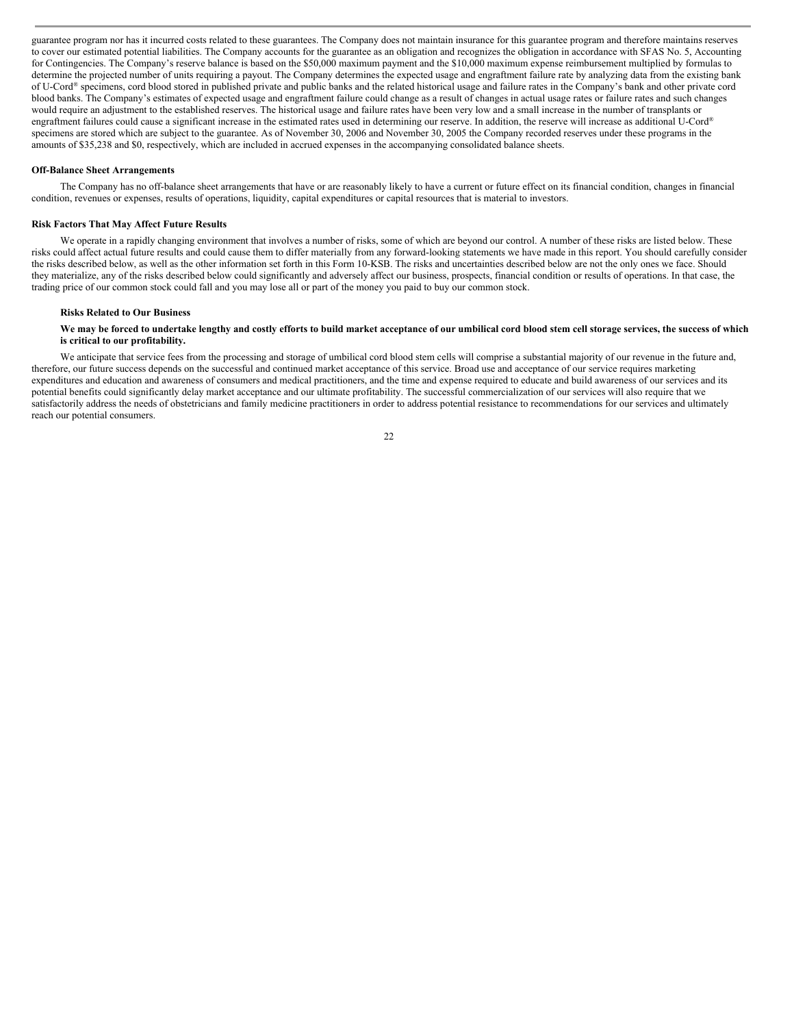guarantee program nor has it incurred costs related to these guarantees. The Company does not maintain insurance for this guarantee program and therefore maintains reserves to cover our estimated potential liabilities. The Company accounts for the guarantee as an obligation and recognizes the obligation in accordance with SFAS No. 5, Accounting for Contingencies. The Company's reserve balance is based on the $50,000 maximum payment and the $10,000 maximum expense reimbursement multiplied by formulas to determine the projected number of units requiring a payout. The Company determines the expected usage and engraftment failure rate by analyzing data from the existing bank of U-Cord® specimens, cord blood stored in published private and public banks and the related historical usage and failure rates in the Company's bank and other private cord blood banks. The Company's estimates of expected usage and engraftment failure could change as a result of changes in actual usage rates or failure rates and such changes would require an adjustment to the established reserves. The historical usage and failure rates have been very low and a small increase in the number of transplants or engraftment failures could cause a significant increase in the estimated rates used in determining our reserve. In addition, the reserve will increase as additional U-Cord® specimens are stored which are subject to the guarantee. As of November 30, 2006 and November 30, 2005 the Company recorded reserves under these programs in the amounts of $35,238 and $0, respectively, which are included in accrued expenses in the accompanying consolidated balance sheets.

**Off-Balance Sheet Arrangements**

The Company has no off-balance sheet arrangements that have or are reasonably likely to have a current or future effect on its financial condition, changes in financial condition, revenues or expenses, results of operations, liquidity, capital expenditures or capital resources that is material to investors.

**Risk Factors That May Affect Future Results**

We operate in a rapidly changing environment that involves a number of risks, some of which are beyond our control. A number of these risks are listed below. These risks could affect actual future results and could cause them to differ materially from any forward-looking statements we have made in this report. You should carefully consider the risks described below, as well as the other information set forth in this Form 10-KSB. The risks and uncertainties described below are not the only ones we face. Should they materialize, any of the risks described below could significantly and adversely affect our business, prospects, financial condition or results of operations. In that case, the trading price of our common stock could fall and you may lose all or part of the money you paid to buy our common stock.

**Risks Related to Our Business**

**We may be forced to undertake lengthy and costly efforts to build market acceptance of our umbilical cord blood stem cell storage services, the success of which is critical to our profitability.**

We anticipate that service fees from the processing and storage of umbilical cord blood stem cells will comprise a substantial majority of our revenue in the future and, therefore, our future success depends on the successful and continued market acceptance of this service. Broad use and acceptance of our service requires marketing expenditures and education and awareness of consumers and medical practitioners, and the time and expense required to educate and build awareness of our services and its potential benefits could significantly delay market acceptance and our ultimate profitability. The successful commercialization of our services will also require that we satisfactorily address the needs of obstetricians and family medicine practitioners in order to address potential resistance to recommendations for our services and ultimately reach our potential consumers.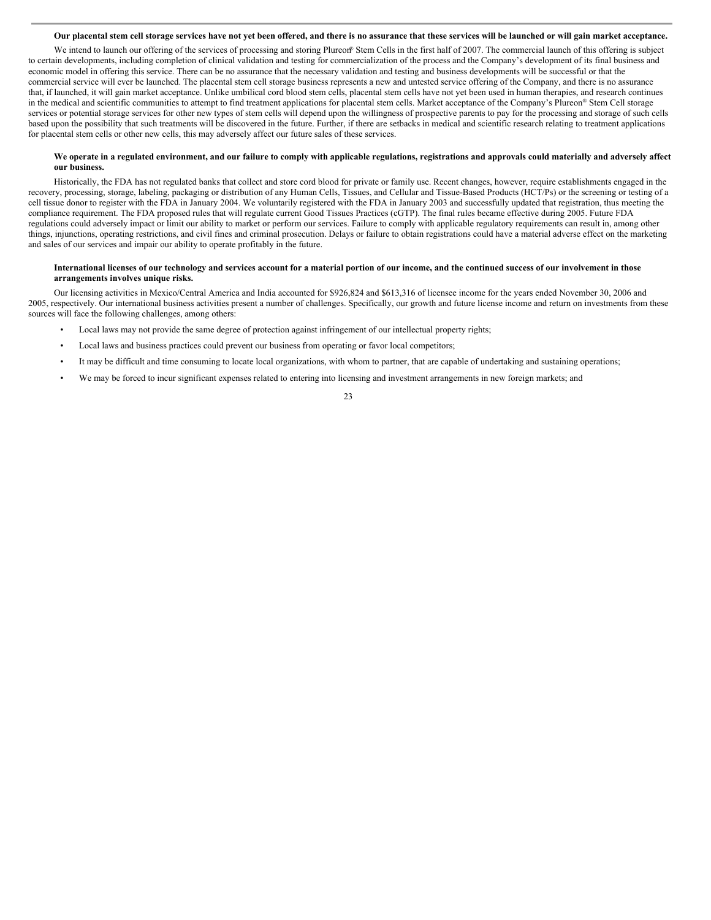**Our placental stem cell storage services have not yet been offered, and there is no assurance that these services will be launched or will gain market acceptance.**

We intend to launch our offering of the services of processing and storing Plureon® Stem Cells in the first half of 2007. The commercial launch of this offering is subject to certain developments, including completion of clinical validation and testing for commercialization of the process and the Company's development of its final business and economic model in offering this service. There can be no assurance that the necessary validation and testing and business developments will be successful or that the commercial service will ever be launched. The placental stem cell storage business represents a new and untested service offering of the Company, and there is no assurance that, if launched, it will gain market acceptance. Unlike umbilical cord blood stem cells, placental stem cells have not yet been used in human therapies, and research continues in the medical and scientific communities to attempt to find treatment applications for placental stem cells. Market acceptance of the Company's Plureon® Stem Cell storage services or potential storage services for other new types of stem cells will depend upon the willingness of prospective parents to pay for the processing and storage of such cells based upon the possibility that such treatments will be discovered in the future. Further, if there are setbacks in medical and scientific research relating to treatment applications for placental stem cells or other new cells, this may adversely affect our future sales of these services.

**We operate in a regulated environment, and our failure to comply with applicable regulations, registrations and approvals could materially and adversely affect our business.**

Historically, the FDA has not regulated banks that collect and store cord blood for private or family use. Recent changes, however, require establishments engaged in the recovery, processing, storage, labeling, packaging or distribution of any Human Cells, Tissues, and Cellular and Tissue-Based Products (HCT/Ps) or the screening or testing of a cell tissue donor to register with the FDA in January 2004. We voluntarily registered with the FDA in January 2003 and successfully updated that registration, thus meeting the compliance requirement. The FDA proposed rules that will regulate current Good Tissues Practices (cGTP). The final rules became effective during 2005. Future FDA regulations could adversely impact or limit our ability to market or perform our services. Failure to comply with applicable regulatory requirements can result in, among other things, injunctions, operating restrictions, and civil fines and criminal prosecution. Delays or failure to obtain registrations could have a material adverse effect on the marketing and sales of our services and impair our ability to operate profitably in the future.

**International licenses of our technology and services account for a material portion of our income, and the continued success of our involvement in those arrangements involves unique risks.**

Our licensing activities in Mexico/Central America and India accounted for $926,824 and $613,316 of licensee income for the years ended November 30, 2006 and 2005, respectively. Our international business activities present a number of challenges. Specifically, our growth and future license income and return on investments from these sources will face the following challenges, among others:

- Local laws may not provide the same degree of protection against infringement of our intellectual property rights;
- Local laws and business practices could prevent our business from operating or favor local competitors;
- It may be difficult and time consuming to locate local organizations, with whom to partner, that are capable of undertaking and sustaining operations;
- We may be forced to incur significant expenses related to entering into licensing and investment arrangements in new foreign markets; and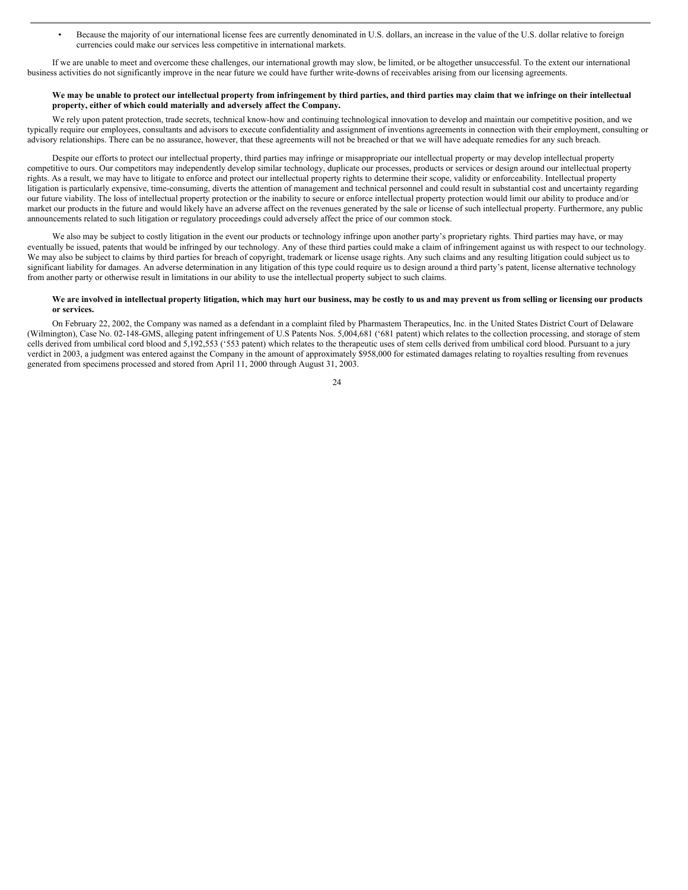- Because the majority of our international license fees are currently denominated in U.S. dollars, an increase in the value of the U.S. dollar relative to foreign currencies could make our services less competitive in international markets.

If we are unable to meet and overcome these challenges, our international growth may slow, be limited, or be altogether unsuccessful. To the extent our international business activities do not significantly improve in the near future we could have further write-downs of receivables arising from our licensing agreements.

**We may be unable to protect our intellectual property from infringement by third parties, and third parties may claim that we infringe on their intellectual property, either of which could materially and adversely affect the Company.**

We rely upon patent protection, trade secrets, technical know-how and continuing technological innovation to develop and maintain our competitive position, and we typically require our employees, consultants and advisors to execute confidentiality and assignment of inventions agreements in connection with their employment, consulting or advisory relationships. There can be no assurance, however, that these agreements will not be breached or that we will have adequate remedies for any such breach.

Despite our efforts to protect our intellectual property, third parties may infringe or misappropriate our intellectual property or may develop intellectual property competitive to ours. Our competitors may independently develop similar technology, duplicate our processes, products or services or design around our intellectual property rights. As a result, we may have to litigate to enforce and protect our intellectual property rights to determine their scope, validity or enforceability. Intellectual property litigation is particularly expensive, time-consuming, diverts the attention of management and technical personnel and could result in substantial cost and uncertainty regarding our future viability. The loss of intellectual property protection or the inability to secure or enforce intellectual property protection would limit our ability to produce and/or market our products in the future and would likely have an adverse affect on the revenues generated by the sale or license of such intellectual property. Furthermore, any public announcements related to such litigation or regulatory proceedings could adversely affect the price of our common stock.

We also may be subject to costly litigation in the event our products or technology infringe upon another party's proprietary rights. Third parties may have, or may eventually be issued, patents that would be infringed by our technology. Any of these third parties could make a claim of infringement against us with respect to our technology. We may also be subject to claims by third parties for breach of copyright, trademark or license usage rights. Any such claims and any resulting litigation could subject us to significant liability for damages. An adverse determination in any litigation of this type could require us to design around a third party's patent, license alternative technology from another party or otherwise result in limitations in our ability to use the intellectual property subject to such claims.

**We are involved in intellectual property litigation, which may hurt our business, may be costly to us and may prevent us from selling or licensing our products or services.**

On February 22, 2002, the Company was named as a defendant in a complaint filed by Pharmastem Therapeutics, Inc. in the United States District Court of Delaware (Wilmington), Case No. 02-148-GMS, alleging patent infringement of U.S Patents Nos. 5,004,681 ('681 patent) which relates to the collection processing, and storage of stem cells derived from umbilical cord blood and 5,192,553 ('553 patent) which relates to the therapeutic uses of stem cells derived from umbilical cord blood. Pursuant to a jury verdict in 2003, a judgment was entered against the Company in the amount of approximately $958,000 for estimated damages relating to royalties resulting from revenues generated from specimens processed and stored from April 11, 2000 through August 31, 2003.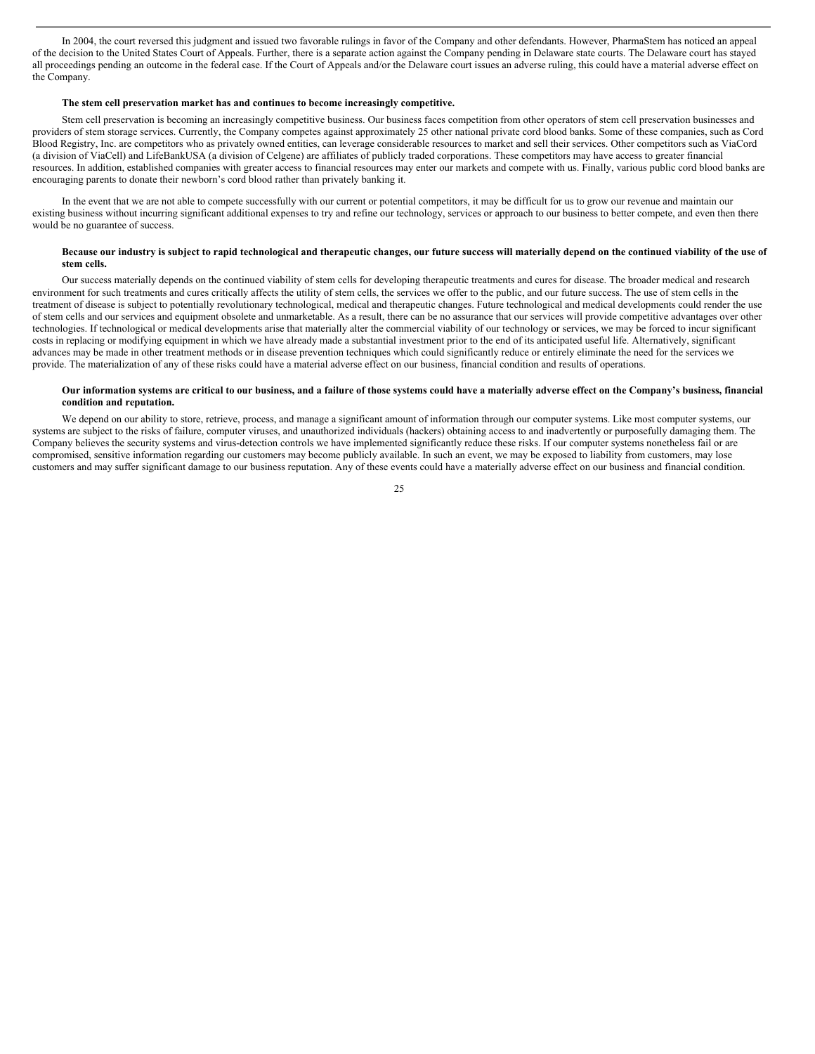In 2004, the court reversed this judgment and issued two favorable rulings in favor of the Company and other defendants. However, PharmaStem has noticed an appeal of the decision to the United States Court of Appeals. Further, there is a separate action against the Company pending in Delaware state courts. The Delaware court has stayed all proceedings pending an outcome in the federal case. If the Court of Appeals and/or the Delaware court issues an adverse ruling, this could have a material adverse effect on the Company.

**The stem cell preservation market has and continues to become increasingly competitive.**

Stem cell preservation is becoming an increasingly competitive business. Our business faces competition from other operators of stem cell preservation businesses and providers of stem storage services. Currently, the Company competes against approximately 25 other national private cord blood banks. Some of these companies, such as Cord Blood Registry, Inc. are competitors who as privately owned entities, can leverage considerable resources to market and sell their services. Other competitors such as ViaCord (a division of ViaCell) and LifeBankUSA (a division of Celgene) are affiliates of publicly traded corporations. These competitors may have access to greater financial resources. In addition, established companies with greater access to financial resources may enter our markets and compete with us. Finally, various public cord blood banks are encouraging parents to donate their newborn's cord blood rather than privately banking it.

In the event that we are not able to compete successfully with our current or potential competitors, it may be difficult for us to grow our revenue and maintain our existing business without incurring significant additional expenses to try and refine our technology, services or approach to our business to better compete, and even then there would be no guarantee of success.

**Because our industry is subject to rapid technological and therapeutic changes, our future success will materially depend on the continued viability of the use of stem cells.**

Our success materially depends on the continued viability of stem cells for developing therapeutic treatments and cures for disease. The broader medical and research environment for such treatments and cures critically affects the utility of stem cells, the services we offer to the public, and our future success. The use of stem cells in the treatment of disease is subject to potentially revolutionary technological, medical and therapeutic changes. Future technological and medical developments could render the use of stem cells and our services and equipment obsolete and unmarketable. As a result, there can be no assurance that our services will provide competitive advantages over other technologies. If technological or medical developments arise that materially alter the commercial viability of our technology or services, we may be forced to incur significant costs in replacing or modifying equipment in which we have already made a substantial investment prior to the end of its anticipated useful life. Alternatively, significant advances may be made in other treatment methods or in disease prevention techniques which could significantly reduce or entirely eliminate the need for the services we provide. The materialization of any of these risks could have a material adverse effect on our business, financial condition and results of operations.

**Our information systems are critical to our business, and a failure of those systems could have a materially adverse effect on the Company's business, financial condition and reputation.**

We depend on our ability to store, retrieve, process, and manage a significant amount of information through our computer systems. Like most computer systems, our systems are subject to the risks of failure, computer viruses, and unauthorized individuals (hackers) obtaining access to and inadvertently or purposefully damaging them. The Company believes the security systems and virus-detection controls we have implemented significantly reduce these risks. If our computer systems nonetheless fail or are compromised, sensitive information regarding our customers may become publicly available. In such an event, we may be exposed to liability from customers, may lose customers and may suffer significant damage to our business reputation. Any of these events could have a materially adverse effect on our business and financial condition.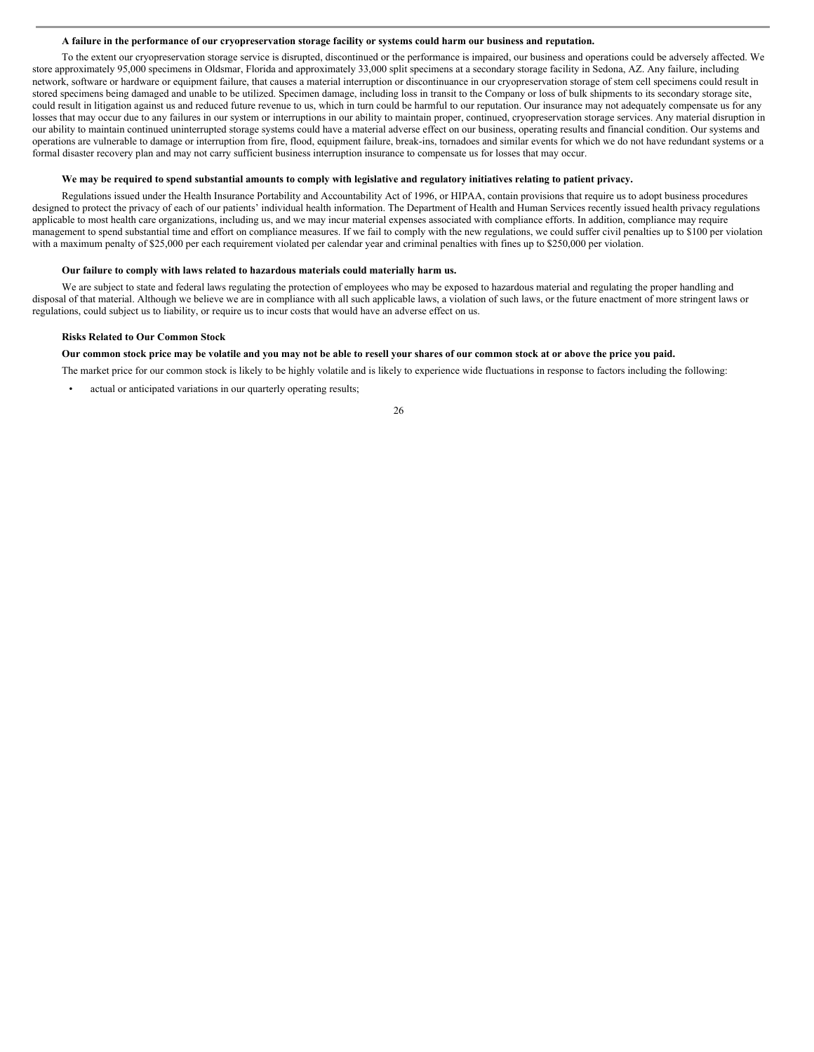**A failure in the performance of our cryopreservation storage facility or systems could harm our business and reputation.**

To the extent our cryopreservation storage service is disrupted, discontinued or the performance is impaired, our business and operations could be adversely affected. We store approximately 95,000 specimens in Oldsmar, Florida and approximately 33,000 split specimens at a secondary storage facility in Sedona, AZ. Any failure, including network, software or hardware or equipment failure, that causes a material interruption or discontinuance in our cryopreservation storage of stem cell specimens could result in stored specimens being damaged and unable to be utilized. Specimen damage, including loss in transit to the Company or loss of bulk shipments to its secondary storage site, could result in litigation against us and reduced future revenue to us, which in turn could be harmful to our reputation. Our insurance may not adequately compensate us for any losses that may occur due to any failures in our system or interruptions in our ability to maintain proper, continued, cryopreservation storage services. Any material disruption in our ability to maintain continued uninterrupted storage systems could have a material adverse effect on our business, operating results and financial condition. Our systems and operations are vulnerable to damage or interruption from fire, flood, equipment failure, break-ins, tornadoes and similar events for which we do not have redundant systems or a formal disaster recovery plan and may not carry sufficient business interruption insurance to compensate us for losses that may occur.

**We may be required to spend substantial amounts to comply with legislative and regulatory initiatives relating to patient privacy.**

Regulations issued under the Health Insurance Portability and Accountability Act of 1996, or HIPAA, contain provisions that require us to adopt business procedures designed to protect the privacy of each of our patients' individual health information. The Department of Health and Human Services recently issued health privacy regulations applicable to most health care organizations, including us, and we may incur material expenses associated with compliance efforts. In addition, compliance may require management to spend substantial time and effort on compliance measures. If we fail to comply with the new regulations, we could suffer civil penalties up to $100 per violation with a maximum penalty of $25,000 per each requirement violated per calendar year and criminal penalties with fines up to $250,000 per violation.

**Our failure to comply with laws related to hazardous materials could materially harm us.**

We are subject to state and federal laws regulating the protection of employees who may be exposed to hazardous material and regulating the proper handling and disposal of that material. Although we believe we are in compliance with all such applicable laws, a violation of such laws, or the future enactment of more stringent laws or regulations, could subject us to liability, or require us to incur costs that would have an adverse effect on us.

### Risks Related to Our Common Stock

**Our common stock price may be volatile and you may not be able to resell your shares of our common stock at or above the price you paid.**

The market price for our common stock is likely to be highly volatile and is likely to experience wide fluctuations in response to factors including the following:

- actual or anticipated variations in our quarterly operating results;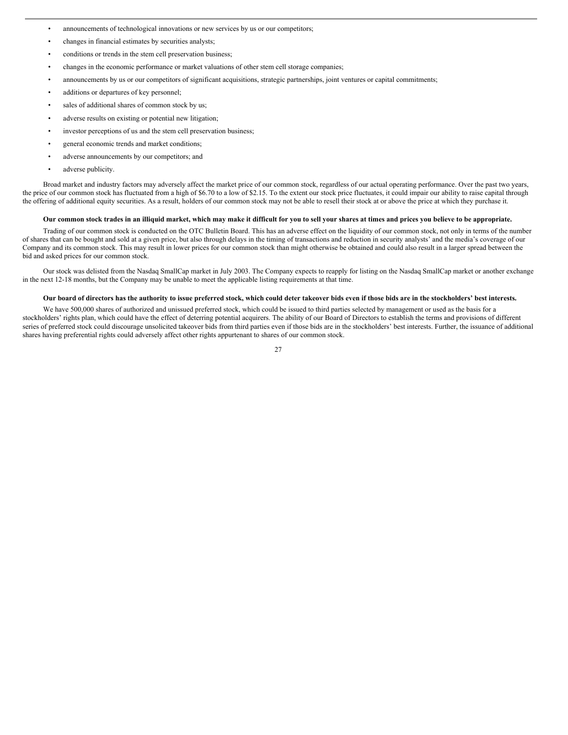- announcements of technological innovations or new services by us or our competitors;
- changes in financial estimates by securities analysts;
- conditions or trends in the stem cell preservation business;
- changes in the economic performance or market valuations of other stem cell storage companies;
- announcements by us or our competitors of significant acquisitions, strategic partnerships, joint ventures or capital commitments;
- additions or departures of key personnel;
- sales of additional shares of common stock by us;
- adverse results on existing or potential new litigation;
- investor perceptions of us and the stem cell preservation business;
- general economic trends and market conditions;
- adverse announcements by our competitors; and
- adverse publicity.

Broad market and industry factors may adversely affect the market price of our common stock, regardless of our actual operating performance. Over the past two years, the price of our common stock has fluctuated from a high of $6.70 to a low of $2.15. To the extent our stock price fluctuates, it could impair our ability to raise capital through the offering of additional equity securities. As a result, holders of our common stock may not be able to resell their stock at or above the price at which they purchase it.

**Our common stock trades in an illiquid market, which may make it difficult for you to sell your shares at times and prices you believe to be appropriate.**

Trading of our common stock is conducted on the OTC Bulletin Board. This has an adverse effect on the liquidity of our common stock, not only in terms of the number of shares that can be bought and sold at a given price, but also through delays in the timing of transactions and reduction in security analysts' and the media's coverage of our Company and its common stock. This may result in lower prices for our common stock than might otherwise be obtained and could also result in a larger spread between the bid and asked prices for our common stock.

Our stock was delisted from the Nasdaq SmallCap market in July 2003. The Company expects to reapply for listing on the Nasdaq SmallCap market or another exchange in the next 12-18 months, but the Company may be unable to meet the applicable listing requirements at that time.

**Our board of directors has the authority to issue preferred stock, which could deter takeover bids even if those bids are in the stockholders' best interests.**

We have 500,000 shares of authorized and unissued preferred stock, which could be issued to third parties selected by management or used as the basis for a stockholders' rights plan, which could have the effect of deterring potential acquirers. The ability of our Board of Directors to establish the terms and provisions of different series of preferred stock could discourage unsolicited takeover bids from third parties even if those bids are in the stockholders' best interests. Further, the issuance of additional shares having preferential rights could adversely affect other rights appurtenant to shares of our common stock.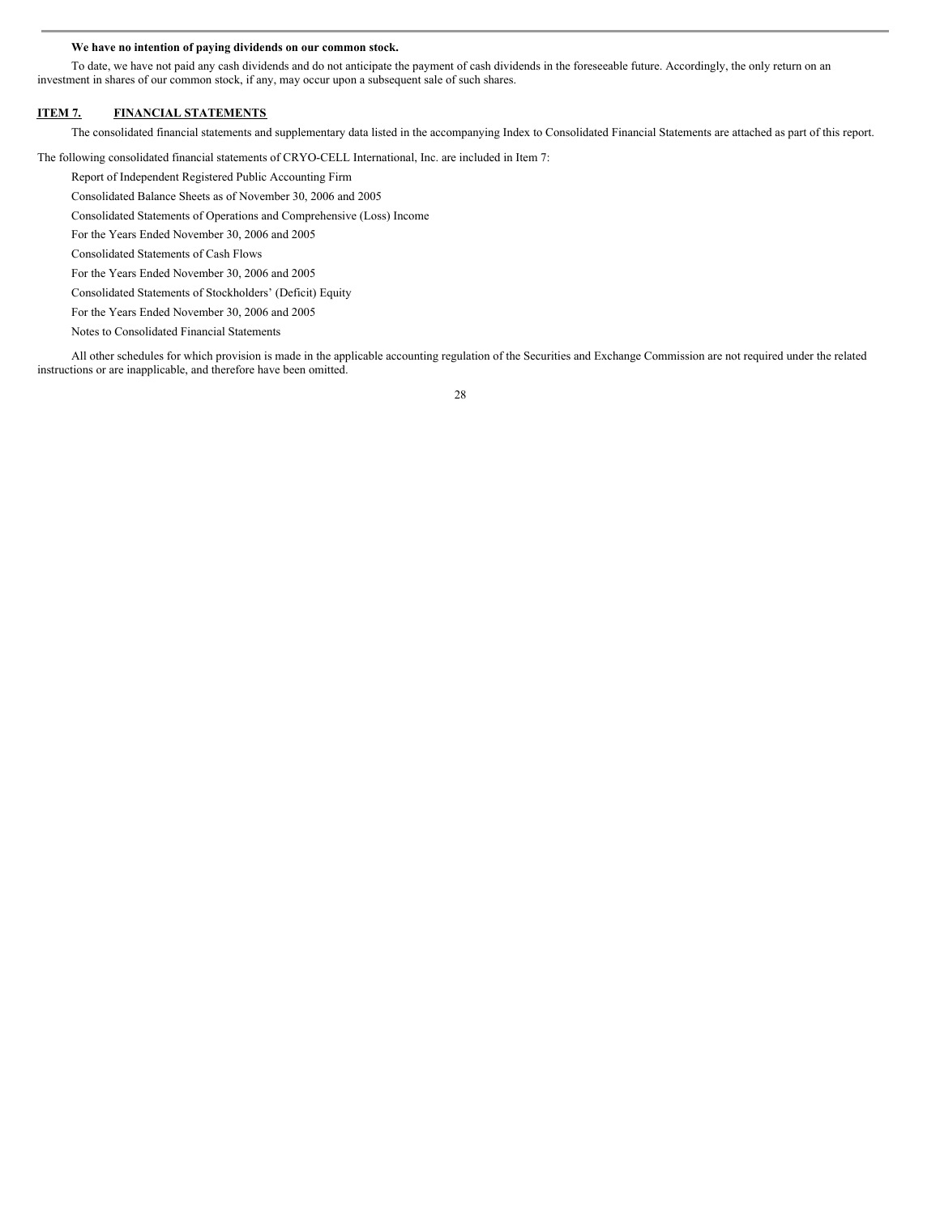**We have no intention of paying dividends on our common stock.**

To date, we have not paid any cash dividends and do not anticipate the payment of cash dividends in the foreseeable future. Accordingly, the only return on an investment in shares of our common stock, if any, may occur upon a subsequent sale of such shares.

## ITEM 7. FINANCIAL STATEMENTS

The consolidated financial statements and supplementary data listed in the accompanying Index to Consolidated Financial Statements are attached as part of this report.

The following consolidated financial statements of CRYO-CELL International, Inc. are included in Item 7:

Report of Independent Registered Public Accounting Firm

Consolidated Balance Sheets as of November 30, 2006 and 2005

Consolidated Statements of Operations and Comprehensive (Loss) Income

For the Years Ended November 30, 2006 and 2005

Consolidated Statements of Cash Flows

For the Years Ended November 30, 2006 and 2005

Consolidated Statements of Stockholders' (Deficit) Equity

For the Years Ended November 30, 2006 and 2005

Notes to Consolidated Financial Statements

All other schedules for which provision is made in the applicable accounting regulation of the Securities and Exchange Commission are not required under the related instructions or are inapplicable, and therefore have been omitted.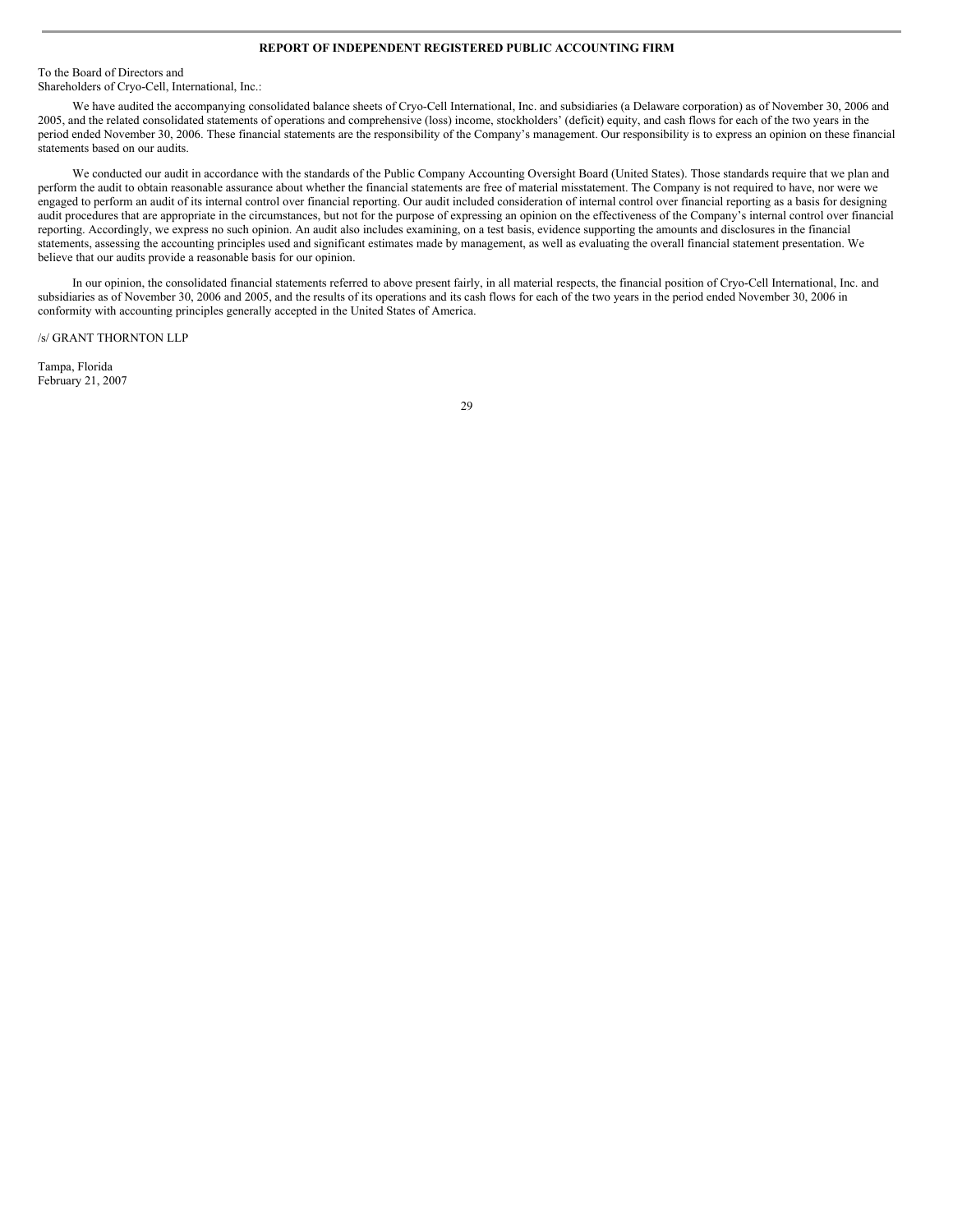## REPORT OF INDEPENDENT REGISTERED PUBLIC ACCOUNTING FIRM

To the Board of Directors and
Shareholders of Cryo-Cell, International, Inc.:

We have audited the accompanying consolidated balance sheets of Cryo-Cell International, Inc. and subsidiaries (a Delaware corporation) as of November 30, 2006 and 2005, and the related consolidated statements of operations and comprehensive (loss) income, stockholders' (deficit) equity, and cash flows for each of the two years in the period ended November 30, 2006. These financial statements are the responsibility of the Company's management. Our responsibility is to express an opinion on these financial statements based on our audits.

We conducted our audit in accordance with the standards of the Public Company Accounting Oversight Board (United States). Those standards require that we plan and perform the audit to obtain reasonable assurance about whether the financial statements are free of material misstatement. The Company is not required to have, nor were we engaged to perform an audit of its internal control over financial reporting. Our audit included consideration of internal control over financial reporting as a basis for designing audit procedures that are appropriate in the circumstances, but not for the purpose of expressing an opinion on the effectiveness of the Company's internal control over financial reporting. Accordingly, we express no such opinion. An audit also includes examining, on a test basis, evidence supporting the amounts and disclosures in the financial statements, assessing the accounting principles used and significant estimates made by management, as well as evaluating the overall financial statement presentation. We believe that our audits provide a reasonable basis for our opinion.

In our opinion, the consolidated financial statements referred to above present fairly, in all material respects, the financial position of Cryo-Cell International, Inc. and subsidiaries as of November 30, 2006 and 2005, and the results of its operations and its cash flows for each of the two years in the period ended November 30, 2006 in conformity with accounting principles generally accepted in the United States of America.

/s/ GRANT THORNTON LLP

Tampa, Florida
February 21, 2007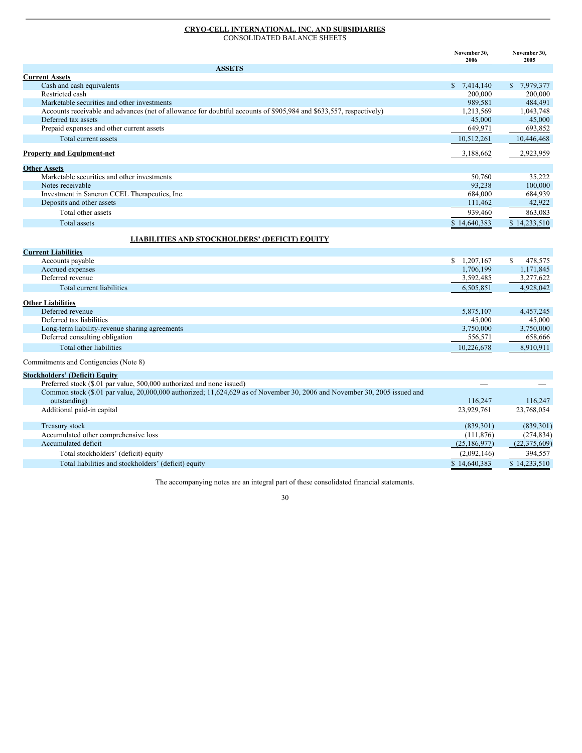**CRYO-CELL INTERNATIONAL, INC. AND SUBSIDIARIES**
CONSOLIDATED BALANCE SHEETS

| | November 30, 2006 | November 30, 2005 |
|---|---|---|
| **ASSETS** | | |
| **Current Assets** | | |
| Cash and cash equivalents | $ 7,414,140 | $ 7,979,377 |
| Restricted cash | 200,000 | 200,000 |
| Marketable securities and other investments | 989,581 | 484,491 |
| Accounts receivable and advances (net of allowance for doubtful accounts of $905,984 and $633,557, respectively) | 1,213,569 | 1,043,748 |
| Deferred tax assets | 45,000 | 45,000 |
| Prepaid expenses and other current assets | 649,971 | 693,852 |
| Total current assets | 10,512,261 | 10,446,468 |
| **Property and Equipment-net** | 3,188,662 | 2,923,959 |
| **Other Assets** | | |
| Marketable securities and other investments | 50,760 | 35,222 |
| Notes receivable | 93,238 | 100,000 |
| Investment in Saneron CCEL Therapeutics, Inc. | 684,000 | 684,939 |
| Deposits and other assets | 111,462 | 42,922 |
| Total other assets | 939,460 | 863,083 |
| Total assets | $ 14,640,383 | $ 14,233,510 |
| **LIABILITIES AND STOCKHOLDERS' (DEFICIT) EQUITY** | | |
| **Current Liabilities** | | |
| Accounts payable | $ 1,207,167 | $ 478,575 |
| Accrued expenses | 1,706,199 | 1,171,845 |
| Deferred revenue | 3,592,485 | 3,277,622 |
| Total current liabilities | 6,505,851 | 4,928,042 |
| **Other Liabilities** | | |
| Deferred revenue | 5,875,107 | 4,457,245 |
| Deferred tax liabilities | 45,000 | 45,000 |
| Long-term liability-revenue sharing agreements | 3,750,000 | 3,750,000 |
| Deferred consulting obligation | 556,571 | 658,666 |
| Total other liabilities | 10,226,678 | 8,910,911 |
| Commitments and Contigencies (Note 8) | | |
| **Stockholders' (Deficit) Equity** | | |
| Preferred stock ($.01 par value, 500,000 authorized and none issued) | — | — |
| Common stock ($.01 par value, 20,000,000 authorized; 11,624,629 as of November 30, 2006 and November 30, 2005 issued and outstanding) | 116,247 | 116,247 |
| Additional paid-in capital | 23,929,761 | 23,768,054 |
| Treasury stock | (839,301) | (839,301) |
| Accumulated other comprehensive loss | (111,876) | (274,834) |
| Accumulated deficit | (25,186,977) | (22,375,609) |
| Total stockholders' (deficit) equity | (2,092,146) | 394,557 |
| Total liabilities and stockholders' (deficit) equity | $ 14,640,383 | $ 14,233,510 |

The accompanying notes are an integral part of these consolidated financial statements.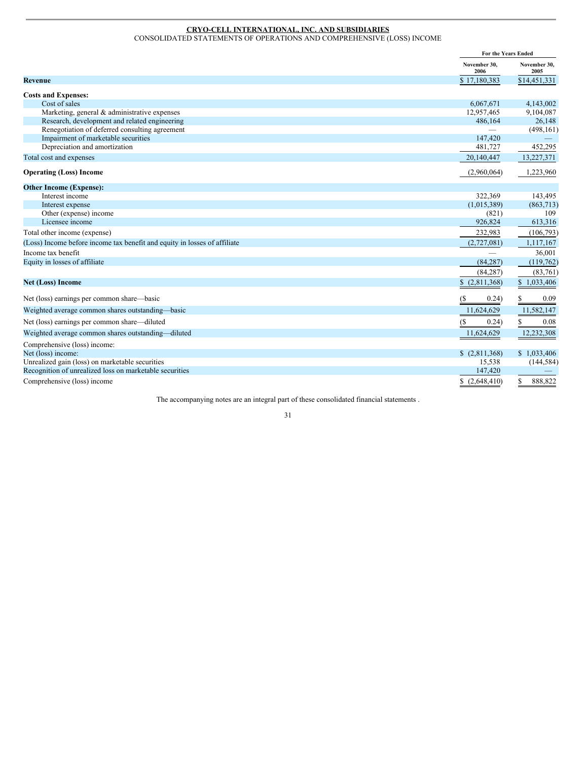**CRYO-CELL INTERNATIONAL, INC. AND SUBSIDIARIES**

CONSOLIDATED STATEMENTS OF OPERATIONS AND COMPREHENSIVE (LOSS) INCOME

| | For the Years Ended | |
|---|---|---|
| | November 30, 2006 | November 30, 2005 |
| **Revenue** | $ 17,180,383 | $14,451,331 |
| **Costs and Expenses:** | | |
| Cost of sales | 6,067,671 | 4,143,002 |
| Marketing, general & administrative expenses | 12,957,465 | 9,104,087 |
| Research, development and related engineering | 486,164 | 26,148 |
| Renegotiation of deferred consulting agreement | — | (498,161) |
| Impairment of marketable securities | 147,420 | — |
| Depreciation and amortization | 481,727 | 452,295 |
| Total cost and expenses | 20,140,447 | 13,227,371 |
| **Operating (Loss) Income** | (2,960,064) | 1,223,960 |
| **Other Income (Expense):** | | |
| Interest income | 322,369 | 143,495 |
| Interest expense | (1,015,389) | (863,713) |
| Other (expense) income | (821) | 109 |
| Licensee income | 926,824 | 613,316 |
| Total other income (expense) | 232,983 | (106,793) |
| (Loss) Income before income tax benefit and equity in losses of affiliate | (2,727,081) | 1,117,167 |
| Income tax benefit | — | 36,001 |
| Equity in losses of affiliate | (84,287) | (119,762) |
| | (84,287) | (83,761) |
| **Net (Loss) Income** | $ (2,811,368) | $ 1,033,406 |
| Net (loss) earnings per common share—basic | ($ 0.24) | $ 0.09 |
| Weighted average common shares outstanding—basic | 11,624,629 | 11,582,147 |
| Net (loss) earnings per common share—diluted | ($ 0.24) | $ 0.08 |
| Weighted average common shares outstanding—diluted | 11,624,629 | 12,232,308 |
| Comprehensive (loss) income: | | |
| Net (loss) income: | $ (2,811,368) | $ 1,033,406 |
| Unrealized gain (loss) on marketable securities | 15,538 | (144,584) |
| Recognition of unrealized loss on marketable securities | 147,420 | — |
| Comprehensive (loss) income | $ (2,648,410) | $ 888,822 |

The accompanying notes are an integral part of these consolidated financial statements .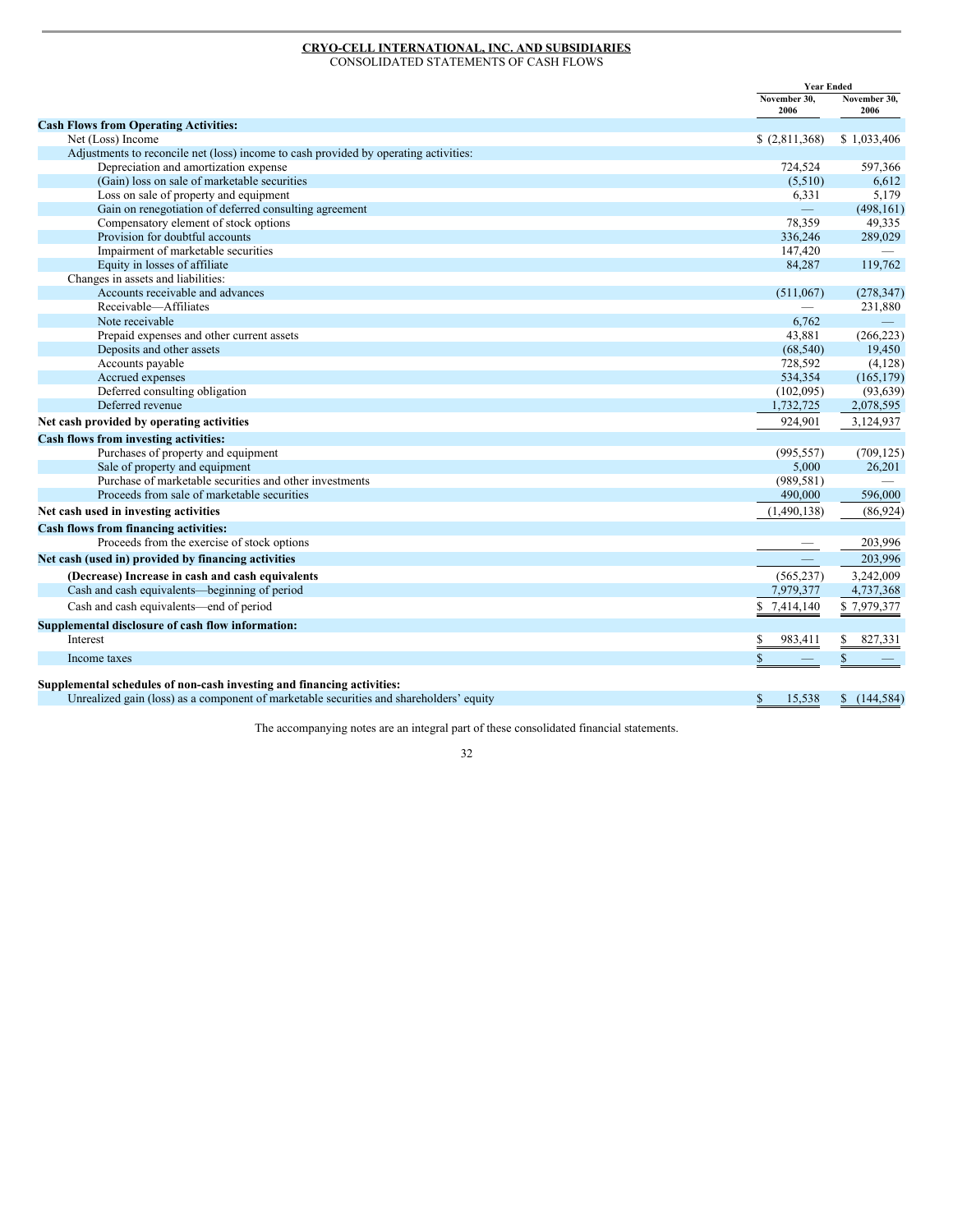**CRYO-CELL INTERNATIONAL, INC. AND SUBSIDIARIES**
CONSOLIDATED STATEMENTS OF CASH FLOWS

| | Year Ended | |
|---|---|---|
| | November 30, 2006 | November 30, 2006 |
| **Cash Flows from Operating Activities:** | | |
| Net (Loss) Income | $ (2,811,368) | $ 1,033,406 |
| Adjustments to reconcile net (loss) income to cash provided by operating activities: | | |
| Depreciation and amortization expense | 724,524 | 597,366 |
| (Gain) loss on sale of marketable securities | (5,510) | 6,612 |
| Loss on sale of property and equipment | 6,331 | 5,179 |
| Gain on renegotiation of deferred consulting agreement | — | (498,161) |
| Compensatory element of stock options | 78,359 | 49,335 |
| Provision for doubtful accounts | 336,246 | 289,029 |
| Impairment of marketable securities | 147,420 | — |
| Equity in losses of affiliate | 84,287 | 119,762 |
| Changes in assets and liabilities: | | |
| Accounts receivable and advances | (511,067) | (278,347) |
| Receivable—Affiliates | — | 231,880 |
| Note receivable | 6,762 | — |
| Prepaid expenses and other current assets | 43,881 | (266,223) |
| Deposits and other assets | (68,540) | 19,450 |
| Accounts payable | 728,592 | (4,128) |
| Accrued expenses | 534,354 | (165,179) |
| Deferred consulting obligation | (102,095) | (93,639) |
| Deferred revenue | 1,732,725 | 2,078,595 |
| **Net cash provided by operating activities** | 924,901 | 3,124,937 |
| **Cash flows from investing activities:** | | |
| Purchases of property and equipment | (995,557) | (709,125) |
| Sale of property and equipment | 5,000 | 26,201 |
| Purchase of marketable securities and other investments | (989,581) | — |
| Proceeds from sale of marketable securities | 490,000 | 596,000 |
| **Net cash used in investing activities** | (1,490,138) | (86,924) |
| **Cash flows from financing activities:** | | |
| Proceeds from the exercise of stock options | — | 203,996 |
| **Net cash (used in) provided by financing activities** | — | 203,996 |
| **(Decrease) Increase in cash and cash equivalents** | (565,237) | 3,242,009 |
| Cash and cash equivalents—beginning of period | 7,979,377 | 4,737,368 |
| Cash and cash equivalents—end of period | $ 7,414,140 | $ 7,979,377 |
| **Supplemental disclosure of cash flow information:** | | |
| Interest | $ 983,411 | $ 827,331 |
| Income taxes | $ — | $ — |
| **Supplemental schedules of non-cash investing and financing activities:** | | |
| Unrealized gain (loss) as a component of marketable securities and shareholders' equity | $ 15,538 | $ (144,584) |

The accompanying notes are an integral part of these consolidated financial statements.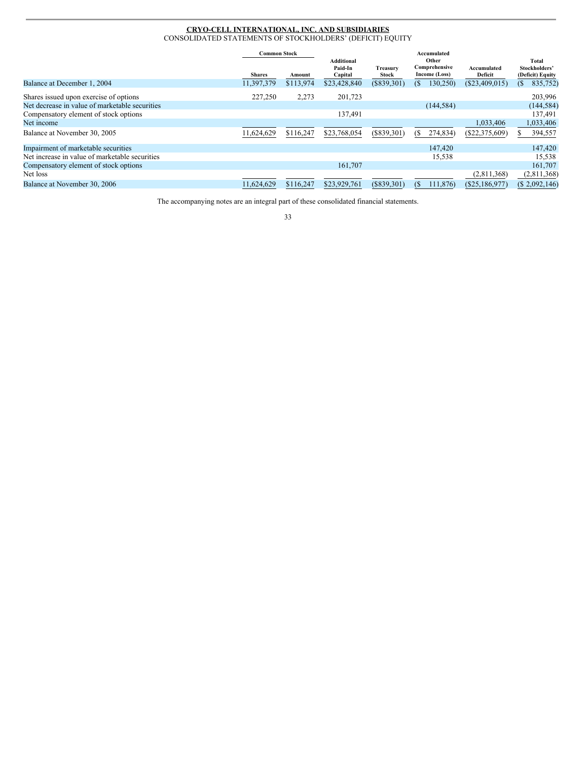**CRYO-CELL INTERNATIONAL, INC. AND SUBSIDIARIES**

CONSOLIDATED STATEMENTS OF STOCKHOLDERS' (DEFICIT) EQUITY

| | Common Stock | | Additional Paid-In Capital | Treasury Stock | Accumulated Other Comprehensive Income (Loss) | Accumulated Deficit | Total Stockholders' (Deficit) Equity |
|---|---|---|---|---|---|---|---|
| | Shares | Amount | | | | | |
| Balance at December 1, 2004 | 11,397,379 | $113,974 | $23,428,840 | ($839,301) | ($ 130,250) | ($23,409,015) | ($ 835,752) |
| Shares issued upon exercise of options | 227,250 | 2,273 | 201,723 | | | | 203,996 |
| Net decrease in value of marketable securities | | | | | (144,584) | | (144,584) |
| Compensatory element of stock options | | | 137,491 | | | | 137,491 |
| Net income | | | | | | 1,033,406 | 1,033,406 |
| Balance at November 30, 2005 | 11,624,629 | $116,247 | $23,768,054 | ($839,301) | ($ 274,834) | ($22,375,609) | $ 394,557 |
| Impairment of marketable securities | | | | | 147,420 | | 147,420 |
| Net increase in value of marketable securities | | | | | 15,538 | | 15,538 |
| Compensatory element of stock options | | | 161,707 | | | | 161,707 |
| Net loss | | | | | | (2,811,368) | (2,811,368) |
| Balance at November 30, 2006 | 11,624,629 | $116,247 | $23,929,761 | ($839,301) | ($ 111,876) | ($25,186,977) | ($ 2,092,146) |

The accompanying notes are an integral part of these consolidated financial statements.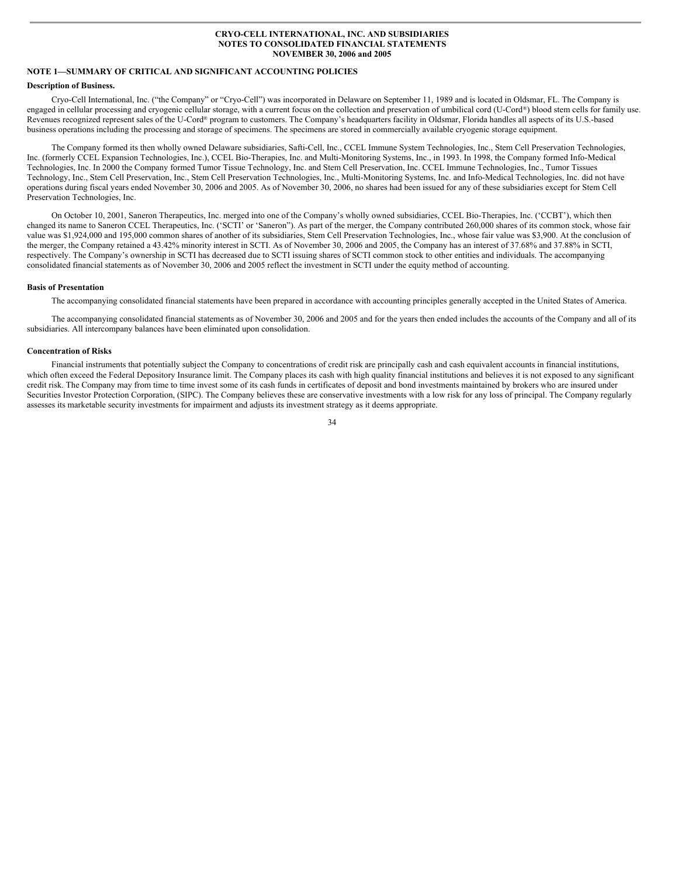**CRYO-CELL INTERNATIONAL, INC. AND SUBSIDIARIES**
**NOTES TO CONSOLIDATED FINANCIAL STATEMENTS**
**NOVEMBER 30, 2006 and 2005**

## NOTE 1—SUMMARY OF CRITICAL AND SIGNIFICANT ACCOUNTING POLICIES

### Description of Business.

Cryo-Cell International, Inc. ("the Company" or "Cryo-Cell") was incorporated in Delaware on September 11, 1989 and is located in Oldsmar, FL. The Company is engaged in cellular processing and cryogenic cellular storage, with a current focus on the collection and preservation of umbilical cord (U-Cord®) blood stem cells for family use. Revenues recognized represent sales of the U-Cord® program to customers. The Company's headquarters facility in Oldsmar, Florida handles all aspects of its U.S.-based business operations including the processing and storage of specimens. The specimens are stored in commercially available cryogenic storage equipment.

The Company formed its then wholly owned Delaware subsidiaries, Safti-Cell, Inc., CCEL Immune System Technologies, Inc., Stem Cell Preservation Technologies, Inc. (formerly CCEL Expansion Technologies, Inc.), CCEL Bio-Therapies, Inc. and Multi-Monitoring Systems, Inc., in 1993. In 1998, the Company formed Info-Medical Technologies, Inc. In 2000 the Company formed Tumor Tissue Technology, Inc. and Stem Cell Preservation, Inc. CCEL Immune Technologies, Inc., Tumor Tissues Technology, Inc., Stem Cell Preservation, Inc., Stem Cell Preservation Technologies, Inc., Multi-Monitoring Systems, Inc. and Info-Medical Technologies, Inc. did not have operations during fiscal years ended November 30, 2006 and 2005. As of November 30, 2006, no shares had been issued for any of these subsidiaries except for Stem Cell Preservation Technologies, Inc.

On October 10, 2001, Saneron Therapeutics, Inc. merged into one of the Company's wholly owned subsidiaries, CCEL Bio-Therapies, Inc. ('CCBT'), which then changed its name to Saneron CCEL Therapeutics, Inc. ('SCTI' or 'Saneron"). As part of the merger, the Company contributed 260,000 shares of its common stock, whose fair value was $1,924,000 and 195,000 common shares of another of its subsidiaries, Stem Cell Preservation Technologies, Inc., whose fair value was $3,900. At the conclusion of the merger, the Company retained a 43.42% minority interest in SCTI. As of November 30, 2006 and 2005, the Company has an interest of 37.68% and 37.88% in SCTI, respectively. The Company's ownership in SCTI has decreased due to SCTI issuing shares of SCTI common stock to other entities and individuals. The accompanying consolidated financial statements as of November 30, 2006 and 2005 reflect the investment in SCTI under the equity method of accounting.

### Basis of Presentation

The accompanying consolidated financial statements have been prepared in accordance with accounting principles generally accepted in the United States of America.

The accompanying consolidated financial statements as of November 30, 2006 and 2005 and for the years then ended includes the accounts of the Company and all of its subsidiaries. All intercompany balances have been eliminated upon consolidation.

### Concentration of Risks

Financial instruments that potentially subject the Company to concentrations of credit risk are principally cash and cash equivalent accounts in financial institutions, which often exceed the Federal Depository Insurance limit. The Company places its cash with high quality financial institutions and believes it is not exposed to any significant credit risk. The Company may from time to time invest some of its cash funds in certificates of deposit and bond investments maintained by brokers who are insured under Securities Investor Protection Corporation, (SIPC). The Company believes these are conservative investments with a low risk for any loss of principal. The Company regularly assesses its marketable security investments for impairment and adjusts its investment strategy as it deems appropriate.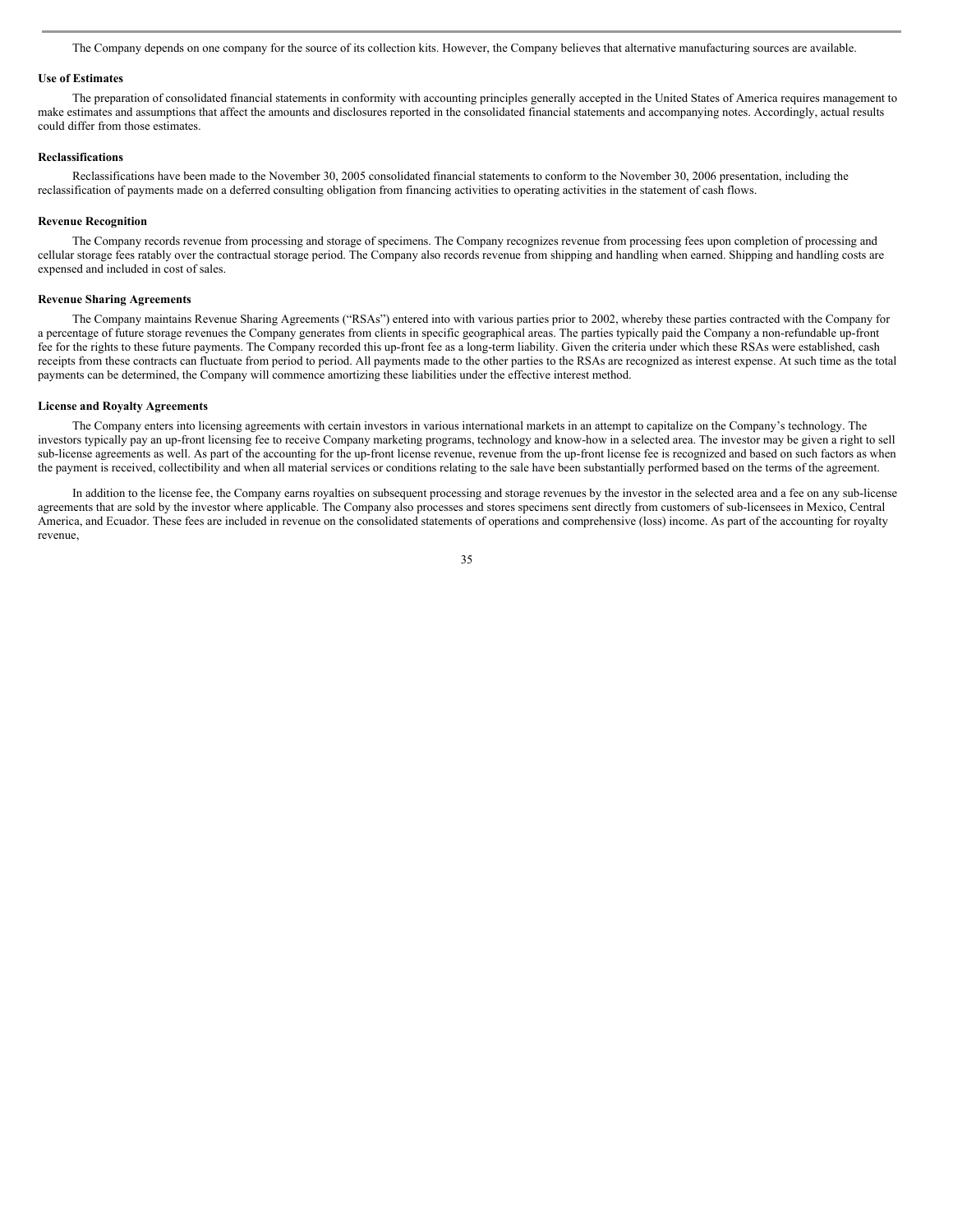The Company depends on one company for the source of its collection kits. However, the Company believes that alternative manufacturing sources are available.

**Use of Estimates**

The preparation of consolidated financial statements in conformity with accounting principles generally accepted in the United States of America requires management to make estimates and assumptions that affect the amounts and disclosures reported in the consolidated financial statements and accompanying notes. Accordingly, actual results could differ from those estimates.

**Reclassifications**

Reclassifications have been made to the November 30, 2005 consolidated financial statements to conform to the November 30, 2006 presentation, including the reclassification of payments made on a deferred consulting obligation from financing activities to operating activities in the statement of cash flows.

**Revenue Recognition**

The Company records revenue from processing and storage of specimens. The Company recognizes revenue from processing fees upon completion of processing and cellular storage fees ratably over the contractual storage period. The Company also records revenue from shipping and handling when earned. Shipping and handling costs are expensed and included in cost of sales.

**Revenue Sharing Agreements**

The Company maintains Revenue Sharing Agreements ("RSAs") entered into with various parties prior to 2002, whereby these parties contracted with the Company for a percentage of future storage revenues the Company generates from clients in specific geographical areas. The parties typically paid the Company a non-refundable up-front fee for the rights to these future payments. The Company recorded this up-front fee as a long-term liability. Given the criteria under which these RSAs were established, cash receipts from these contracts can fluctuate from period to period. All payments made to the other parties to the RSAs are recognized as interest expense. At such time as the total payments can be determined, the Company will commence amortizing these liabilities under the effective interest method.

**License and Royalty Agreements**

The Company enters into licensing agreements with certain investors in various international markets in an attempt to capitalize on the Company's technology. The investors typically pay an up-front licensing fee to receive Company marketing programs, technology and know-how in a selected area. The investor may be given a right to sell sub-license agreements as well. As part of the accounting for the up-front license revenue, revenue from the up-front license fee is recognized and based on such factors as when the payment is received, collectibility and when all material services or conditions relating to the sale have been substantially performed based on the terms of the agreement.

In addition to the license fee, the Company earns royalties on subsequent processing and storage revenues by the investor in the selected area and a fee on any sub-license agreements that are sold by the investor where applicable. The Company also processes and stores specimens sent directly from customers of sub-licensees in Mexico, Central America, and Ecuador. These fees are included in revenue on the consolidated statements of operations and comprehensive (loss) income. As part of the accounting for royalty revenue,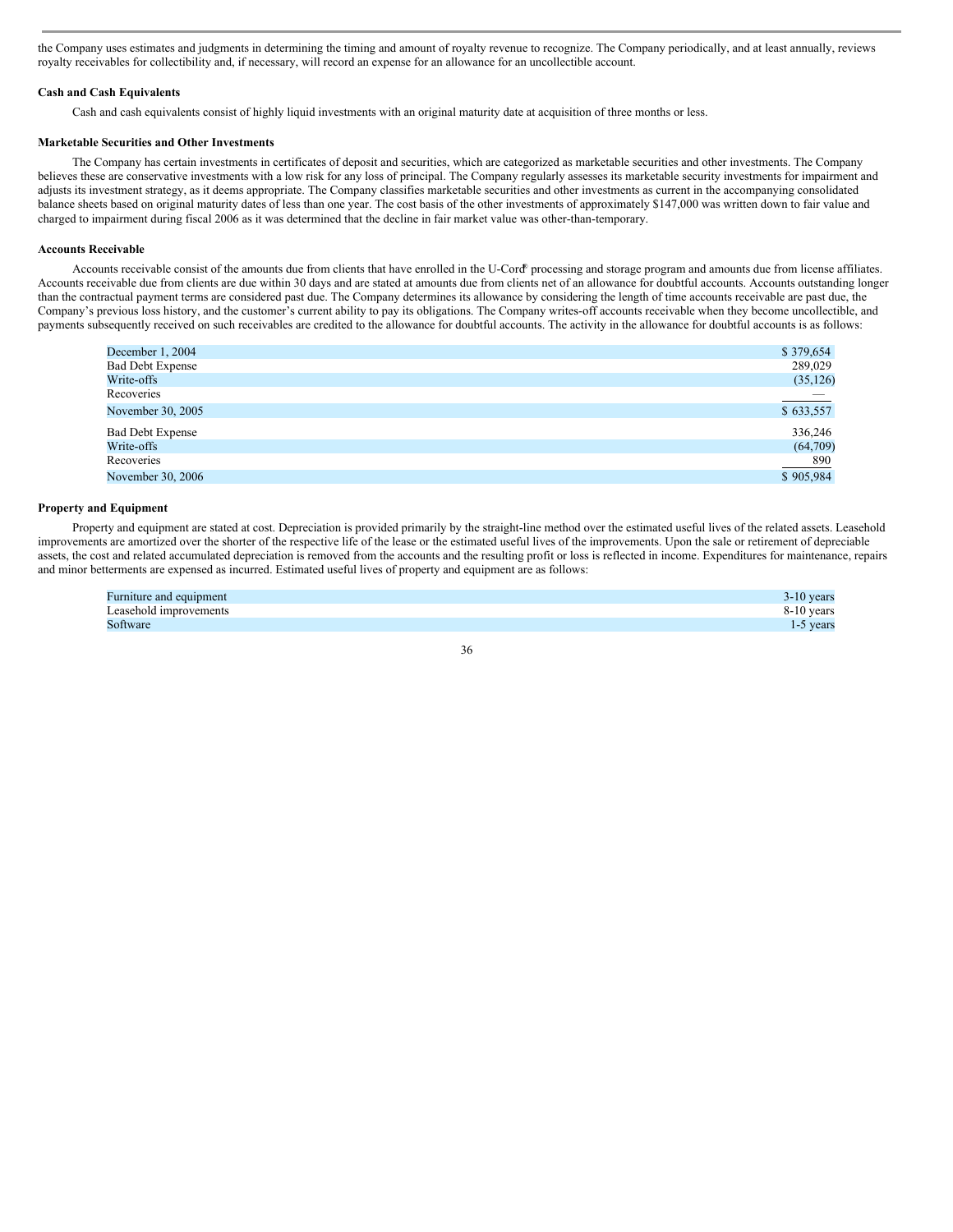the Company uses estimates and judgments in determining the timing and amount of royalty revenue to recognize. The Company periodically, and at least annually, reviews royalty receivables for collectibility and, if necessary, will record an expense for an allowance for an uncollectible account.

**Cash and Cash Equivalents**

Cash and cash equivalents consist of highly liquid investments with an original maturity date at acquisition of three months or less.

**Marketable Securities and Other Investments**

The Company has certain investments in certificates of deposit and securities, which are categorized as marketable securities and other investments. The Company believes these are conservative investments with a low risk for any loss of principal. The Company regularly assesses its marketable security investments for impairment and adjusts its investment strategy, as it deems appropriate. The Company classifies marketable securities and other investments as current in the accompanying consolidated balance sheets based on original maturity dates of less than one year. The cost basis of the other investments of approximately $147,000 was written down to fair value and charged to impairment during fiscal 2006 as it was determined that the decline in fair market value was other-than-temporary.

**Accounts Receivable**

Accounts receivable consist of the amounts due from clients that have enrolled in the U-Cord® processing and storage program and amounts due from license affiliates. Accounts receivable due from clients are due within 30 days and are stated at amounts due from clients net of an allowance for doubtful accounts. Accounts outstanding longer than the contractual payment terms are considered past due. The Company determines its allowance by considering the length of time accounts receivable are past due, the Company's previous loss history, and the customer's current ability to pay its obligations. The Company writes-off accounts receivable when they become uncollectible, and payments subsequently received on such receivables are credited to the allowance for doubtful accounts. The activity in the allowance for doubtful accounts is as follows:

| | |
|---|---|
| December 1, 2004 | $ 379,654 |
| Bad Debt Expense | 289,029 |
| Write-offs | (35,126) |
| Recoveries | — |
| November 30, 2005 | $ 633,557 |
| Bad Debt Expense | 336,246 |
| Write-offs | (64,709) |
| Recoveries | 890 |
| November 30, 2006 | $ 905,984 |

**Property and Equipment**

Property and equipment are stated at cost. Depreciation is provided primarily by the straight-line method over the estimated useful lives of the related assets. Leasehold improvements are amortized over the shorter of the respective life of the lease or the estimated useful lives of the improvements. Upon the sale or retirement of depreciable assets, the cost and related accumulated depreciation is removed from the accounts and the resulting profit or loss is reflected in income. Expenditures for maintenance, repairs and minor betterments are expensed as incurred. Estimated useful lives of property and equipment are as follows:

| | |
|---|---|
| Furniture and equipment | 3-10 years |
| Leasehold improvements | 8-10 years |
| Software | 1-5 years |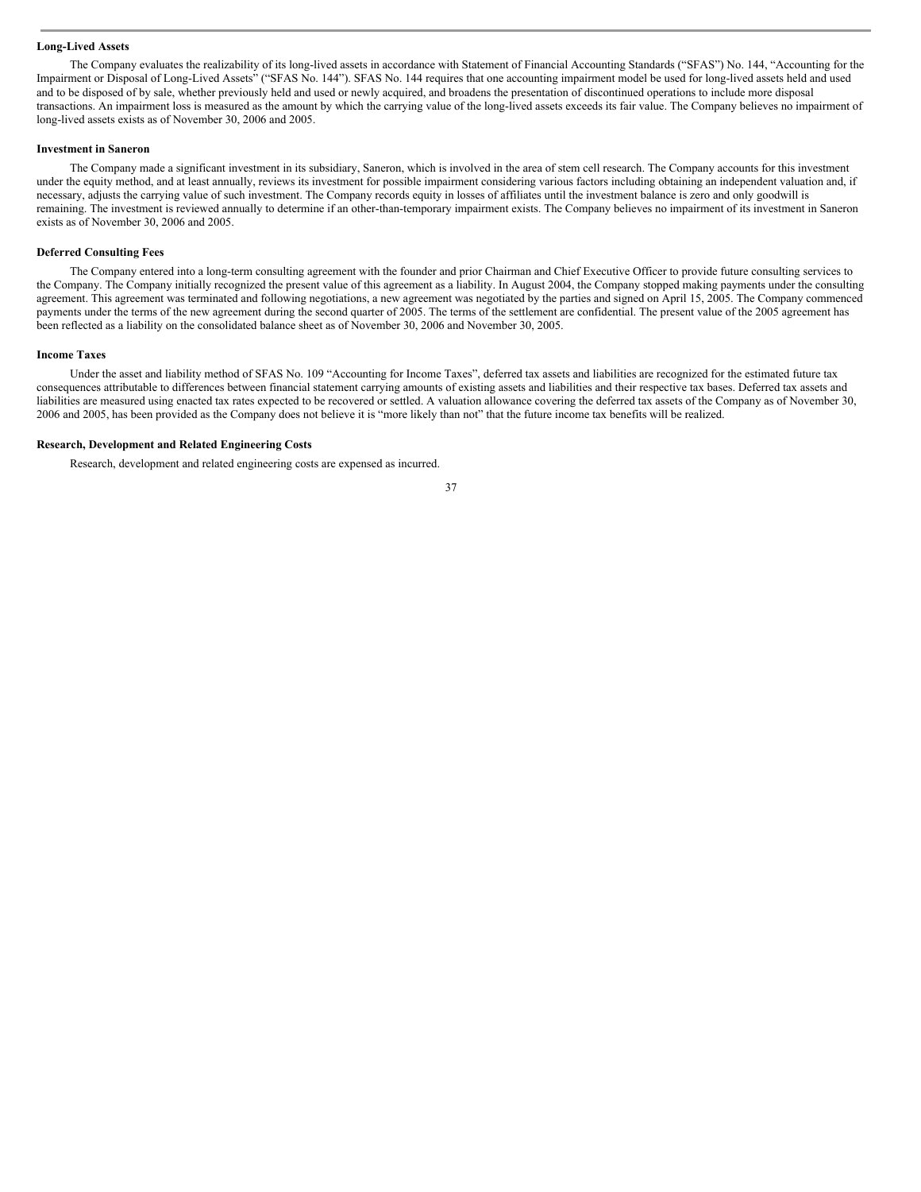**Long-Lived Assets**

The Company evaluates the realizability of its long-lived assets in accordance with Statement of Financial Accounting Standards ("SFAS") No. 144, "Accounting for the Impairment or Disposal of Long-Lived Assets" ("SFAS No. 144"). SFAS No. 144 requires that one accounting impairment model be used for long-lived assets held and used and to be disposed of by sale, whether previously held and used or newly acquired, and broadens the presentation of discontinued operations to include more disposal transactions. An impairment loss is measured as the amount by which the carrying value of the long-lived assets exceeds its fair value. The Company believes no impairment of long-lived assets exists as of November 30, 2006 and 2005.

**Investment in Saneron**

The Company made a significant investment in its subsidiary, Saneron, which is involved in the area of stem cell research. The Company accounts for this investment under the equity method, and at least annually, reviews its investment for possible impairment considering various factors including obtaining an independent valuation and, if necessary, adjusts the carrying value of such investment. The Company records equity in losses of affiliates until the investment balance is zero and only goodwill is remaining. The investment is reviewed annually to determine if an other-than-temporary impairment exists. The Company believes no impairment of its investment in Saneron exists as of November 30, 2006 and 2005.

**Deferred Consulting Fees**

The Company entered into a long-term consulting agreement with the founder and prior Chairman and Chief Executive Officer to provide future consulting services to the Company. The Company initially recognized the present value of this agreement as a liability. In August 2004, the Company stopped making payments under the consulting agreement. This agreement was terminated and following negotiations, a new agreement was negotiated by the parties and signed on April 15, 2005. The Company commenced payments under the terms of the new agreement during the second quarter of 2005. The terms of the settlement are confidential. The present value of the 2005 agreement has been reflected as a liability on the consolidated balance sheet as of November 30, 2006 and November 30, 2005.

**Income Taxes**

Under the asset and liability method of SFAS No. 109 "Accounting for Income Taxes", deferred tax assets and liabilities are recognized for the estimated future tax consequences attributable to differences between financial statement carrying amounts of existing assets and liabilities and their respective tax bases. Deferred tax assets and liabilities are measured using enacted tax rates expected to be recovered or settled. A valuation allowance covering the deferred tax assets of the Company as of November 30, 2006 and 2005, has been provided as the Company does not believe it is "more likely than not" that the future income tax benefits will be realized.

**Research, Development and Related Engineering Costs**

Research, development and related engineering costs are expensed as incurred.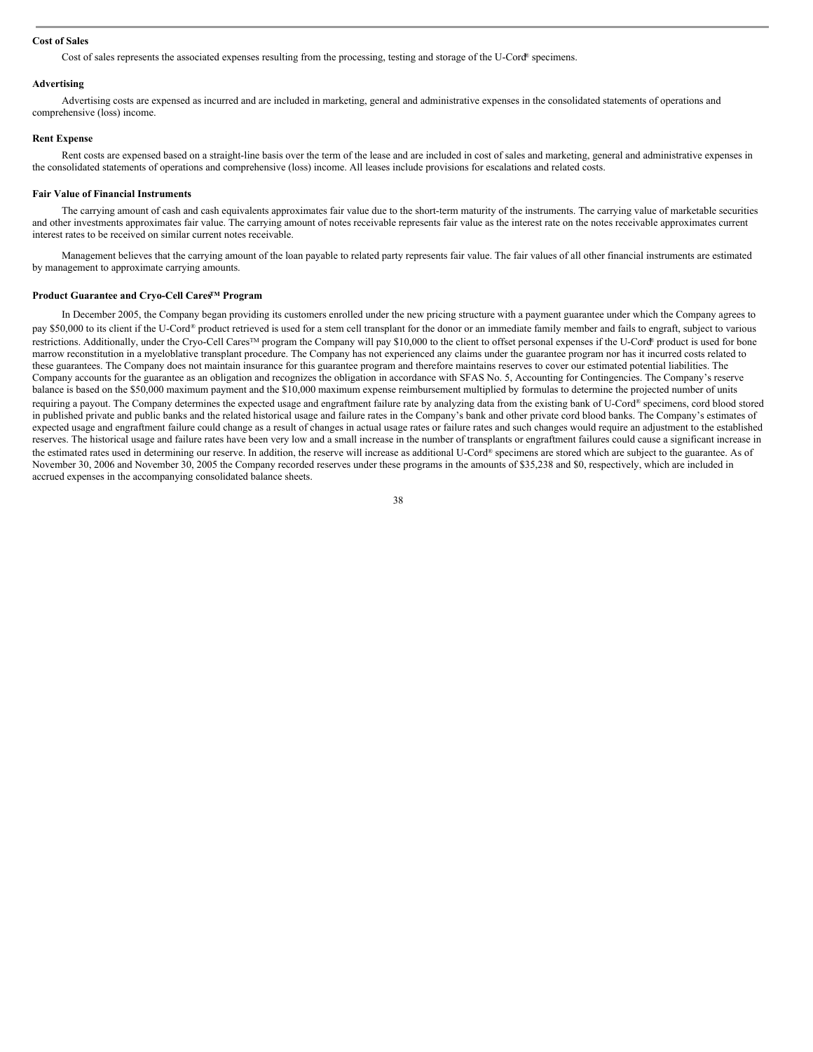**Cost of Sales**

Cost of sales represents the associated expenses resulting from the processing, testing and storage of the U-Cord® specimens.

**Advertising**

Advertising costs are expensed as incurred and are included in marketing, general and administrative expenses in the consolidated statements of operations and comprehensive (loss) income.

**Rent Expense**

Rent costs are expensed based on a straight-line basis over the term of the lease and are included in cost of sales and marketing, general and administrative expenses in the consolidated statements of operations and comprehensive (loss) income. All leases include provisions for escalations and related costs.

**Fair Value of Financial Instruments**

The carrying amount of cash and cash equivalents approximates fair value due to the short-term maturity of the instruments. The carrying value of marketable securities and other investments approximates fair value. The carrying amount of notes receivable represents fair value as the interest rate on the notes receivable approximates current interest rates to be received on similar current notes receivable.

Management believes that the carrying amount of the loan payable to related party represents fair value. The fair values of all other financial instruments are estimated by management to approximate carrying amounts.

**Product Guarantee and Cryo-Cell Cares™ Program**

In December 2005, the Company began providing its customers enrolled under the new pricing structure with a payment guarantee under which the Company agrees to pay $50,000 to its client if the U-Cord® product retrieved is used for a stem cell transplant for the donor or an immediate family member and fails to engraft, subject to various restrictions. Additionally, under the Cryo-Cell Cares™ program the Company will pay $10,000 to the client to offset personal expenses if the U-Cord® product is used for bone marrow reconstitution in a myeloblative transplant procedure. The Company has not experienced any claims under the guarantee program nor has it incurred costs related to these guarantees. The Company does not maintain insurance for this guarantee program and therefore maintains reserves to cover our estimated potential liabilities. The Company accounts for the guarantee as an obligation and recognizes the obligation in accordance with SFAS No. 5, Accounting for Contingencies. The Company's reserve balance is based on the $50,000 maximum payment and the $10,000 maximum expense reimbursement multiplied by formulas to determine the projected number of units requiring a payout. The Company determines the expected usage and engraftment failure rate by analyzing data from the existing bank of U-Cord® specimens, cord blood stored in published private and public banks and the related historical usage and failure rates in the Company's bank and other private cord blood banks. The Company's estimates of expected usage and engraftment failure could change as a result of changes in actual usage rates or failure rates and such changes would require an adjustment to the established reserves. The historical usage and failure rates have been very low and a small increase in the number of transplants or engraftment failures could cause a significant increase in the estimated rates used in determining our reserve. In addition, the reserve will increase as additional U-Cord® specimens are stored which are subject to the guarantee. As of November 30, 2006 and November 30, 2005 the Company recorded reserves under these programs in the amounts of $35,238 and $0, respectively, which are included in accrued expenses in the accompanying consolidated balance sheets.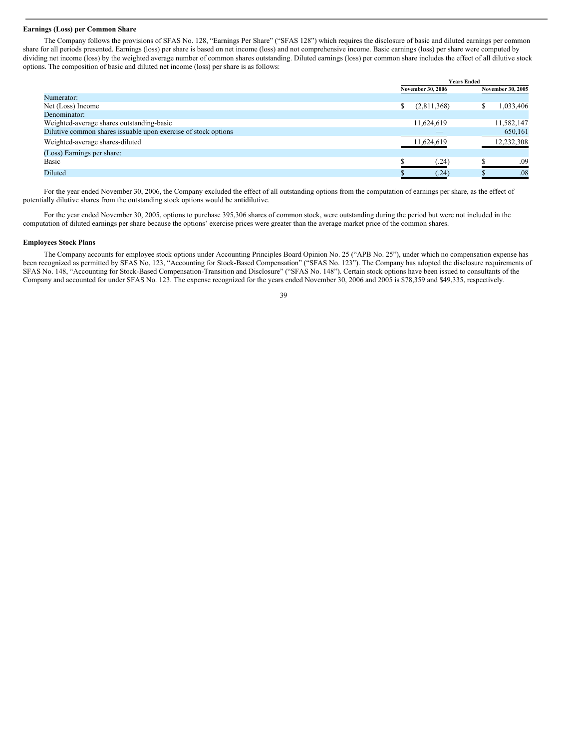**Earnings (Loss) per Common Share**

The Company follows the provisions of SFAS No. 128, "Earnings Per Share" ("SFAS 128") which requires the disclosure of basic and diluted earnings per common share for all periods presented. Earnings (loss) per share is based on net income (loss) and not comprehensive income. Basic earnings (loss) per share were computed by dividing net income (loss) by the weighted average number of common shares outstanding. Diluted earnings (loss) per common share includes the effect of all dilutive stock options. The composition of basic and diluted net income (loss) per share is as follows:

| | Years Ended | |
|---|---|---|
| | November 30, 2006 | November 30, 2005 |
| Numerator: | | |
| Net (Loss) Income | $ (2,811,368) | $ 1,033,406 |
| Denominator: | | |
| Weighted-average shares outstanding-basic | 11,624,619 | 11,582,147 |
| Dilutive common shares issuable upon exercise of stock options | — | 650,161 |
| Weighted-average shares-diluted | 11,624,619 | 12,232,308 |
| (Loss) Earnings per share: | | |
| Basic | $ (.24) | $ .09 |
| Diluted | $ (.24) | $ .08 |

For the year ended November 30, 2006, the Company excluded the effect of all outstanding options from the computation of earnings per share, as the effect of potentially dilutive shares from the outstanding stock options would be antidilutive.

For the year ended November 30, 2005, options to purchase 395,306 shares of common stock, were outstanding during the period but were not included in the computation of diluted earnings per share because the options' exercise prices were greater than the average market price of the common shares.

**Employees Stock Plans**

The Company accounts for employee stock options under Accounting Principles Board Opinion No. 25 ("APB No. 25"), under which no compensation expense has been recognized as permitted by SFAS No, 123, "Accounting for Stock-Based Compensation" ("SFAS No. 123"). The Company has adopted the disclosure requirements of SFAS No. 148, "Accounting for Stock-Based Compensation-Transition and Disclosure" ("SFAS No. 148"). Certain stock options have been issued to consultants of the Company and accounted for under SFAS No. 123. The expense recognized for the years ended November 30, 2006 and 2005 is $78,359 and $49,335, respectively.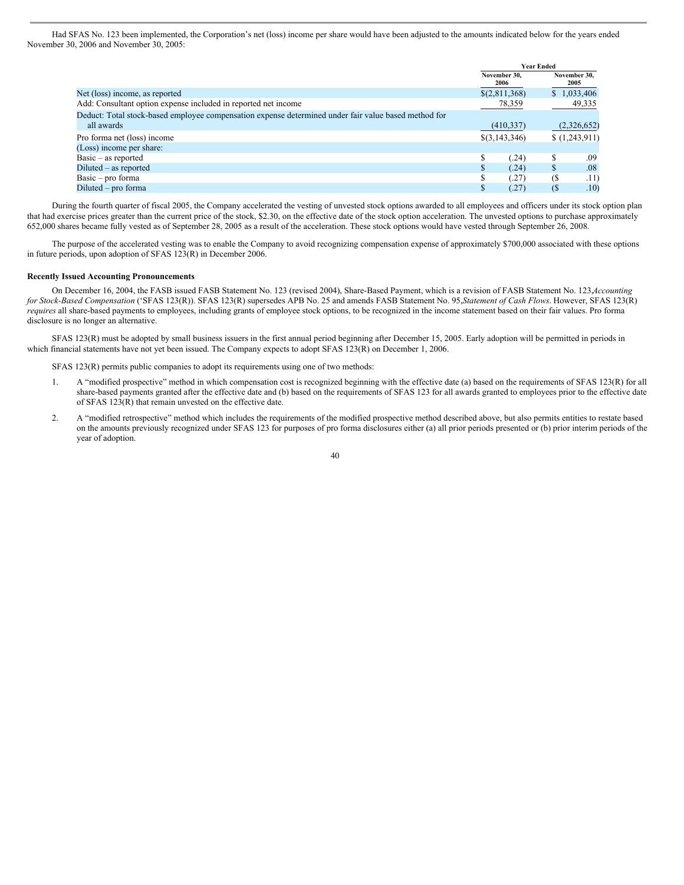Had SFAS No. 123 been implemented, the Corporation's net (loss) income per share would have been adjusted to the amounts indicated below for the years ended November 30, 2006 and November 30, 2005:

| | Year Ended | |
|---|---|---|
| | November 30, 2006 | November 30, 2005 |
| Net (loss) income, as reported | $(2,811,368) | $ 1,033,406 |
| Add: Consultant option expense included in reported net income | 78,359 | 49,335 |
| Deduct: Total stock-based employee compensation expense determined under fair value based method for all awards | (410,337) | (2,326,652) |
| Pro forma net (loss) income | $(3,143,346) | $ (1,243,911) |
| (Loss) income per share: | | |
| Basic – as reported | $ (.24) | $ .09 |
| Diluted – as reported | $ (.24) | $ .08 |
| Basic – pro forma | $ (.27) | ($ .11) |
| Diluted – pro forma | $ (.27) | ($ .10) |

During the fourth quarter of fiscal 2005, the Company accelerated the vesting of unvested stock options awarded to all employees and officers under its stock option plan that had exercise prices greater than the current price of the stock, $2.30, on the effective date of the stock option acceleration. The unvested options to purchase approximately 652,000 shares became fully vested as of September 28, 2005 as a result of the acceleration. These stock options would have vested through September 26, 2008.

The purpose of the accelerated vesting was to enable the Company to avoid recognizing compensation expense of approximately $700,000 associated with these options in future periods, upon adoption of SFAS 123(R) in December 2006.

**Recently Issued Accounting Pronouncements**

On December 16, 2004, the FASB issued FASB Statement No. 123 (revised 2004), Share-Based Payment, which is a revision of FASB Statement No. 123,*Accounting for Stock-Based Compensation* ('SFAS 123(R)). SFAS 123(R) supersedes APB No. 25 and amends FASB Statement No. 95,*Statement of Cash Flows*. However, SFAS 123(R) *requires* all share-based payments to employees, including grants of employee stock options, to be recognized in the income statement based on their fair values. Pro forma disclosure is no longer an alternative.

SFAS 123(R) must be adopted by small business issuers in the first annual period beginning after December 15, 2005. Early adoption will be permitted in periods in which financial statements have not yet been issued. The Company expects to adopt SFAS 123(R) on December 1, 2006.

SFAS 123(R) permits public companies to adopt its requirements using one of two methods:

1. A "modified prospective" method in which compensation cost is recognized beginning with the effective date (a) based on the requirements of SFAS 123(R) for all share-based payments granted after the effective date and (b) based on the requirements of SFAS 123 for all awards granted to employees prior to the effective date of SFAS 123(R) that remain unvested on the effective date.

2. A "modified retrospective" method which includes the requirements of the modified prospective method described above, but also permits entities to restate based on the amounts previously recognized under SFAS 123 for purposes of pro forma disclosures either (a) all prior periods presented or (b) prior interim periods of the year of adoption.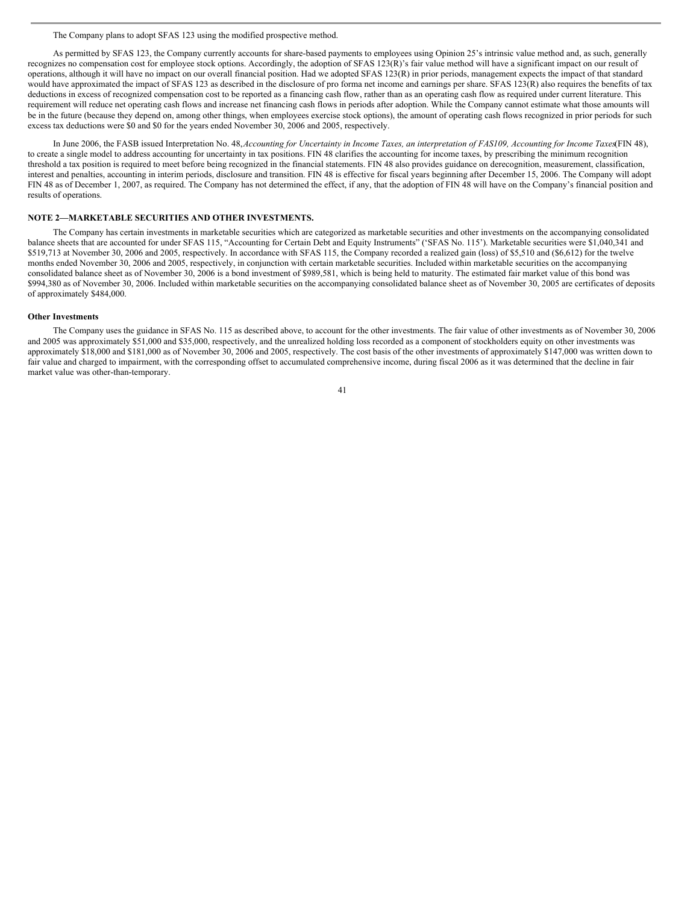The Company plans to adopt SFAS 123 using the modified prospective method.

As permitted by SFAS 123, the Company currently accounts for share-based payments to employees using Opinion 25's intrinsic value method and, as such, generally recognizes no compensation cost for employee stock options. Accordingly, the adoption of SFAS 123(R)'s fair value method will have a significant impact on our result of operations, although it will have no impact on our overall financial position. Had we adopted SFAS 123(R) in prior periods, management expects the impact of that standard would have approximated the impact of SFAS 123 as described in the disclosure of pro forma net income and earnings per share. SFAS 123(R) also requires the benefits of tax deductions in excess of recognized compensation cost to be reported as a financing cash flow, rather than as an operating cash flow as required under current literature. This requirement will reduce net operating cash flows and increase net financing cash flows in periods after adoption. While the Company cannot estimate what those amounts will be in the future (because they depend on, among other things, when employees exercise stock options), the amount of operating cash flows recognized in prior periods for such excess tax deductions were $0 and $0 for the years ended November 30, 2006 and 2005, respectively.

In June 2006, the FASB issued Interpretation No. 48, *Accounting for Uncertainty in Income Taxes, an interpretation of FAS109, Accounting for Income Taxes* (FIN 48), to create a single model to address accounting for uncertainty in tax positions. FIN 48 clarifies the accounting for income taxes, by prescribing the minimum recognition threshold a tax position is required to meet before being recognized in the financial statements. FIN 48 also provides guidance on derecognition, measurement, classification, interest and penalties, accounting in interim periods, disclosure and transition. FIN 48 is effective for fiscal years beginning after December 15, 2006. The Company will adopt FIN 48 as of December 1, 2007, as required. The Company has not determined the effect, if any, that the adoption of FIN 48 will have on the Company's financial position and results of operations.

## NOTE 2—MARKETABLE SECURITIES AND OTHER INVESTMENTS.

The Company has certain investments in marketable securities which are categorized as marketable securities and other investments on the accompanying consolidated balance sheets that are accounted for under SFAS 115, "Accounting for Certain Debt and Equity Instruments" ('SFAS No. 115'). Marketable securities were $1,040,341 and $519,713 at November 30, 2006 and 2005, respectively. In accordance with SFAS 115, the Company recorded a realized gain (loss) of $5,510 and ($6,612) for the twelve months ended November 30, 2006 and 2005, respectively, in conjunction with certain marketable securities. Included within marketable securities on the accompanying consolidated balance sheet as of November 30, 2006 is a bond investment of $989,581, which is being held to maturity. The estimated fair market value of this bond was $994,380 as of November 30, 2006. Included within marketable securities on the accompanying consolidated balance sheet as of November 30, 2005 are certificates of deposits of approximately $484,000.

### Other Investments

The Company uses the guidance in SFAS No. 115 as described above, to account for the other investments. The fair value of other investments as of November 30, 2006 and 2005 was approximately $51,000 and $35,000, respectively, and the unrealized holding loss recorded as a component of stockholders equity on other investments was approximately $18,000 and $181,000 as of November 30, 2006 and 2005, respectively. The cost basis of the other investments of approximately $147,000 was written down to fair value and charged to impairment, with the corresponding offset to accumulated comprehensive income, during fiscal 2006 as it was determined that the decline in fair market value was other-than-temporary.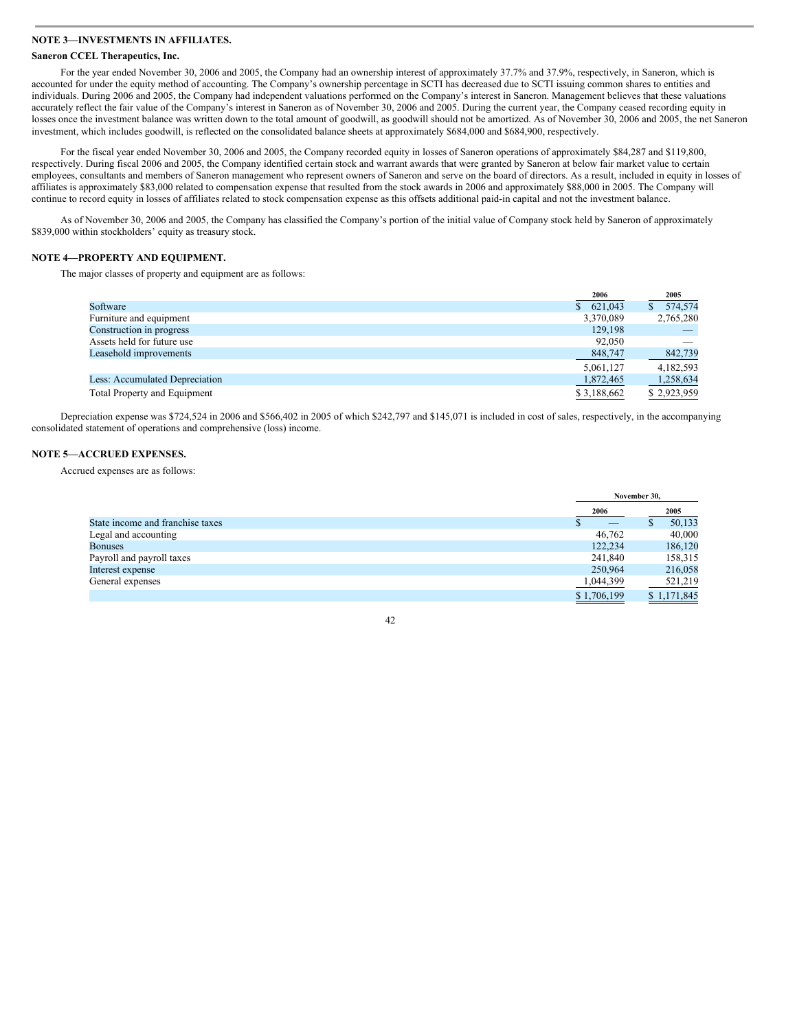## NOTE 3—INVESTMENTS IN AFFILIATES.

### Saneron CCEL Therapeutics, Inc.

For the year ended November 30, 2006 and 2005, the Company had an ownership interest of approximately 37.7% and 37.9%, respectively, in Saneron, which is accounted for under the equity method of accounting. The Company's ownership percentage in SCTI has decreased due to SCTI issuing common shares to entities and individuals. During 2006 and 2005, the Company had independent valuations performed on the Company's interest in Saneron. Management believes that these valuations accurately reflect the fair value of the Company's interest in Saneron as of November 30, 2006 and 2005. During the current year, the Company ceased recording equity in losses once the investment balance was written down to the total amount of goodwill, as goodwill should not be amortized. As of November 30, 2006 and 2005, the net Saneron investment, which includes goodwill, is reflected on the consolidated balance sheets at approximately $684,000 and $684,900, respectively.

For the fiscal year ended November 30, 2006 and 2005, the Company recorded equity in losses of Saneron operations of approximately $84,287 and $119,800, respectively. During fiscal 2006 and 2005, the Company identified certain stock and warrant awards that were granted by Saneron at below fair market value to certain employees, consultants and members of Saneron management who represent owners of Saneron and serve on the board of directors. As a result, included in equity in losses of affiliates is approximately $83,000 related to compensation expense that resulted from the stock awards in 2006 and approximately $88,000 in 2005. The Company will continue to record equity in losses of affiliates related to stock compensation expense as this offsets additional paid-in capital and not the investment balance.

As of November 30, 2006 and 2005, the Company has classified the Company's portion of the initial value of Company stock held by Saneron of approximately $839,000 within stockholders' equity as treasury stock.

## NOTE 4—PROPERTY AND EQUIPMENT.

The major classes of property and equipment are as follows:

| | 2006 | 2005 |
|---|---|---|
| Software | $ 621,043 | $ 574,574 |
| Furniture and equipment | 3,370,089 | 2,765,280 |
| Construction in progress | 129,198 | — |
| Assets held for future use | 92,050 | — |
| Leasehold improvements | 848,747 | 842,739 |
| | 5,061,127 | 4,182,593 |
| Less: Accumulated Depreciation | 1,872,465 | 1,258,634 |
| Total Property and Equipment | $ 3,188,662 | $ 2,923,959 |

Depreciation expense was $724,524 in 2006 and $566,402 in 2005 of which $242,797 and $145,071 is included in cost of sales, respectively, in the accompanying consolidated statement of operations and comprehensive (loss) income.

## NOTE 5—ACCRUED EXPENSES.

Accrued expenses are as follows:

| | November 30, | |
|---|---|---|
| | 2006 | 2005 |
| State income and franchise taxes | $ — | $ 50,133 |
| Legal and accounting | 46,762 | 40,000 |
| Bonuses | 122,234 | 186,120 |
| Payroll and payroll taxes | 241,840 | 158,315 |
| Interest expense | 250,964 | 216,058 |
| General expenses | 1,044,399 | 521,219 |
| | $ 1,706,199 | $ 1,171,845 |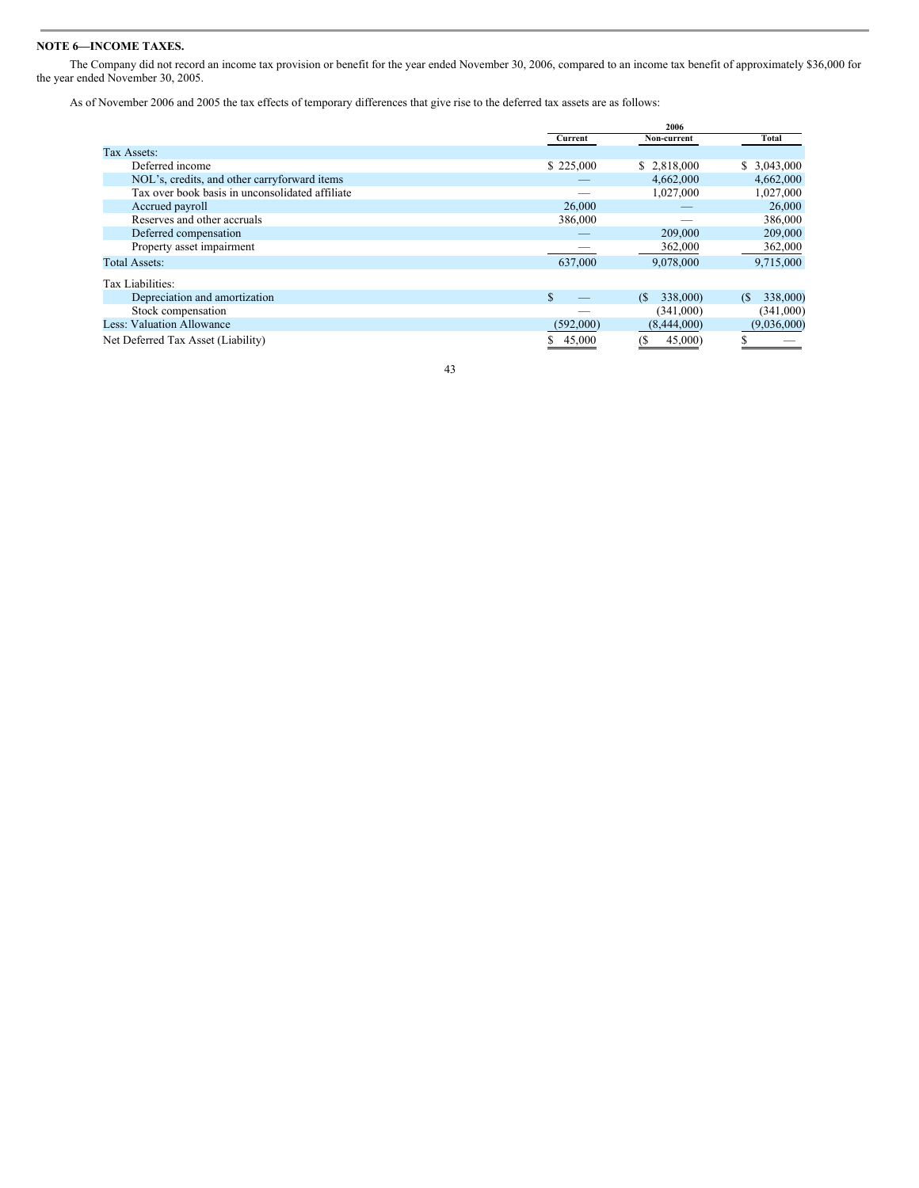**NOTE 6—INCOME TAXES.**

The Company did not record an income tax provision or benefit for the year ended November 30, 2006, compared to an income tax benefit of approximately $36,000 for the year ended November 30, 2005.

As of November 2006 and 2005 the tax effects of temporary differences that give rise to the deferred tax assets are as follows:

| | 2006 | | |
|---|---|---|---|
| | Current | Non-current | Total |
| Tax Assets: | | | |
| Deferred income | $ 225,000 | $ 2,818,000 | $ 3,043,000 |
| NOL's, credits, and other carryforward items | — | 4,662,000 | 4,662,000 |
| Tax over book basis in unconsolidated affiliate | — | 1,027,000 | 1,027,000 |
| Accrued payroll | 26,000 | — | 26,000 |
| Reserves and other accruals | 386,000 | — | 386,000 |
| Deferred compensation | — | 209,000 | 209,000 |
| Property asset impairment | — | 362,000 | 362,000 |
| Total Assets: | 637,000 | 9,078,000 | 9,715,000 |
| Tax Liabilities: | | | |
| Depreciation and amortization | $ — | ($ 338,000) | ($ 338,000) |
| Stock compensation | — | (341,000) | (341,000) |
| Less: Valuation Allowance | (592,000) | (8,444,000) | (9,036,000) |
| Net Deferred Tax Asset (Liability) | $ 45,000 | ($ 45,000) | $ — |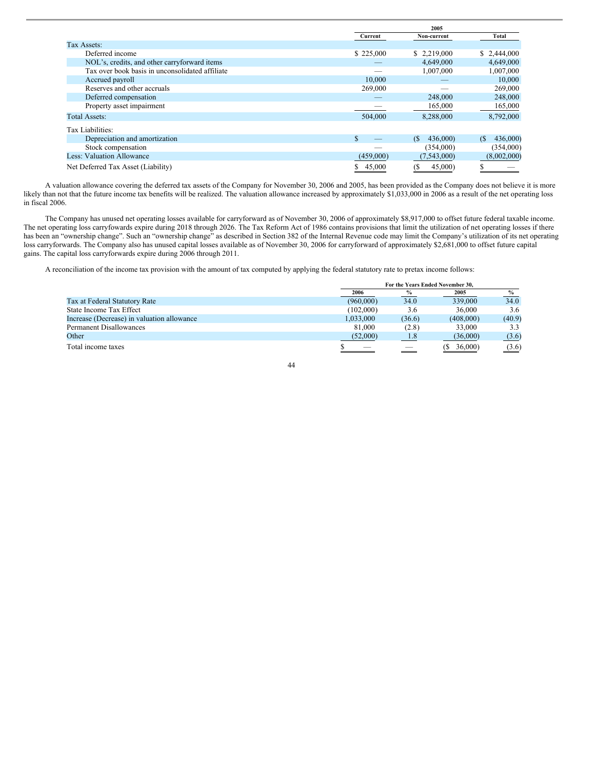| | 2005 | | |
|---|---|---|---|
| | Current | Non-current | Total |
| Tax Assets: | | | |
| Deferred income | $ 225,000 | $ 2,219,000 | $ 2,444,000 |
| NOL's, credits, and other carryforward items | — | 4,649,000 | 4,649,000 |
| Tax over book basis in unconsolidated affiliate | — | 1,007,000 | 1,007,000 |
| Accrued payroll | 10,000 | — | 10,000 |
| Reserves and other accruals | 269,000 | — | 269,000 |
| Deferred compensation | — | 248,000 | 248,000 |
| Property asset impairment | — | 165,000 | 165,000 |
| Total Assets: | 504,000 | 8,288,000 | 8,792,000 |
| Tax Liabilities: | | | |
| Depreciation and amortization | $ — | ($ 436,000) | ($ 436,000) |
| Stock compensation | — | (354,000) | (354,000) |
| Less: Valuation Allowance | (459,000) | (7,543,000) | (8,002,000) |
| Net Deferred Tax Asset (Liability) | $ 45,000 | ($ 45,000) | $ — |

A valuation allowance covering the deferred tax assets of the Company for November 30, 2006 and 2005, has been provided as the Company does not believe it is more likely than not that the future income tax benefits will be realized. The valuation allowance increased by approximately $1,033,000 in 2006 as a result of the net operating loss in fiscal 2006.

The Company has unused net operating losses available for carryforward as of November 30, 2006 of approximately $8,917,000 to offset future federal taxable income. The net operating loss carryfowards expire during 2018 through 2026. The Tax Reform Act of 1986 contains provisions that limit the utilization of net operating losses if there has been an "ownership change". Such an "ownership change" as described in Section 382 of the Internal Revenue code may limit the Company's utilization of its net operating loss carryforwards. The Company also has unused capital losses available as of November 30, 2006 for carryforward of approximately $2,681,000 to offset future capital gains. The capital loss carryforwards expire during 2006 through 2011.

A reconciliation of the income tax provision with the amount of tax computed by applying the federal statutory rate to pretax income follows:

| | For the Years Ended November 30, | | | |
|---|---|---|---|---|
| | 2006 | % | 2005 | % |
| Tax at Federal Statutory Rate | (960,000) | 34.0 | 339,000 | 34.0 |
| State Income Tax Effect | (102,000) | 3.6 | 36,000 | 3.6 |
| Increase (Decrease) in valuation allowance | 1,033,000 | (36.6) | (408,000) | (40.9) |
| Permanent Disallowances | 81,000 | (2.8) | 33,000 | 3.3 |
| Other | (52,000) | 1.8 | (36,000) | (3.6) |
| Total income taxes | $ — | — | ($ 36,000) | (3.6) |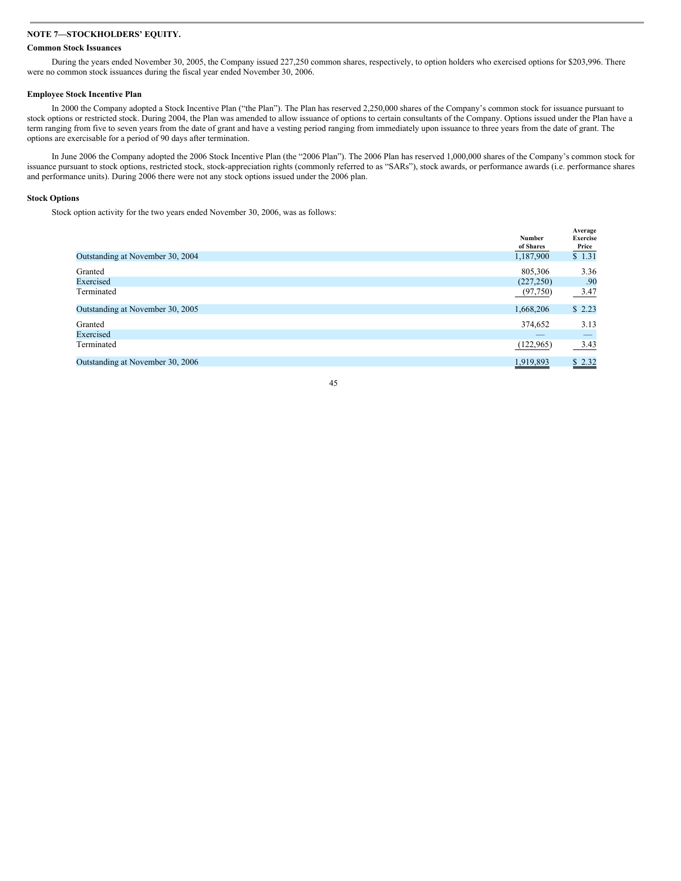## NOTE 7—STOCKHOLDERS' EQUITY.

### Common Stock Issuances

During the years ended November 30, 2005, the Company issued 227,250 common shares, respectively, to option holders who exercised options for $203,996. There were no common stock issuances during the fiscal year ended November 30, 2006.

### Employee Stock Incentive Plan

In 2000 the Company adopted a Stock Incentive Plan ("the Plan"). The Plan has reserved 2,250,000 shares of the Company's common stock for issuance pursuant to stock options or restricted stock. During 2004, the Plan was amended to allow issuance of options to certain consultants of the Company. Options issued under the Plan have a term ranging from five to seven years from the date of grant and have a vesting period ranging from immediately upon issuance to three years from the date of grant. The options are exercisable for a period of 90 days after termination.

In June 2006 the Company adopted the 2006 Stock Incentive Plan (the "2006 Plan"). The 2006 Plan has reserved 1,000,000 shares of the Company's common stock for issuance pursuant to stock options, restricted stock, stock-appreciation rights (commonly referred to as "SARs"), stock awards, or performance awards (i.e. performance shares and performance units). During 2006 there were not any stock options issued under the 2006 plan.

### Stock Options

Stock option activity for the two years ended November 30, 2006, was as follows:

| | Number of Shares | Average Exercise Price |
|---|---|---|
| Outstanding at November 30, 2004 | 1,187,900 | $ 1.31 |
| Granted | 805,306 | 3.36 |
| Exercised | (227,250) | .90 |
| Terminated | (97,750) | 3.47 |
| Outstanding at November 30, 2005 | 1,668,206 | $ 2.23 |
| Granted | 374,652 | 3.13 |
| Exercised | — | — |
| Terminated | (122,965) | 3.43 |
| Outstanding at November 30, 2006 | 1,919,893 | $ 2.32 |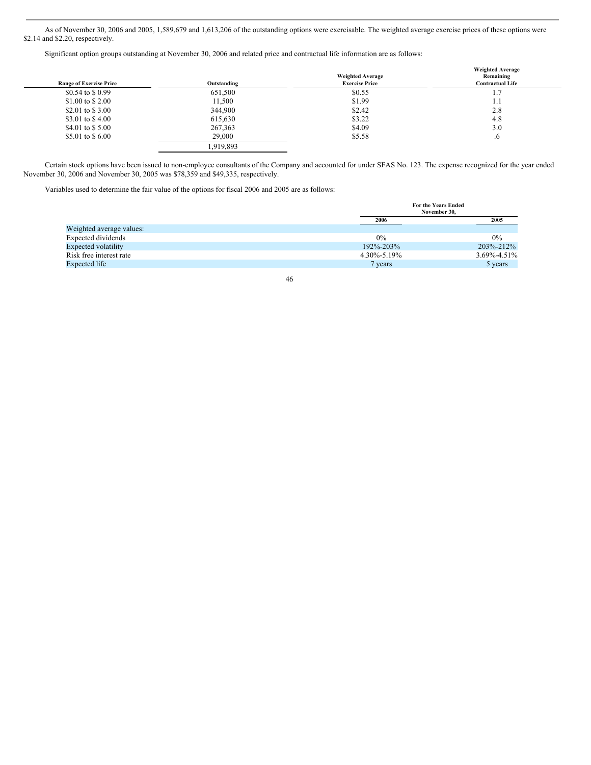As of November 30, 2006 and 2005, 1,589,679 and 1,613,206 of the outstanding options were exercisable. The weighted average exercise prices of these options were $2.14 and $2.20, respectively.

Significant option groups outstanding at November 30, 2006 and related price and contractual life information are as follows:

| Range of Exercise Price | Outstanding | Weighted Average Exercise Price | Weighted Average Remaining Contractual Life |
|---|---|---|---|
| $0.54 to $ 0.99 | 651,500 | $0.55 | 1.7 |
| $1.00 to $ 2.00 | 11,500 | $1.99 | 1.1 |
| $2.01 to $ 3.00 | 344,900 | $2.42 | 2.8 |
| $3.01 to $ 4.00 | 615,630 | $3.22 | 4.8 |
| $4.01 to $ 5.00 | 267,363 | $4.09 | 3.0 |
| $5.01 to $ 6.00 | 29,000 | $5.58 | .6 |
| | 1,919,893 | | |

Certain stock options have been issued to non-employee consultants of the Company and accounted for under SFAS No. 123. The expense recognized for the year ended November 30, 2006 and November 30, 2005 was $78,359 and $49,335, respectively.

Variables used to determine the fair value of the options for fiscal 2006 and 2005 are as follows:

| | For the Years Ended November 30, | |
|---|---|---|
| | 2006 | 2005 |
| Weighted average values: | | |
| Expected dividends | 0% | 0% |
| Expected volatility | 192%-203% | 203%-212% |
| Risk free interest rate | 4.30%-5.19% | 3.69%-4.51% |
| Expected life | 7 years | 5 years |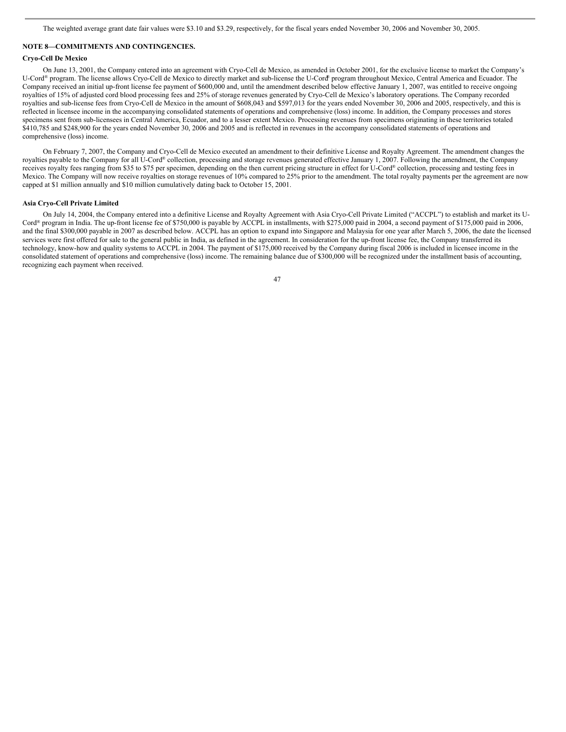The weighted average grant date fair values were $3.10 and $3.29, respectively, for the fiscal years ended November 30, 2006 and November 30, 2005.

## NOTE 8—COMMITMENTS AND CONTINGENCIES.

### Cryo-Cell De Mexico

On June 13, 2001, the Company entered into an agreement with Cryo-Cell de Mexico, as amended in October 2001, for the exclusive license to market the Company's U-Cord® program. The license allows Cryo-Cell de Mexico to directly market and sub-license the U-Cord® program throughout Mexico, Central America and Ecuador. The Company received an initial up-front license fee payment of $600,000 and, until the amendment described below effective January 1, 2007, was entitled to receive ongoing royalties of 15% of adjusted cord blood processing fees and 25% of storage revenues generated by Cryo-Cell de Mexico's laboratory operations. The Company recorded royalties and sub-license fees from Cryo-Cell de Mexico in the amount of $608,043 and $597,013 for the years ended November 30, 2006 and 2005, respectively, and this is reflected in licensee income in the accompanying consolidated statements of operations and comprehensive (loss) income. In addition, the Company processes and stores specimens sent from sub-licensees in Central America, Ecuador, and to a lesser extent Mexico. Processing revenues from specimens originating in these territories totaled $410,785 and $248,900 for the years ended November 30, 2006 and 2005 and is reflected in revenues in the accompany consolidated statements of operations and comprehensive (loss) income.

On February 7, 2007, the Company and Cryo-Cell de Mexico executed an amendment to their definitive License and Royalty Agreement. The amendment changes the royalties payable to the Company for all U-Cord® collection, processing and storage revenues generated effective January 1, 2007. Following the amendment, the Company receives royalty fees ranging from $35 to $75 per specimen, depending on the then current pricing structure in effect for U-Cord® collection, processing and testing fees in Mexico. The Company will now receive royalties on storage revenues of 10% compared to 25% prior to the amendment. The total royalty payments per the agreement are now capped at $1 million annually and $10 million cumulatively dating back to October 15, 2001.

### Asia Cryo-Cell Private Limited

On July 14, 2004, the Company entered into a definitive License and Royalty Agreement with Asia Cryo-Cell Private Limited ("ACCPL") to establish and market its U-Cord® program in India. The up-front license fee of $750,000 is payable by ACCPL in installments, with $275,000 paid in 2004, a second payment of $175,000 paid in 2006, and the final $300,000 payable in 2007 as described below. ACCPL has an option to expand into Singapore and Malaysia for one year after March 5, 2006, the date the licensed services were first offered for sale to the general public in India, as defined in the agreement. In consideration for the up-front license fee, the Company transferred its technology, know-how and quality systems to ACCPL in 2004. The payment of $175,000 received by the Company during fiscal 2006 is included in licensee income in the consolidated statement of operations and comprehensive (loss) income. The remaining balance due of $300,000 will be recognized under the installment basis of accounting, recognizing each payment when received.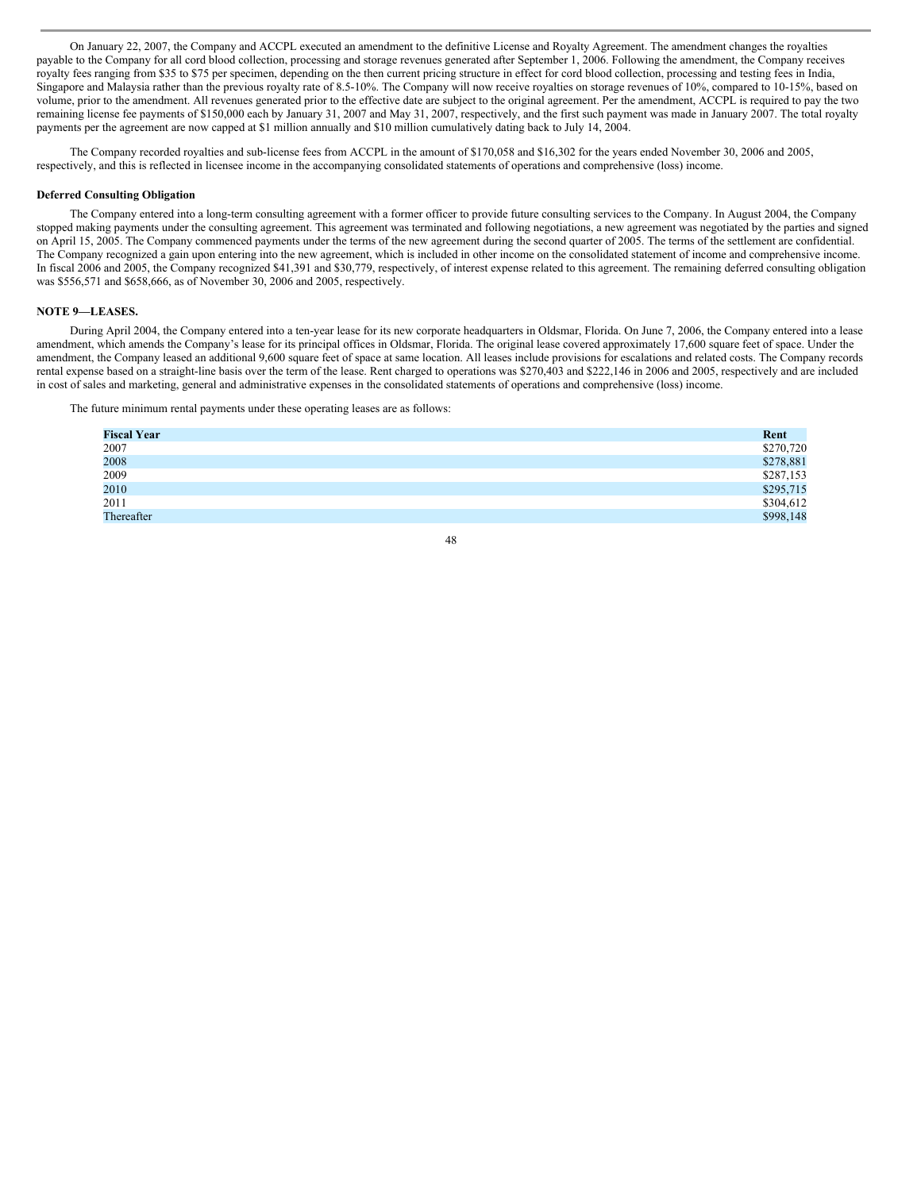On January 22, 2007, the Company and ACCPL executed an amendment to the definitive License and Royalty Agreement. The amendment changes the royalties payable to the Company for all cord blood collection, processing and storage revenues generated after September 1, 2006. Following the amendment, the Company receives royalty fees ranging from $35 to $75 per specimen, depending on the then current pricing structure in effect for cord blood collection, processing and testing fees in India, Singapore and Malaysia rather than the previous royalty rate of 8.5-10%. The Company will now receive royalties on storage revenues of 10%, compared to 10-15%, based on volume, prior to the amendment. All revenues generated prior to the effective date are subject to the original agreement. Per the amendment, ACCPL is required to pay the two remaining license fee payments of $150,000 each by January 31, 2007 and May 31, 2007, respectively, and the first such payment was made in January 2007. The total royalty payments per the agreement are now capped at $1 million annually and $10 million cumulatively dating back to July 14, 2004.

The Company recorded royalties and sub-license fees from ACCPL in the amount of $170,058 and $16,302 for the years ended November 30, 2006 and 2005, respectively, and this is reflected in licensee income in the accompanying consolidated statements of operations and comprehensive (loss) income.

**Deferred Consulting Obligation**

The Company entered into a long-term consulting agreement with a former officer to provide future consulting services to the Company. In August 2004, the Company stopped making payments under the consulting agreement. This agreement was terminated and following negotiations, a new agreement was negotiated by the parties and signed on April 15, 2005. The Company commenced payments under the terms of the new agreement during the second quarter of 2005. The terms of the settlement are confidential. The Company recognized a gain upon entering into the new agreement, which is included in other income on the consolidated statement of income and comprehensive income. In fiscal 2006 and 2005, the Company recognized $41,391 and $30,779, respectively, of interest expense related to this agreement. The remaining deferred consulting obligation was $556,571 and $658,666, as of November 30, 2006 and 2005, respectively.

**NOTE 9—LEASES.**

During April 2004, the Company entered into a ten-year lease for its new corporate headquarters in Oldsmar, Florida. On June 7, 2006, the Company entered into a lease amendment, which amends the Company's lease for its principal offices in Oldsmar, Florida. The original lease covered approximately 17,600 square feet of space. Under the amendment, the Company leased an additional 9,600 square feet of space at same location. All leases include provisions for escalations and related costs. The Company records rental expense based on a straight-line basis over the term of the lease. Rent charged to operations was $270,403 and $222,146 in 2006 and 2005, respectively and are included in cost of sales and marketing, general and administrative expenses in the consolidated statements of operations and comprehensive (loss) income.

The future minimum rental payments under these operating leases are as follows:

| Fiscal Year | Rent |
|---|---|
| 2007 | $270,720 |
| 2008 | $278,881 |
| 2009 | $287,153 |
| 2010 | $295,715 |
| 2011 | $304,612 |
| Thereafter | $998,148 |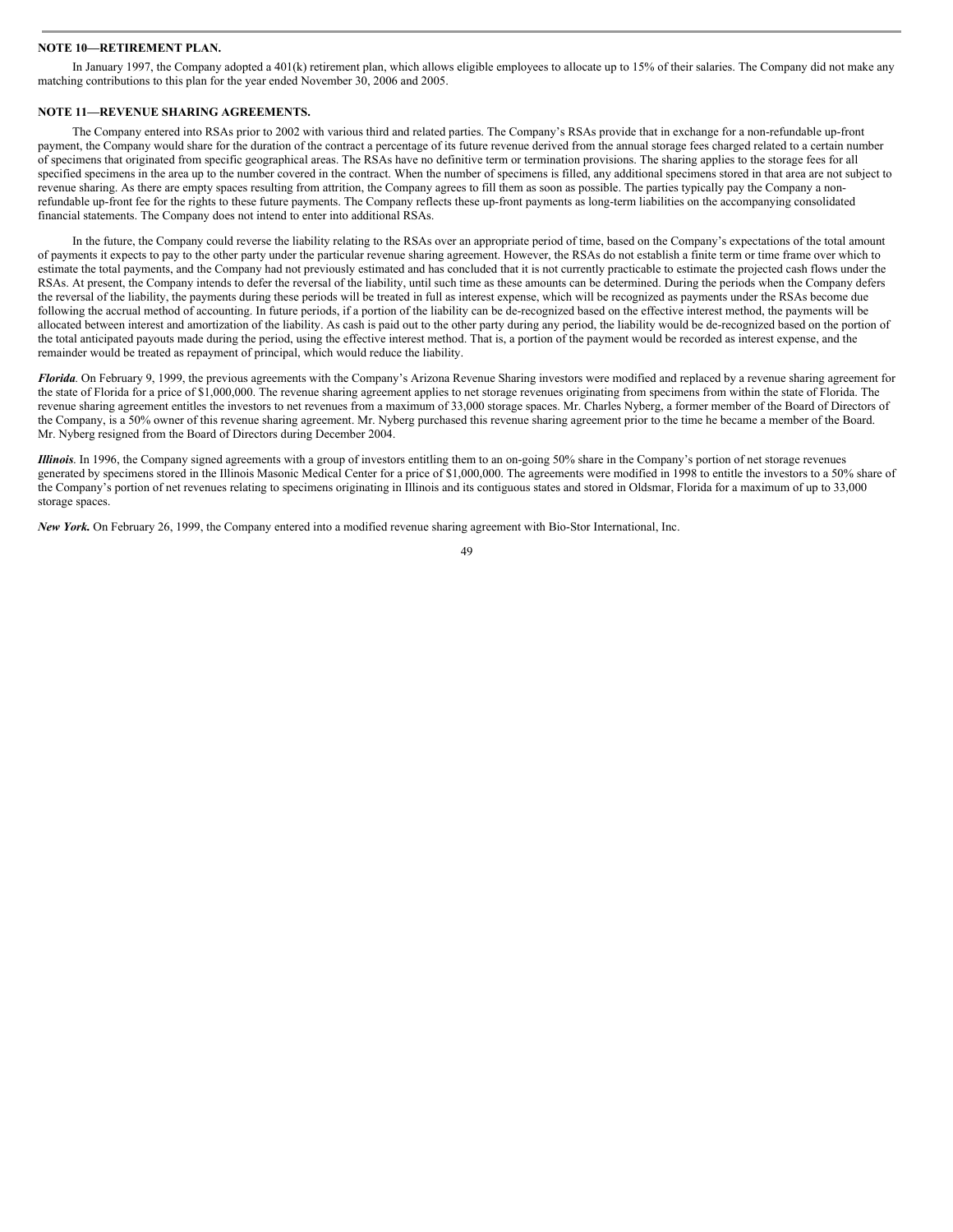**NOTE 10—RETIREMENT PLAN.**

In January 1997, the Company adopted a 401(k) retirement plan, which allows eligible employees to allocate up to 15% of their salaries. The Company did not make any matching contributions to this plan for the year ended November 30, 2006 and 2005.

**NOTE 11—REVENUE SHARING AGREEMENTS.**

The Company entered into RSAs prior to 2002 with various third and related parties. The Company's RSAs provide that in exchange for a non-refundable up-front payment, the Company would share for the duration of the contract a percentage of its future revenue derived from the annual storage fees charged related to a certain number of specimens that originated from specific geographical areas. The RSAs have no definitive term or termination provisions. The sharing applies to the storage fees for all specified specimens in the area up to the number covered in the contract. When the number of specimens is filled, any additional specimens stored in that area are not subject to revenue sharing. As there are empty spaces resulting from attrition, the Company agrees to fill them as soon as possible. The parties typically pay the Company a non-refundable up-front fee for the rights to these future payments. The Company reflects these up-front payments as long-term liabilities on the accompanying consolidated financial statements. The Company does not intend to enter into additional RSAs.

In the future, the Company could reverse the liability relating to the RSAs over an appropriate period of time, based on the Company's expectations of the total amount of payments it expects to pay to the other party under the particular revenue sharing agreement. However, the RSAs do not establish a finite term or time frame over which to estimate the total payments, and the Company had not previously estimated and has concluded that it is not currently practicable to estimate the projected cash flows under the RSAs. At present, the Company intends to defer the reversal of the liability, until such time as these amounts can be determined. During the periods when the Company defers the reversal of the liability, the payments during these periods will be treated in full as interest expense, which will be recognized as payments under the RSAs become due following the accrual method of accounting. In future periods, if a portion of the liability can be de-recognized based on the effective interest method, the payments will be allocated between interest and amortization of the liability. As cash is paid out to the other party during any period, the liability would be de-recognized based on the portion of the total anticipated payouts made during the period, using the effective interest method. That is, a portion of the payment would be recorded as interest expense, and the remainder would be treated as repayment of principal, which would reduce the liability.

***Florida***. On February 9, 1999, the previous agreements with the Company's Arizona Revenue Sharing investors were modified and replaced by a revenue sharing agreement for the state of Florida for a price of $1,000,000. The revenue sharing agreement applies to net storage revenues originating from specimens from within the state of Florida. The revenue sharing agreement entitles the investors to net revenues from a maximum of 33,000 storage spaces. Mr. Charles Nyberg, a former member of the Board of Directors of the Company, is a 50% owner of this revenue sharing agreement. Mr. Nyberg purchased this revenue sharing agreement prior to the time he became a member of the Board. Mr. Nyberg resigned from the Board of Directors during December 2004.

***Illinois***. In 1996, the Company signed agreements with a group of investors entitling them to an on-going 50% share in the Company's portion of net storage revenues generated by specimens stored in the Illinois Masonic Medical Center for a price of $1,000,000. The agreements were modified in 1998 to entitle the investors to a 50% share of the Company's portion of net revenues relating to specimens originating in Illinois and its contiguous states and stored in Oldsmar, Florida for a maximum of up to 33,000 storage spaces.

***New York.*** On February 26, 1999, the Company entered into a modified revenue sharing agreement with Bio-Stor International, Inc.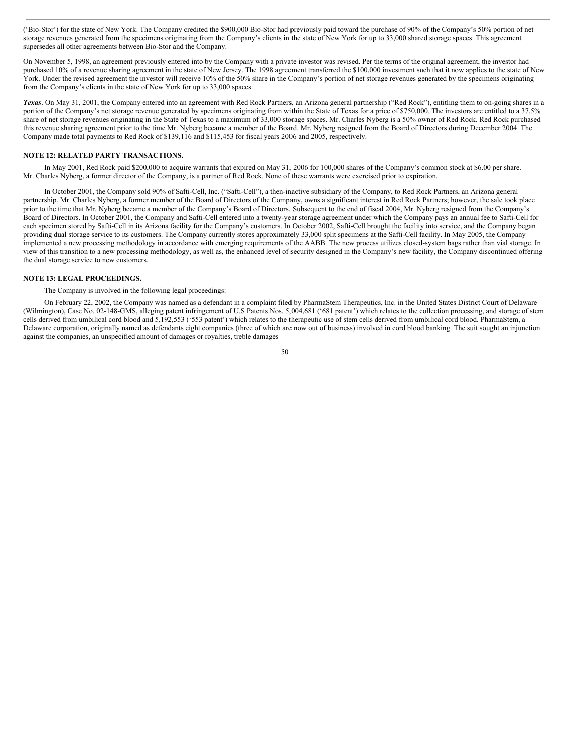('Bio-Stor') for the state of New York. The Company credited the $900,000 Bio-Stor had previously paid toward the purchase of 90% of the Company's 50% portion of net storage revenues generated from the specimens originating from the Company's clients in the state of New York for up to 33,000 shared storage spaces. This agreement supersedes all other agreements between Bio-Stor and the Company.

On November 5, 1998, an agreement previously entered into by the Company with a private investor was revised. Per the terms of the original agreement, the investor had purchased 10% of a revenue sharing agreement in the state of New Jersey. The 1998 agreement transferred the $100,000 investment such that it now applies to the state of New York. Under the revised agreement the investor will receive 10% of the 50% share in the Company's portion of net storage revenues generated by the specimens originating from the Company's clients in the state of New York for up to 33,000 spaces.

***Texas***. On May 31, 2001, the Company entered into an agreement with Red Rock Partners, an Arizona general partnership ("Red Rock"), entitling them to on-going shares in a portion of the Company's net storage revenue generated by specimens originating from within the State of Texas for a price of $750,000. The investors are entitled to a 37.5% share of net storage revenues originating in the State of Texas to a maximum of 33,000 storage spaces. Mr. Charles Nyberg is a 50% owner of Red Rock. Red Rock purchased this revenue sharing agreement prior to the time Mr. Nyberg became a member of the Board. Mr. Nyberg resigned from the Board of Directors during December 2004. The Company made total payments to Red Rock of $139,116 and $115,453 for fiscal years 2006 and 2005, respectively.

**NOTE 12: RELATED PARTY TRANSACTIONS.**

In May 2001, Red Rock paid $200,000 to acquire warrants that expired on May 31, 2006 for 100,000 shares of the Company's common stock at $6.00 per share. Mr. Charles Nyberg, a former director of the Company, is a partner of Red Rock. None of these warrants were exercised prior to expiration.

In October 2001, the Company sold 90% of Safti-Cell, Inc. ("Safti-Cell"), a then-inactive subsidiary of the Company, to Red Rock Partners, an Arizona general partnership. Mr. Charles Nyberg, a former member of the Board of Directors of the Company, owns a significant interest in Red Rock Partners; however, the sale took place prior to the time that Mr. Nyberg became a member of the Company's Board of Directors. Subsequent to the end of fiscal 2004, Mr. Nyberg resigned from the Company's Board of Directors. In October 2001, the Company and Safti-Cell entered into a twenty-year storage agreement under which the Company pays an annual fee to Safti-Cell for each specimen stored by Safti-Cell in its Arizona facility for the Company's customers. In October 2002, Safti-Cell brought the facility into service, and the Company began providing dual storage service to its customers. The Company currently stores approximately 33,000 split specimens at the Safti-Cell facility. In May 2005, the Company implemented a new processing methodology in accordance with emerging requirements of the AABB. The new process utilizes closed-system bags rather than vial storage. In view of this transition to a new processing methodology, as well as, the enhanced level of security designed in the Company's new facility, the Company discontinued offering the dual storage service to new customers.

**NOTE 13: LEGAL PROCEEDINGS.**

The Company is involved in the following legal proceedings:

On February 22, 2002, the Company was named as a defendant in a complaint filed by PharmaStem Therapeutics, Inc. in the United States District Court of Delaware (Wilmington), Case No. 02-148-GMS, alleging patent infringement of U.S Patents Nos. 5,004,681 ('681 patent') which relates to the collection processing, and storage of stem cells derived from umbilical cord blood and 5,192,553 ('553 patent') which relates to the therapeutic use of stem cells derived from umbilical cord blood. PharmaStem, a Delaware corporation, originally named as defendants eight companies (three of which are now out of business) involved in cord blood banking. The suit sought an injunction against the companies, an unspecified amount of damages or royalties, treble damages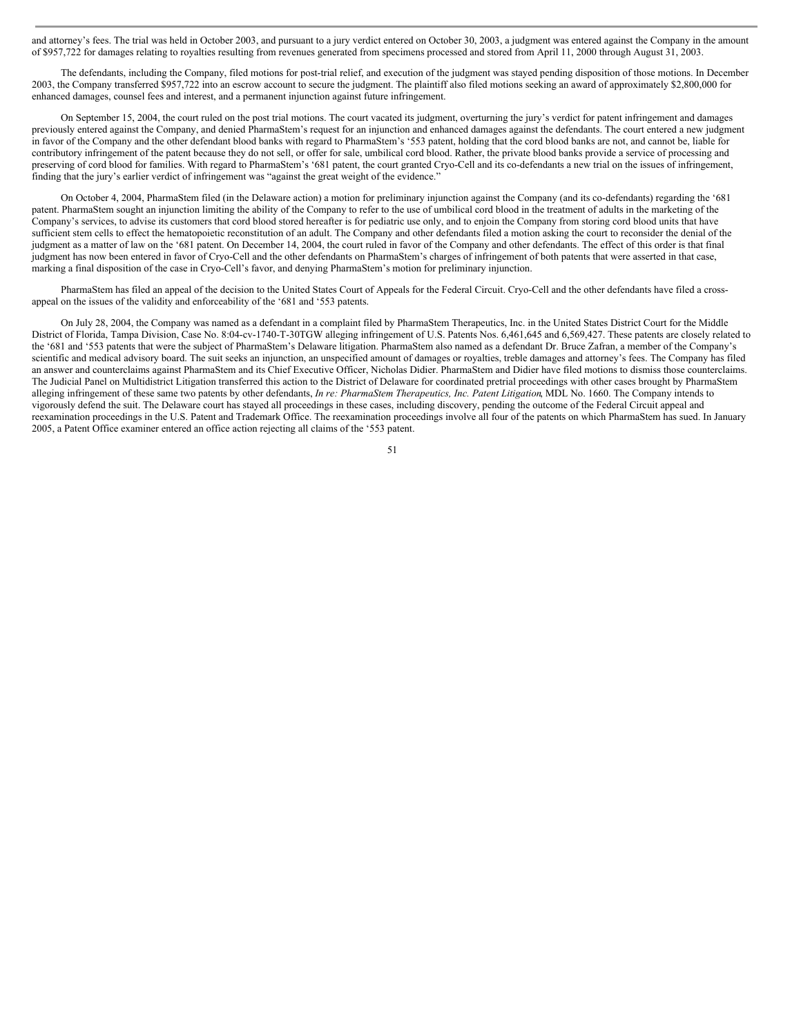and attorney's fees. The trial was held in October 2003, and pursuant to a jury verdict entered on October 30, 2003, a judgment was entered against the Company in the amount of $957,722 for damages relating to royalties resulting from revenues generated from specimens processed and stored from April 11, 2000 through August 31, 2003.

The defendants, including the Company, filed motions for post-trial relief, and execution of the judgment was stayed pending disposition of those motions. In December 2003, the Company transferred $957,722 into an escrow account to secure the judgment. The plaintiff also filed motions seeking an award of approximately $2,800,000 for enhanced damages, counsel fees and interest, and a permanent injunction against future infringement.

On September 15, 2004, the court ruled on the post trial motions. The court vacated its judgment, overturning the jury's verdict for patent infringement and damages previously entered against the Company, and denied PharmaStem's request for an injunction and enhanced damages against the defendants. The court entered a new judgment in favor of the Company and the other defendant blood banks with regard to PharmaStem's '553 patent, holding that the cord blood banks are not, and cannot be, liable for contributory infringement of the patent because they do not sell, or offer for sale, umbilical cord blood. Rather, the private blood banks provide a service of processing and preserving of cord blood for families. With regard to PharmaStem's '681 patent, the court granted Cryo-Cell and its co-defendants a new trial on the issues of infringement, finding that the jury's earlier verdict of infringement was "against the great weight of the evidence."

On October 4, 2004, PharmaStem filed (in the Delaware action) a motion for preliminary injunction against the Company (and its co-defendants) regarding the '681 patent. PharmaStem sought an injunction limiting the ability of the Company to refer to the use of umbilical cord blood in the treatment of adults in the marketing of the Company's services, to advise its customers that cord blood stored hereafter is for pediatric use only, and to enjoin the Company from storing cord blood units that have sufficient stem cells to effect the hematopoietic reconstitution of an adult. The Company and other defendants filed a motion asking the court to reconsider the denial of the judgment as a matter of law on the '681 patent. On December 14, 2004, the court ruled in favor of the Company and other defendants. The effect of this order is that final judgment has now been entered in favor of Cryo-Cell and the other defendants on PharmaStem's charges of infringement of both patents that were asserted in that case, marking a final disposition of the case in Cryo-Cell's favor, and denying PharmaStem's motion for preliminary injunction.

PharmaStem has filed an appeal of the decision to the United States Court of Appeals for the Federal Circuit. Cryo-Cell and the other defendants have filed a cross-appeal on the issues of the validity and enforceability of the '681 and '553 patents.

On July 28, 2004, the Company was named as a defendant in a complaint filed by PharmaStem Therapeutics, Inc. in the United States District Court for the Middle District of Florida, Tampa Division, Case No. 8:04-cv-1740-T-30TGW alleging infringement of U.S. Patents Nos. 6,461,645 and 6,569,427. These patents are closely related to the '681 and '553 patents that were the subject of PharmaStem's Delaware litigation. PharmaStem also named as a defendant Dr. Bruce Zafran, a member of the Company's scientific and medical advisory board. The suit seeks an injunction, an unspecified amount of damages or royalties, treble damages and attorney's fees. The Company has filed an answer and counterclaims against PharmaStem and its Chief Executive Officer, Nicholas Didier. PharmaStem and Didier have filed motions to dismiss those counterclaims. The Judicial Panel on Multidistrict Litigation transferred this action to the District of Delaware for coordinated pretrial proceedings with other cases brought by PharmaStem alleging infringement of these same two patents by other defendants, *In re: PharmaStem Therapeutics, Inc. Patent Litigation*, MDL No. 1660. The Company intends to vigorously defend the suit. The Delaware court has stayed all proceedings in these cases, including discovery, pending the outcome of the Federal Circuit appeal and reexamination proceedings in the U.S. Patent and Trademark Office. The reexamination proceedings involve all four of the patents on which PharmaStem has sued. In January 2005, a Patent Office examiner entered an office action rejecting all claims of the '553 patent.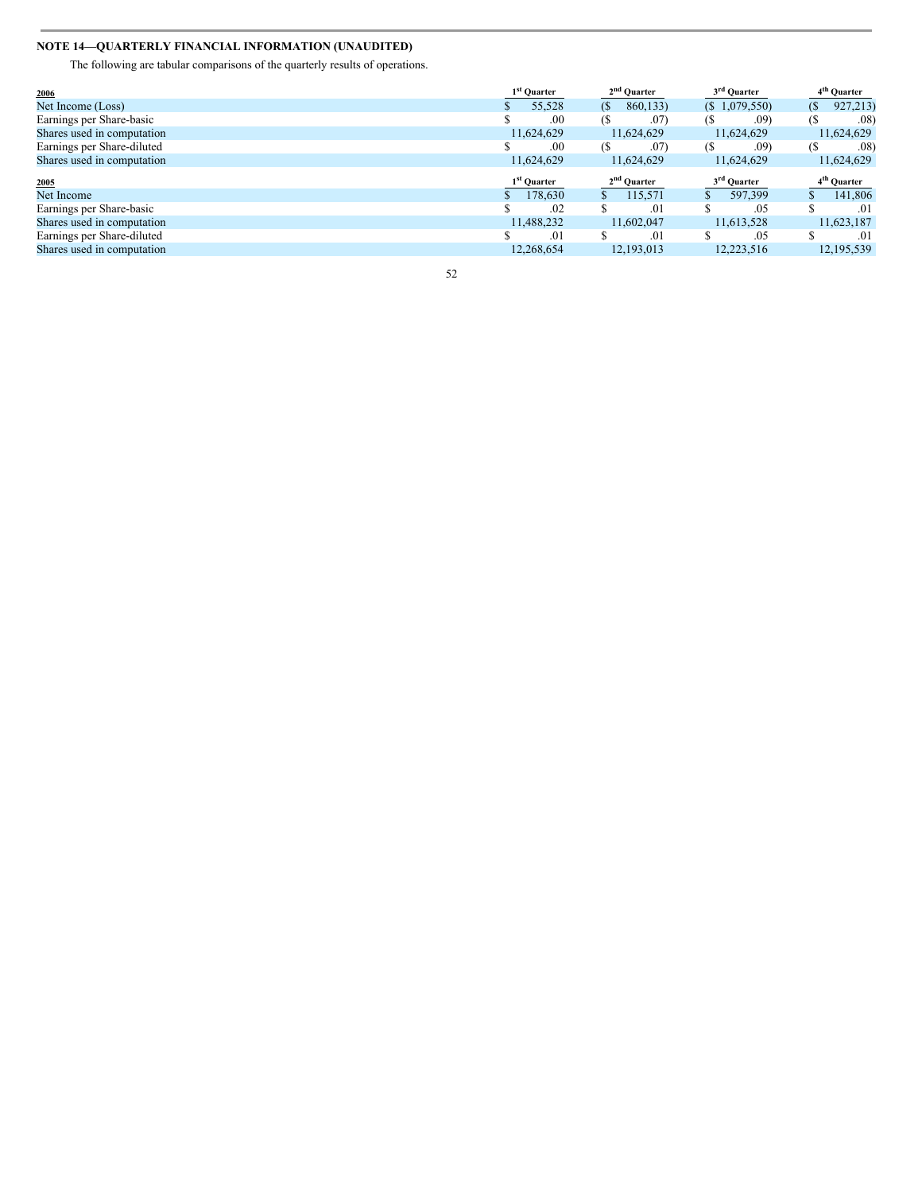**NOTE 14—QUARTERLY FINANCIAL INFORMATION (UNAUDITED)**

The following are tabular comparisons of the quarterly results of operations.

| 2006 | 1st Quarter | 2nd Quarter | 3rd Quarter | 4th Quarter |
|---|---|---|---|---|
| Net Income (Loss) | $ 55,528 | ($ 860,133) | ($ 1,079,550) | ($ 927,213) |
| Earnings per Share-basic | $ .00 | ($ .07) | ($ .09) | ($ .08) |
| Shares used in computation | 11,624,629 | 11,624,629 | 11,624,629 | 11,624,629 |
| Earnings per Share-diluted | $ .00 | ($ .07) | ($ .09) | ($ .08) |
| Shares used in computation | 11,624,629 | 11,624,629 | 11,624,629 | 11,624,629 |

| 2005 | 1st Quarter | 2nd Quarter | 3rd Quarter | 4th Quarter |
|---|---|---|---|---|
| Net Income | $ 178,630 | $ 115,571 | $ 597,399 | $ 141,806 |
| Earnings per Share-basic | $ .02 | $ .01 | $ .05 | $ .01 |
| Shares used in computation | 11,488,232 | 11,602,047 | 11,613,528 | 11,623,187 |
| Earnings per Share-diluted | $ .01 | $ .01 | $ .05 | $ .01 |
| Shares used in computation | 12,268,654 | 12,193,013 | 12,223,516 | 12,195,539 |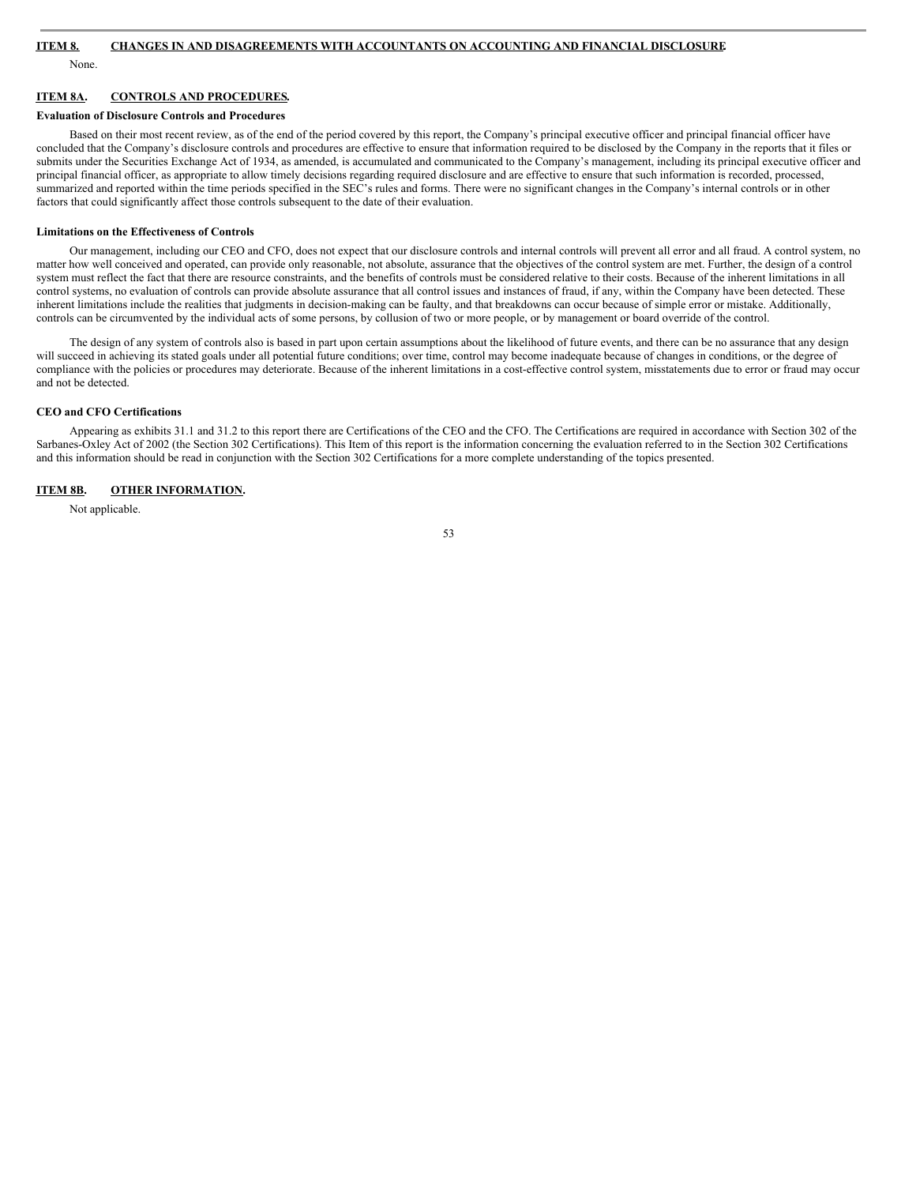## ITEM 8. CHANGES IN AND DISAGREEMENTS WITH ACCOUNTANTS ON ACCOUNTING AND FINANCIAL DISCLOSURE.

None.

## ITEM 8A. CONTROLS AND PROCEDURES.

**Evaluation of Disclosure Controls and Procedures**

Based on their most recent review, as of the end of the period covered by this report, the Company's principal executive officer and principal financial officer have concluded that the Company's disclosure controls and procedures are effective to ensure that information required to be disclosed by the Company in the reports that it files or submits under the Securities Exchange Act of 1934, as amended, is accumulated and communicated to the Company's management, including its principal executive officer and principal financial officer, as appropriate to allow timely decisions regarding required disclosure and are effective to ensure that such information is recorded, processed, summarized and reported within the time periods specified in the SEC's rules and forms. There were no significant changes in the Company's internal controls or in other factors that could significantly affect those controls subsequent to the date of their evaluation.

**Limitations on the Effectiveness of Controls**

Our management, including our CEO and CFO, does not expect that our disclosure controls and internal controls will prevent all error and all fraud. A control system, no matter how well conceived and operated, can provide only reasonable, not absolute, assurance that the objectives of the control system are met. Further, the design of a control system must reflect the fact that there are resource constraints, and the benefits of controls must be considered relative to their costs. Because of the inherent limitations in all control systems, no evaluation of controls can provide absolute assurance that all control issues and instances of fraud, if any, within the Company have been detected. These inherent limitations include the realities that judgments in decision-making can be faulty, and that breakdowns can occur because of simple error or mistake. Additionally, controls can be circumvented by the individual acts of some persons, by collusion of two or more people, or by management or board override of the control.

The design of any system of controls also is based in part upon certain assumptions about the likelihood of future events, and there can be no assurance that any design will succeed in achieving its stated goals under all potential future conditions; over time, control may become inadequate because of changes in conditions, or the degree of compliance with the policies or procedures may deteriorate. Because of the inherent limitations in a cost-effective control system, misstatements due to error or fraud may occur and not be detected.

**CEO and CFO Certifications**

Appearing as exhibits 31.1 and 31.2 to this report there are Certifications of the CEO and the CFO. The Certifications are required in accordance with Section 302 of the Sarbanes-Oxley Act of 2002 (the Section 302 Certifications). This Item of this report is the information concerning the evaluation referred to in the Section 302 Certifications and this information should be read in conjunction with the Section 302 Certifications for a more complete understanding of the topics presented.

## ITEM 8B. OTHER INFORMATION.

Not applicable.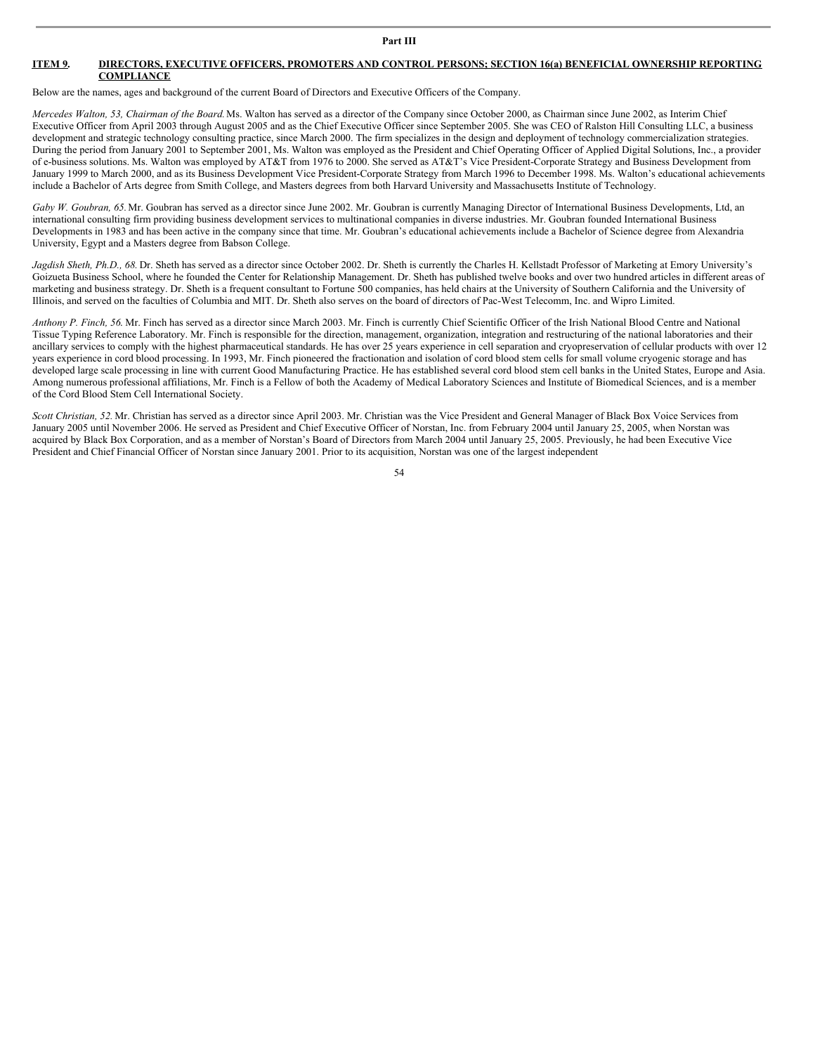## Part III

### ITEM 9. DIRECTORS, EXECUTIVE OFFICERS, PROMOTERS AND CONTROL PERSONS; SECTION 16(a) BENEFICIAL OWNERSHIP REPORTING COMPLIANCE

Below are the names, ages and background of the current Board of Directors and Executive Officers of the Company.

*Mercedes Walton, 53, Chairman of the Board.* Ms. Walton has served as a director of the Company since October 2000, as Chairman since June 2002, as Interim Chief Executive Officer from April 2003 through August 2005 and as the Chief Executive Officer since September 2005. She was CEO of Ralston Hill Consulting LLC, a business development and strategic technology consulting practice, since March 2000. The firm specializes in the design and deployment of technology commercialization strategies. During the period from January 2001 to September 2001, Ms. Walton was employed as the President and Chief Operating Officer of Applied Digital Solutions, Inc., a provider of e-business solutions. Ms. Walton was employed by AT&T from 1976 to 2000. She served as AT&T's Vice President-Corporate Strategy and Business Development from January 1999 to March 2000, and as its Business Development Vice President-Corporate Strategy from March 1996 to December 1998. Ms. Walton's educational achievements include a Bachelor of Arts degree from Smith College, and Masters degrees from both Harvard University and Massachusetts Institute of Technology.

*Gaby W. Goubran, 65.* Mr. Goubran has served as a director since June 2002. Mr. Goubran is currently Managing Director of International Business Developments, Ltd, an international consulting firm providing business development services to multinational companies in diverse industries. Mr. Goubran founded International Business Developments in 1983 and has been active in the company since that time. Mr. Goubran's educational achievements include a Bachelor of Science degree from Alexandria University, Egypt and a Masters degree from Babson College.

*Jagdish Sheth, Ph.D., 68.* Dr. Sheth has served as a director since October 2002. Dr. Sheth is currently the Charles H. Kellstadt Professor of Marketing at Emory University's Goizueta Business School, where he founded the Center for Relationship Management. Dr. Sheth has published twelve books and over two hundred articles in different areas of marketing and business strategy. Dr. Sheth is a frequent consultant to Fortune 500 companies, has held chairs at the University of Southern California and the University of Illinois, and served on the faculties of Columbia and MIT. Dr. Sheth also serves on the board of directors of Pac-West Telecomm, Inc. and Wipro Limited.

*Anthony P. Finch, 56.* Mr. Finch has served as a director since March 2003. Mr. Finch is currently Chief Scientific Officer of the Irish National Blood Centre and National Tissue Typing Reference Laboratory. Mr. Finch is responsible for the direction, management, organization, integration and restructuring of the national laboratories and their ancillary services to comply with the highest pharmaceutical standards. He has over 25 years experience in cell separation and cryopreservation of cellular products with over 12 years experience in cord blood processing. In 1993, Mr. Finch pioneered the fractionation and isolation of cord blood stem cells for small volume cryogenic storage and has developed large scale processing in line with current Good Manufacturing Practice. He has established several cord blood stem cell banks in the United States, Europe and Asia. Among numerous professional affiliations, Mr. Finch is a Fellow of both the Academy of Medical Laboratory Sciences and Institute of Biomedical Sciences, and is a member of the Cord Blood Stem Cell International Society.

*Scott Christian, 52.* Mr. Christian has served as a director since April 2003. Mr. Christian was the Vice President and General Manager of Black Box Voice Services from January 2005 until November 2006. He served as President and Chief Executive Officer of Norstan, Inc. from February 2004 until January 25, 2005, when Norstan was acquired by Black Box Corporation, and as a member of Norstan's Board of Directors from March 2004 until January 25, 2005. Previously, he had been Executive Vice President and Chief Financial Officer of Norstan since January 2001. Prior to its acquisition, Norstan was one of the largest independent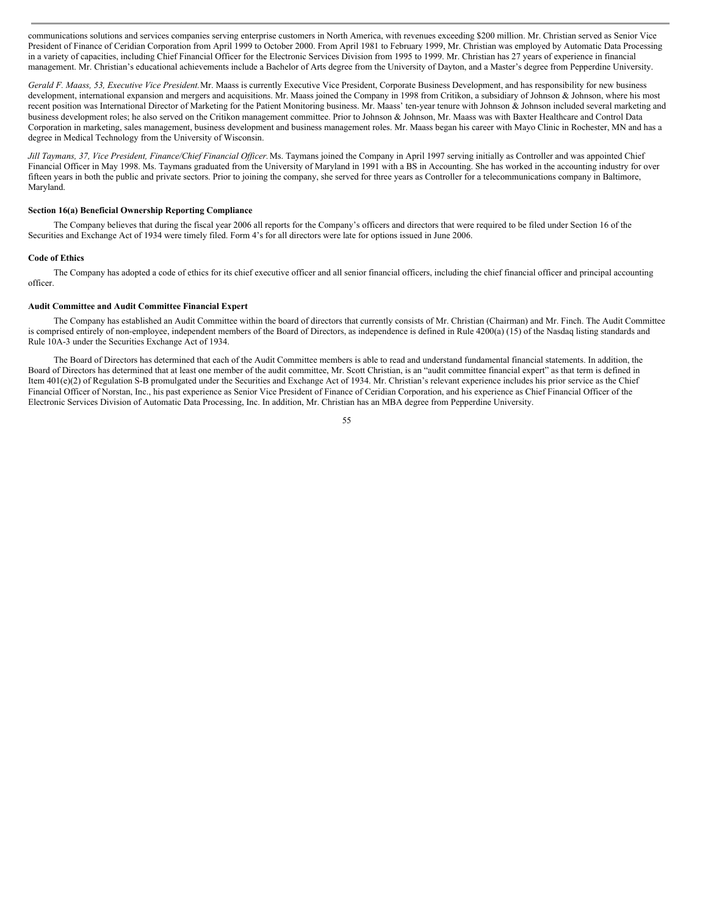communications solutions and services companies serving enterprise customers in North America, with revenues exceeding $200 million. Mr. Christian served as Senior Vice President of Finance of Ceridian Corporation from April 1999 to October 2000. From April 1981 to February 1999, Mr. Christian was employed by Automatic Data Processing in a variety of capacities, including Chief Financial Officer for the Electronic Services Division from 1995 to 1999. Mr. Christian has 27 years of experience in financial management. Mr. Christian's educational achievements include a Bachelor of Arts degree from the University of Dayton, and a Master's degree from Pepperdine University.

*Gerald F. Maass, 53, Executive Vice President.* Mr. Maass is currently Executive Vice President, Corporate Business Development, and has responsibility for new business development, international expansion and mergers and acquisitions. Mr. Maass joined the Company in 1998 from Critikon, a subsidiary of Johnson & Johnson, where his most recent position was International Director of Marketing for the Patient Monitoring business. Mr. Maass' ten-year tenure with Johnson & Johnson included several marketing and business development roles; he also served on the Critikon management committee. Prior to Johnson & Johnson, Mr. Maass was with Baxter Healthcare and Control Data Corporation in marketing, sales management, business development and business management roles. Mr. Maass began his career with Mayo Clinic in Rochester, MN and has a degree in Medical Technology from the University of Wisconsin.

*Jill Taymans, 37, Vice President, Finance/Chief Financial Officer.* Ms. Taymans joined the Company in April 1997 serving initially as Controller and was appointed Chief Financial Officer in May 1998. Ms. Taymans graduated from the University of Maryland in 1991 with a BS in Accounting. She has worked in the accounting industry for over fifteen years in both the public and private sectors. Prior to joining the company, she served for three years as Controller for a telecommunications company in Baltimore, Maryland.

**Section 16(a) Beneficial Ownership Reporting Compliance**

The Company believes that during the fiscal year 2006 all reports for the Company's officers and directors that were required to be filed under Section 16 of the Securities and Exchange Act of 1934 were timely filed. Form 4's for all directors were late for options issued in June 2006.

**Code of Ethics**

The Company has adopted a code of ethics for its chief executive officer and all senior financial officers, including the chief financial officer and principal accounting officer.

**Audit Committee and Audit Committee Financial Expert**

The Company has established an Audit Committee within the board of directors that currently consists of Mr. Christian (Chairman) and Mr. Finch. The Audit Committee is comprised entirely of non-employee, independent members of the Board of Directors, as independence is defined in Rule 4200(a) (15) of the Nasdaq listing standards and Rule 10A-3 under the Securities Exchange Act of 1934.

The Board of Directors has determined that each of the Audit Committee members is able to read and understand fundamental financial statements. In addition, the Board of Directors has determined that at least one member of the audit committee, Mr. Scott Christian, is an "audit committee financial expert" as that term is defined in Item 401(e)(2) of Regulation S-B promulgated under the Securities and Exchange Act of 1934. Mr. Christian's relevant experience includes his prior service as the Chief Financial Officer of Norstan, Inc., his past experience as Senior Vice President of Finance of Ceridian Corporation, and his experience as Chief Financial Officer of the Electronic Services Division of Automatic Data Processing, Inc. In addition, Mr. Christian has an MBA degree from Pepperdine University.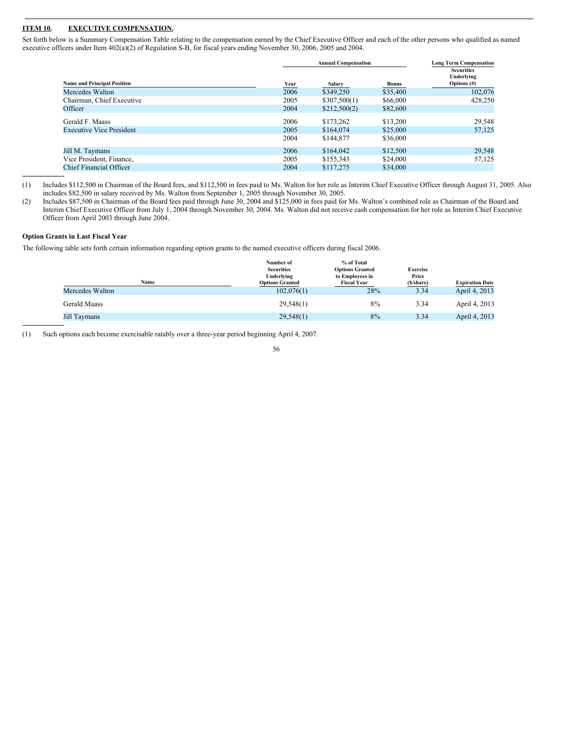## ITEM 10. EXECUTIVE COMPENSATION.

Set forth below is a Summary Compensation Table relating to the compensation earned by the Chief Executive Officer and each of the other persons who qualified as named executive officers under Item 402(a)(2) of Regulation S-B, for fiscal years ending November 30, 2006, 2005 and 2004.

| | | Annual Compensation | | Long Term Compensation |
|---|---|---|---|---|
| Name and Principal Position | Year | Salary | Bonus | Securities Underlying Options (#) |
| Mercedes Walton | 2006 | $349,250 | $35,400 | 102,076 |
| Chairman, Chief Executive | 2005 | $307,500(1) | $66,000 | 428,250 |
| Officer | 2004 | $212,500(2) | $82,600 | |
| Gerald F. Maass | 2006 | $173,262 | $13,200 | 29,548 |
| Executive Vice President | 2005 | $164,074 | $25,000 | 57,125 |
| | 2004 | $144,877 | $36,000 | |
| Jill M. Taymans | 2006 | $164,042 | $12,500 | 29,548 |
| Vice President, Finance, | 2005 | $155,343 | $24,000 | 57,125 |
| Chief Financial Officer | 2004 | $117,275 | $34,000 | |

(1) Includes $112,500 in Chairman of the Board fees, and $112,500 in fees paid to Ms. Walton for her role as Interim Chief Executive Officer through August 31, 2005. Also includes $82,500 in salary received by Ms. Walton from September 1, 2005 through November 30, 2005.

(2) Includes $87,500 in Chairman of the Board fees paid through June 30, 2004 and $125,000 in fees paid for Ms. Walton's combined role as Chairman of the Board and Interim Chief Executive Officer from July 1, 2004 through November 30, 2004. Ms. Walton did not receive cash compensation for her role as Interim Chief Executive Officer from April 2003 through June 2004.

### Option Grants in Last Fiscal Year

The following table sets forth certain information regarding option grants to the named executive officers during fiscal 2006.

| Name | Number of Securities Underlying Options Granted | % of Total Options Granted to Employees in Fiscal Year | Exercise Price ($/share) | Expiration Date |
|---|---|---|---|---|
| Mercedes Walton | 102,076(1) | 28% | 3.34 | April 4, 2013 |
| Gerald Maass | 29,548(1) | 8% | 3.34 | April 4, 2013 |
| Jill Taymans | 29,548(1) | 8% | 3.34 | April 4, 2013 |

(1) Such options each become exercisable ratably over a three-year period beginning April 4, 2007.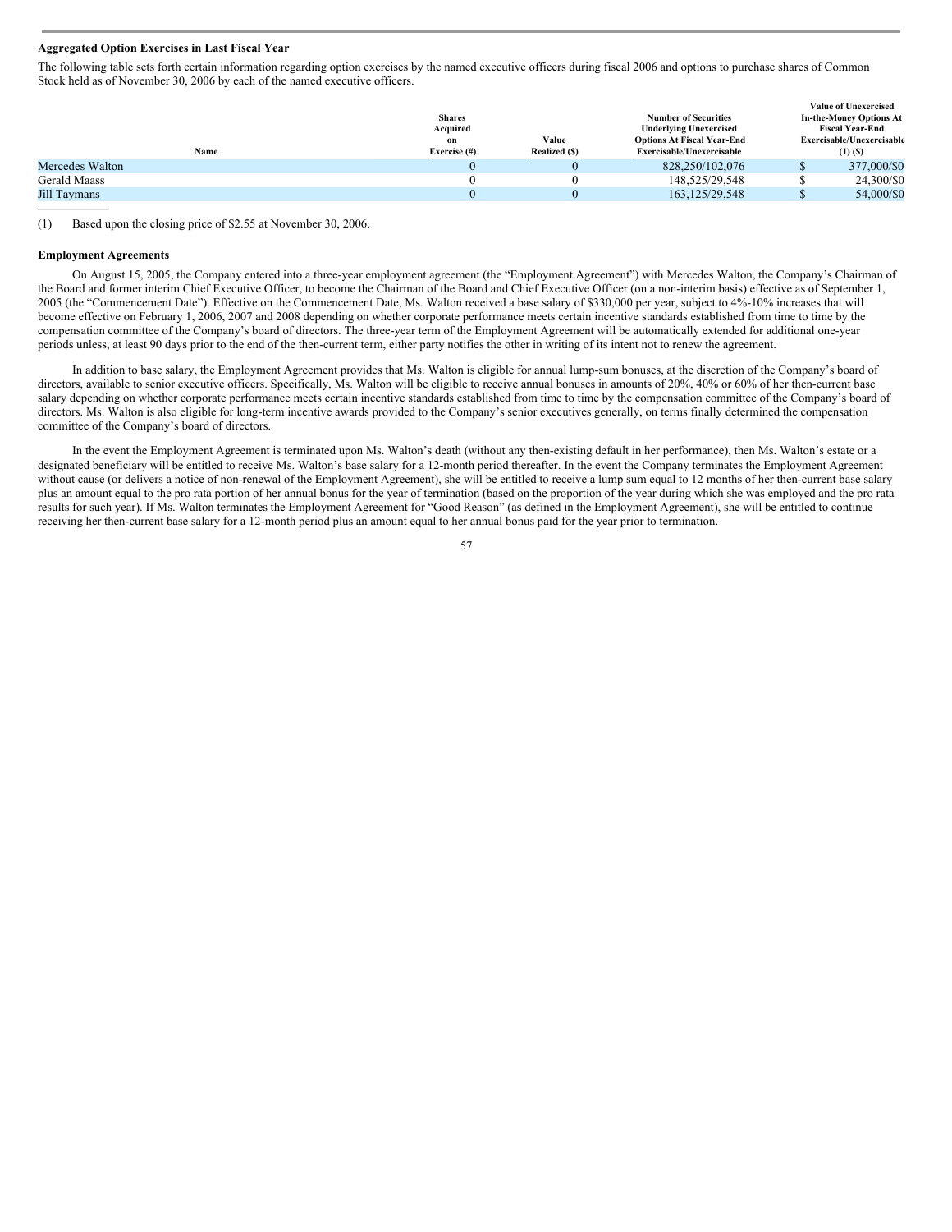**Aggregated Option Exercises in Last Fiscal Year**

The following table sets forth certain information regarding option exercises by the named executive officers during fiscal 2006 and options to purchase shares of Common Stock held as of November 30, 2006 by each of the named executive officers.

| Name | Shares Acquired on Exercise (#) | Value Realized ($) | Number of Securities Underlying Unexercised Options At Fiscal Year-End Exercisable/Unexercisable | Value of Unexercised In-the-Money Options At Fiscal Year-End Exercisable/Unexercisable (1) ($) |
|---|---|---|---|---|
| Mercedes Walton | 0 | 0 | 828,250/102,076 | $ 377,000/$0 |
| Gerald Maass | 0 | 0 | 148,525/29,548 | $ 24,300/$0 |
| Jill Taymans | 0 | 0 | 163,125/29,548 | $ 54,000/$0 |

(1) Based upon the closing price of $2.55 at November 30, 2006.

**Employment Agreements**

On August 15, 2005, the Company entered into a three-year employment agreement (the "Employment Agreement") with Mercedes Walton, the Company's Chairman of the Board and former interim Chief Executive Officer, to become the Chairman of the Board and Chief Executive Officer (on a non-interim basis) effective as of September 1, 2005 (the "Commencement Date"). Effective on the Commencement Date, Ms. Walton received a base salary of $330,000 per year, subject to 4%-10% increases that will become effective on February 1, 2006, 2007 and 2008 depending on whether corporate performance meets certain incentive standards established from time to time by the compensation committee of the Company's board of directors. The three-year term of the Employment Agreement will be automatically extended for additional one-year periods unless, at least 90 days prior to the end of the then-current term, either party notifies the other in writing of its intent not to renew the agreement.

In addition to base salary, the Employment Agreement provides that Ms. Walton is eligible for annual lump-sum bonuses, at the discretion of the Company's board of directors, available to senior executive officers. Specifically, Ms. Walton will be eligible to receive annual bonuses in amounts of 20%, 40% or 60% of her then-current base salary depending on whether corporate performance meets certain incentive standards established from time to time by the compensation committee of the Company's board of directors. Ms. Walton is also eligible for long-term incentive awards provided to the Company's senior executives generally, on terms finally determined the compensation committee of the Company's board of directors.

In the event the Employment Agreement is terminated upon Ms. Walton's death (without any then-existing default in her performance), then Ms. Walton's estate or a designated beneficiary will be entitled to receive Ms. Walton's base salary for a 12-month period thereafter. In the event the Company terminates the Employment Agreement without cause (or delivers a notice of non-renewal of the Employment Agreement), she will be entitled to receive a lump sum equal to 12 months of her then-current base salary plus an amount equal to the pro rata portion of her annual bonus for the year of termination (based on the proportion of the year during which she was employed and the pro rata results for such year). If Ms. Walton terminates the Employment Agreement for "Good Reason" (as defined in the Employment Agreement), she will be entitled to continue receiving her then-current base salary for a 12-month period plus an amount equal to her annual bonus paid for the year prior to termination.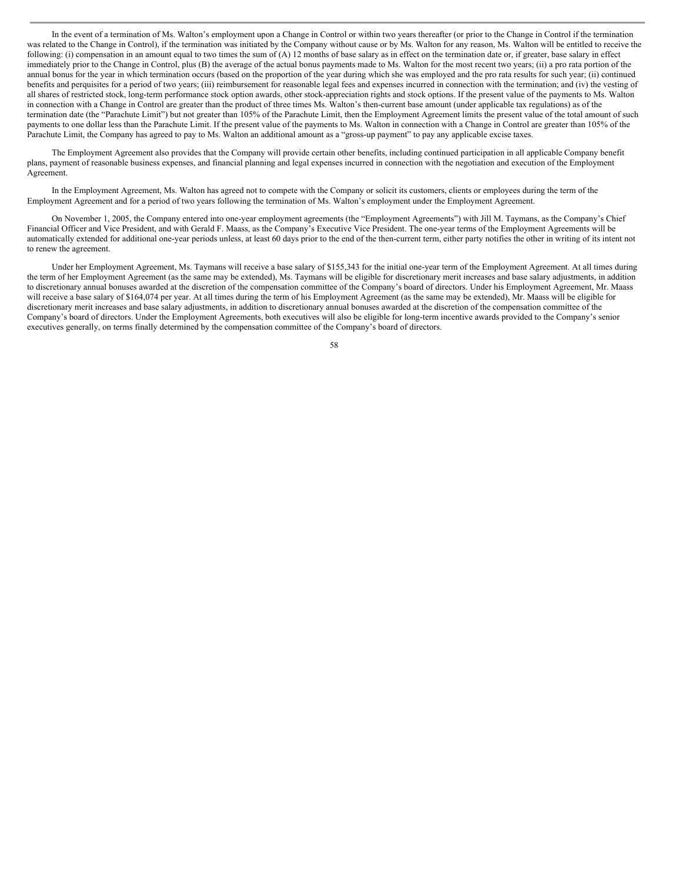In the event of a termination of Ms. Walton's employment upon a Change in Control or within two years thereafter (or prior to the Change in Control if the termination was related to the Change in Control), if the termination was initiated by the Company without cause or by Ms. Walton for any reason, Ms. Walton will be entitled to receive the following: (i) compensation in an amount equal to two times the sum of (A) 12 months of base salary as in effect on the termination date or, if greater, base salary in effect immediately prior to the Change in Control, plus (B) the average of the actual bonus payments made to Ms. Walton for the most recent two years; (ii) a pro rata portion of the annual bonus for the year in which termination occurs (based on the proportion of the year during which she was employed and the pro rata results for such year; (ii) continued benefits and perquisites for a period of two years; (iii) reimbursement for reasonable legal fees and expenses incurred in connection with the termination; and (iv) the vesting of all shares of restricted stock, long-term performance stock option awards, other stock-appreciation rights and stock options. If the present value of the payments to Ms. Walton in connection with a Change in Control are greater than the product of three times Ms. Walton's then-current base amount (under applicable tax regulations) as of the termination date (the "Parachute Limit") but not greater than 105% of the Parachute Limit, then the Employment Agreement limits the present value of the total amount of such payments to one dollar less than the Parachute Limit. If the present value of the payments to Ms. Walton in connection with a Change in Control are greater than 105% of the Parachute Limit, the Company has agreed to pay to Ms. Walton an additional amount as a "gross-up payment" to pay any applicable excise taxes.

The Employment Agreement also provides that the Company will provide certain other benefits, including continued participation in all applicable Company benefit plans, payment of reasonable business expenses, and financial planning and legal expenses incurred in connection with the negotiation and execution of the Employment Agreement.

In the Employment Agreement, Ms. Walton has agreed not to compete with the Company or solicit its customers, clients or employees during the term of the Employment Agreement and for a period of two years following the termination of Ms. Walton's employment under the Employment Agreement.

On November 1, 2005, the Company entered into one-year employment agreements (the "Employment Agreements") with Jill M. Taymans, as the Company's Chief Financial Officer and Vice President, and with Gerald F. Maass, as the Company's Executive Vice President. The one-year terms of the Employment Agreements will be automatically extended for additional one-year periods unless, at least 60 days prior to the end of the then-current term, either party notifies the other in writing of its intent not to renew the agreement.

Under her Employment Agreement, Ms. Taymans will receive a base salary of $155,343 for the initial one-year term of the Employment Agreement. At all times during the term of her Employment Agreement (as the same may be extended), Ms. Taymans will be eligible for discretionary merit increases and base salary adjustments, in addition to discretionary annual bonuses awarded at the discretion of the compensation committee of the Company's board of directors. Under his Employment Agreement, Mr. Maass will receive a base salary of $164,074 per year. At all times during the term of his Employment Agreement (as the same may be extended), Mr. Maass will be eligible for discretionary merit increases and base salary adjustments, in addition to discretionary annual bonuses awarded at the discretion of the compensation committee of the Company's board of directors. Under the Employment Agreements, both executives will also be eligible for long-term incentive awards provided to the Company's senior executives generally, on terms finally determined by the compensation committee of the Company's board of directors.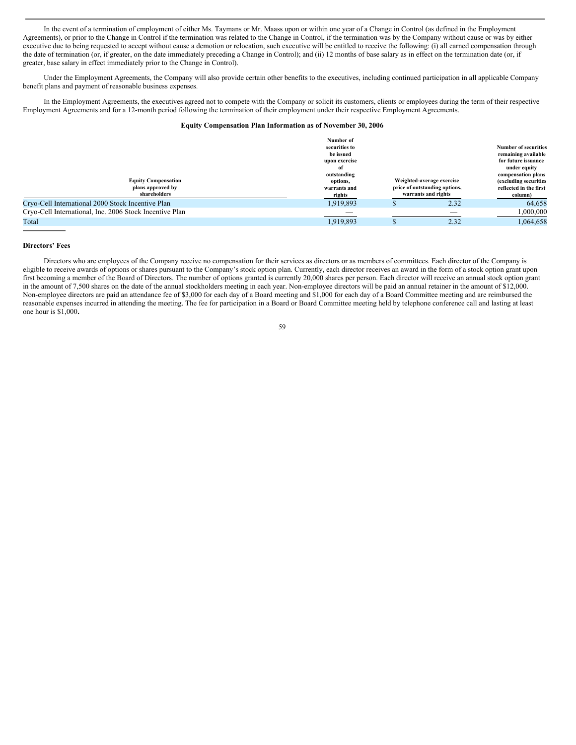In the event of a termination of employment of either Ms. Taymans or Mr. Maass upon or within one year of a Change in Control (as defined in the Employment Agreements), or prior to the Change in Control if the termination was related to the Change in Control, if the termination was by the Company without cause or was by either executive due to being requested to accept without cause a demotion or relocation, such executive will be entitled to receive the following: (i) all earned compensation through the date of termination (or, if greater, on the date immediately preceding a Change in Control); and (ii) 12 months of base salary as in effect on the termination date (or, if greater, base salary in effect immediately prior to the Change in Control).

Under the Employment Agreements, the Company will also provide certain other benefits to the executives, including continued participation in all applicable Company benefit plans and payment of reasonable business expenses.

In the Employment Agreements, the executives agreed not to compete with the Company or solicit its customers, clients or employees during the term of their respective Employment Agreements and for a 12-month period following the termination of their employment under their respective Employment Agreements.

**Equity Compensation Plan Information as of November 30, 2006**

| Equity Compensation plans approved by shareholders | Number of securities to be issued upon exercise of outstanding options, warrants and rights | Weighted-average exercise price of outstanding options, warrants and rights | Number of securities remaining available for future issuance under equity compensation plans (excluding securities reflected in the first column) |
|---|---|---|---|
| Cryo-Cell International 2000 Stock Incentive Plan | 1,919,893 | $ 2.32 | 64,658 |
| Cryo-Cell International, Inc. 2006 Stock Incentive Plan | — | — | 1,000,000 |
| Total | 1,919,893 | $ 2.32 | 1,064,658 |

**Directors' Fees**

Directors who are employees of the Company receive no compensation for their services as directors or as members of committees. Each director of the Company is eligible to receive awards of options or shares pursuant to the Company's stock option plan. Currently, each director receives an award in the form of a stock option grant upon first becoming a member of the Board of Directors. The number of options granted is currently 20,000 shares per person. Each director will receive an annual stock option grant in the amount of 7,500 shares on the date of the annual stockholders meeting in each year. Non-employee directors will be paid an annual retainer in the amount of $12,000. Non-employee directors are paid an attendance fee of $3,000 for each day of a Board meeting and $1,000 for each day of a Board Committee meeting and are reimbursed the reasonable expenses incurred in attending the meeting. The fee for participation in a Board or Board Committee meeting held by telephone conference call and lasting at least one hour is $1,000.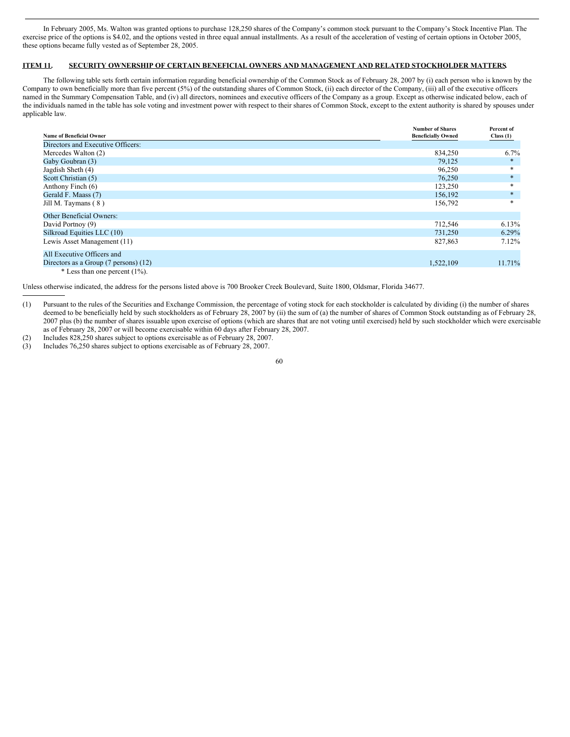In February 2005, Ms. Walton was granted options to purchase 128,250 shares of the Company's common stock pursuant to the Company's Stock Incentive Plan. The exercise price of the options is $4.02, and the options vested in three equal annual installments. As a result of the acceleration of vesting of certain options in October 2005, these options became fully vested as of September 28, 2005.

## ITEM 11. SECURITY OWNERSHIP OF CERTAIN BENEFICIAL OWNERS AND MANAGEMENT AND RELATED STOCKHOLDER MATTERS.

The following table sets forth certain information regarding beneficial ownership of the Common Stock as of February 28, 2007 by (i) each person who is known by the Company to own beneficially more than five percent (5%) of the outstanding shares of Common Stock, (ii) each director of the Company, (iii) all of the executive officers named in the Summary Compensation Table, and (iv) all directors, nominees and executive officers of the Company as a group. Except as otherwise indicated below, each of the individuals named in the table has sole voting and investment power with respect to their shares of Common Stock, except to the extent authority is shared by spouses under applicable law.

| Name of Beneficial Owner | Number of Shares Beneficially Owned | Percent of Class (1) |
|---|---|---|
| Directors and Executive Officers: | | |
| Mercedes Walton (2) | 834,250 | 6.7% |
| Gaby Goubran (3) | 79,125 | * |
| Jagdish Sheth (4) | 96,250 | * |
| Scott Christian (5) | 76,250 | * |
| Anthony Finch (6) | 123,250 | * |
| Gerald F. Maass (7) | 156,192 | * |
| Jill M. Taymans ( 8 ) | 156,792 | * |
| Other Beneficial Owners: | | |
| David Portnoy (9) | 712,546 | 6.13% |
| Silkroad Equities LLC (10) | 731,250 | 6.29% |
| Lewis Asset Management (11) | 827,863 | 7.12% |
| All Executive Officers and Directors as a Group (7 persons) (12) | 1,522,109 | 11.71% |

\* Less than one percent (1%).

Unless otherwise indicated, the address for the persons listed above is 700 Brooker Creek Boulevard, Suite 1800, Oldsmar, Florida 34677.

---

(1) Pursuant to the rules of the Securities and Exchange Commission, the percentage of voting stock for each stockholder is calculated by dividing (i) the number of shares deemed to be beneficially held by such stockholders as of February 28, 2007 by (ii) the sum of (a) the number of shares of Common Stock outstanding as of February 28, 2007 plus (b) the number of shares issuable upon exercise of options (which are shares that are not voting until exercised) held by such stockholder which were exercisable as of February 28, 2007 or will become exercisable within 60 days after February 28, 2007.

(2) Includes 828,250 shares subject to options exercisable as of February 28, 2007.

(3) Includes 76,250 shares subject to options exercisable as of February 28, 2007.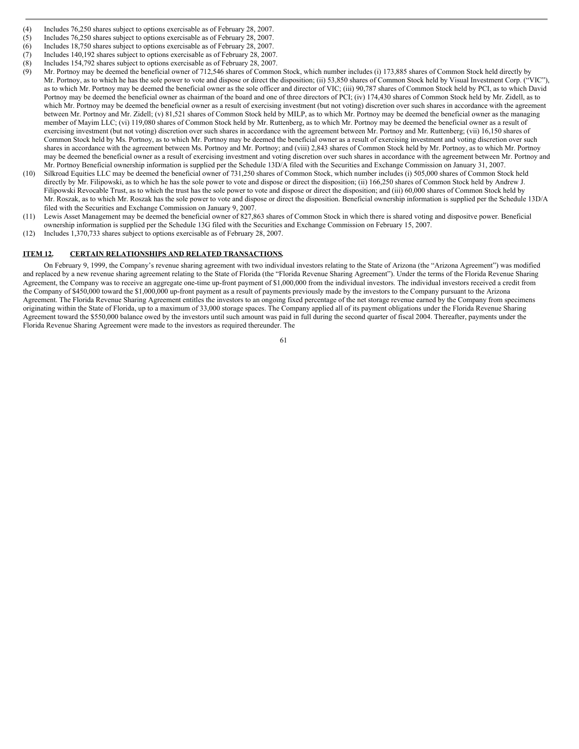(4) Includes 76,250 shares subject to options exercisable as of February 28, 2007.

(5) Includes 76,250 shares subject to options exercisable as of February 28, 2007.

(6) Includes 18,750 shares subject to options exercisable as of February 28, 2007.

(7) Includes 140,192 shares subject to options exercisable as of February 28, 2007.

(8) Includes 154,792 shares subject to options exercisable as of February 28, 2007.

(9) Mr. Portnoy may be deemed the beneficial owner of 712,546 shares of Common Stock, which number includes (i) 173,885 shares of Common Stock held directly by Mr. Portnoy, as to which he has the sole power to vote and dispose or direct the disposition; (ii) 53,850 shares of Common Stock held by Visual Investment Corp. ("VIC"), as to which Mr. Portnoy may be deemed the beneficial owner as the sole officer and director of VIC; (iii) 90,787 shares of Common Stock held by PCI, as to which David Portnoy may be deemed the beneficial owner as chairman of the board and one of three directors of PCI; (iv) 174,430 shares of Common Stock held by Mr. Zidell, as to which Mr. Portnoy may be deemed the beneficial owner as a result of exercising investment (but not voting) discretion over such shares in accordance with the agreement between Mr. Portnoy and Mr. Zidell; (v) 81,521 shares of Common Stock held by MILP, as to which Mr. Portnoy may be deemed the beneficial owner as the managing member of Mayim LLC; (vi) 119,080 shares of Common Stock held by Mr. Ruttenberg, as to which Mr. Portnoy may be deemed the beneficial owner as a result of exercising investment (but not voting) discretion over such shares in accordance with the agreement between Mr. Portnoy and Mr. Ruttenberg; (vii) 16,150 shares of Common Stock held by Ms. Portnoy, as to which Mr. Portnoy may be deemed the beneficial owner as a result of exercising investment and voting discretion over such shares in accordance with the agreement between Ms. Portnoy and Mr. Portnoy; and (viii) 2,843 shares of Common Stock held by Mr. Portnoy, as to which Mr. Portnoy may be deemed the beneficial owner as a result of exercising investment and voting discretion over such shares in accordance with the agreement between Mr. Portnoy and Mr. Portnoy Beneficial ownership information is supplied per the Schedule 13D/A filed with the Securities and Exchange Commission on January 31, 2007.

(10) Silkroad Equities LLC may be deemed the beneficial owner of 731,250 shares of Common Stock, which number includes (i) 505,000 shares of Common Stock held directly by Mr. Filipowski, as to which he has the sole power to vote and dispose or direct the disposition; (ii) 166,250 shares of Common Stock held by Andrew J. Filipowski Revocable Trust, as to which the trust has the sole power to vote and dispose or direct the disposition; and (iii) 60,000 shares of Common Stock held by Mr. Roszak, as to which Mr. Roszak has the sole power to vote and dispose or direct the disposition. Beneficial ownership information is supplied per the Schedule 13D/A filed with the Securities and Exchange Commission on January 9, 2007.

(11) Lewis Asset Management may be deemed the beneficial owner of 827,863 shares of Common Stock in which there is shared voting and dispositve power. Beneficial ownership information is supplied per the Schedule 13G filed with the Securities and Exchange Commission on February 15, 2007.

(12) Includes 1,370,733 shares subject to options exercisable as of February 28, 2007.

## ITEM 12. CERTAIN RELATIONSHIPS AND RELATED TRANSACTIONS.

On February 9, 1999, the Company's revenue sharing agreement with two individual investors relating to the State of Arizona (the "Arizona Agreement") was modified and replaced by a new revenue sharing agreement relating to the State of Florida (the "Florida Revenue Sharing Agreement"). Under the terms of the Florida Revenue Sharing Agreement, the Company was to receive an aggregate one-time up-front payment of $1,000,000 from the individual investors. The individual investors received a credit from the Company of $450,000 toward the $1,000,000 up-front payment as a result of payments previously made by the investors to the Company pursuant to the Arizona Agreement. The Florida Revenue Sharing Agreement entitles the investors to an ongoing fixed percentage of the net storage revenue earned by the Company from specimens originating within the State of Florida, up to a maximum of 33,000 storage spaces. The Company applied all of its payment obligations under the Florida Revenue Sharing Agreement toward the $550,000 balance owed by the investors until such amount was paid in full during the second quarter of fiscal 2004. Thereafter, payments under the Florida Revenue Sharing Agreement were made to the investors as required thereunder. The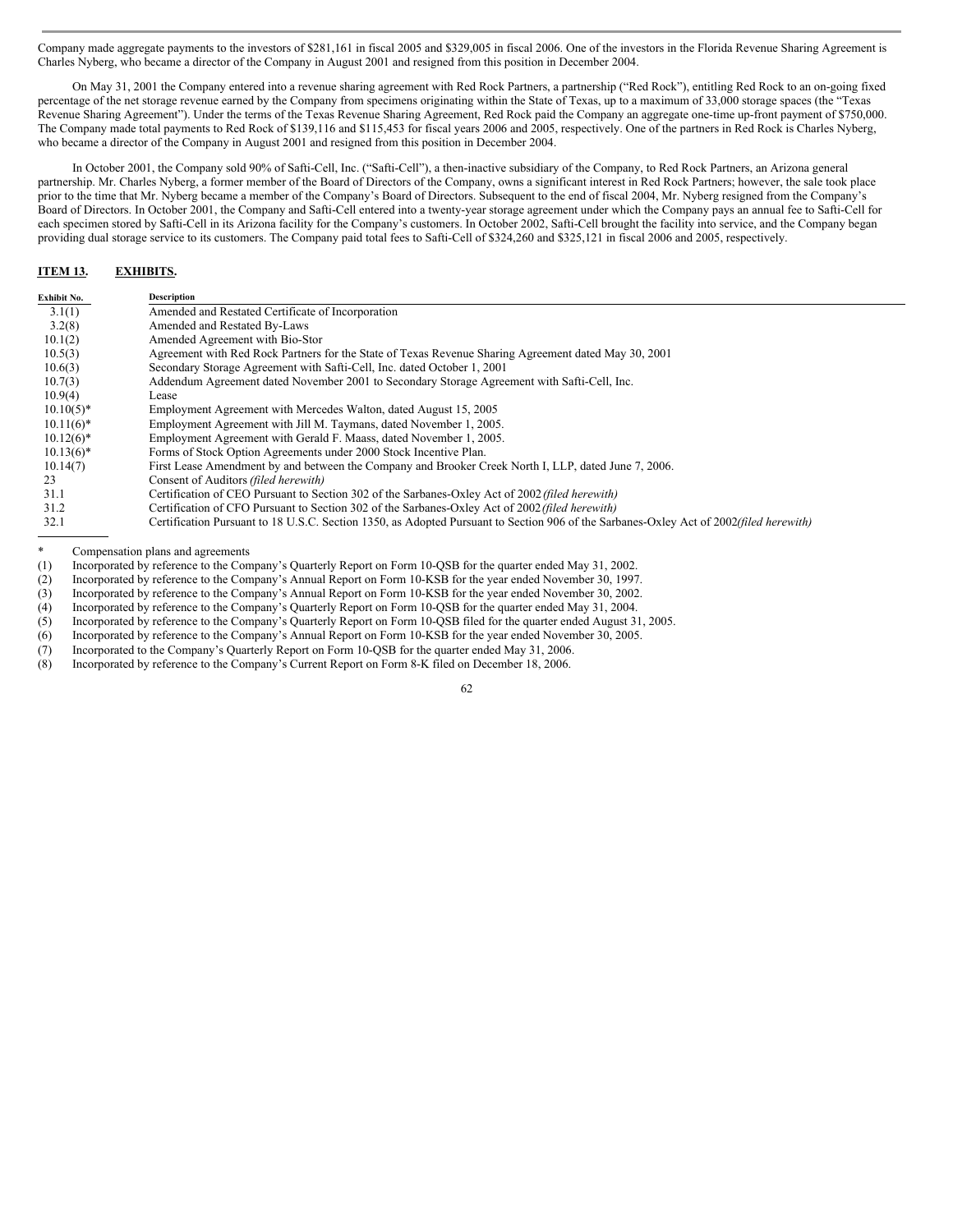Company made aggregate payments to the investors of $281,161 in fiscal 2005 and $329,005 in fiscal 2006. One of the investors in the Florida Revenue Sharing Agreement is Charles Nyberg, who became a director of the Company in August 2001 and resigned from this position in December 2004.

On May 31, 2001 the Company entered into a revenue sharing agreement with Red Rock Partners, a partnership ("Red Rock"), entitling Red Rock to an on-going fixed percentage of the net storage revenue earned by the Company from specimens originating within the State of Texas, up to a maximum of 33,000 storage spaces (the "Texas Revenue Sharing Agreement"). Under the terms of the Texas Revenue Sharing Agreement, Red Rock paid the Company an aggregate one-time up-front payment of $750,000. The Company made total payments to Red Rock of $139,116 and $115,453 for fiscal years 2006 and 2005, respectively. One of the partners in Red Rock is Charles Nyberg, who became a director of the Company in August 2001 and resigned from this position in December 2004.

In October 2001, the Company sold 90% of Safti-Cell, Inc. ("Safti-Cell"), a then-inactive subsidiary of the Company, to Red Rock Partners, an Arizona general partnership. Mr. Charles Nyberg, a former member of the Board of Directors of the Company, owns a significant interest in Red Rock Partners; however, the sale took place prior to the time that Mr. Nyberg became a member of the Company's Board of Directors. Subsequent to the end of fiscal 2004, Mr. Nyberg resigned from the Company's Board of Directors. In October 2001, the Company and Safti-Cell entered into a twenty-year storage agreement under which the Company pays an annual fee to Safti-Cell for each specimen stored by Safti-Cell in its Arizona facility for the Company's customers. In October 2002, Safti-Cell brought the facility into service, and the Company began providing dual storage service to its customers. The Company paid total fees to Safti-Cell of $324,260 and $325,121 in fiscal 2006 and 2005, respectively.

## ITEM 13. EXHIBITS.

| Exhibit No. | Description |
|---|---|
| 3.1(1) | Amended and Restated Certificate of Incorporation |
| 3.2(8) | Amended and Restated By-Laws |
| 10.1(2) | Amended Agreement with Bio-Stor |
| 10.5(3) | Agreement with Red Rock Partners for the State of Texas Revenue Sharing Agreement dated May 30, 2001 |
| 10.6(3) | Secondary Storage Agreement with Safti-Cell, Inc. dated October 1, 2001 |
| 10.7(3) | Addendum Agreement dated November 2001 to Secondary Storage Agreement with Safti-Cell, Inc. |
| 10.9(4) | Lease |
| 10.10(5)* | Employment Agreement with Mercedes Walton, dated August 15, 2005 |
| 10.11(6)* | Employment Agreement with Jill M. Taymans, dated November 1, 2005. |
| 10.12(6)* | Employment Agreement with Gerald F. Maass, dated November 1, 2005. |
| 10.13(6)* | Forms of Stock Option Agreements under 2000 Stock Incentive Plan. |
| 10.14(7) | First Lease Amendment by and between the Company and Brooker Creek North I, LLP, dated June 7, 2006. |
| 23 | Consent of Auditors *(filed herewith)* |
| 31.1 | Certification of CEO Pursuant to Section 302 of the Sarbanes-Oxley Act of 2002 *(filed herewith)* |
| 31.2 | Certification of CFO Pursuant to Section 302 of the Sarbanes-Oxley Act of 2002 *(filed herewith)* |
| 32.1 | Certification Pursuant to 18 U.S.C. Section 1350, as Adopted Pursuant to Section 906 of the Sarbanes-Oxley Act of 2002 *(filed herewith)* |

\* Compensation plans and agreements

(1) Incorporated by reference to the Company's Quarterly Report on Form 10-QSB for the quarter ended May 31, 2002.

(2) Incorporated by reference to the Company's Annual Report on Form 10-KSB for the year ended November 30, 1997.

(3) Incorporated by reference to the Company's Annual Report on Form 10-KSB for the year ended November 30, 2002.

(4) Incorporated by reference to the Company's Quarterly Report on Form 10-QSB for the quarter ended May 31, 2004.

(5) Incorporated by reference to the Company's Quarterly Report on Form 10-QSB filed for the quarter ended August 31, 2005.

(6) Incorporated by reference to the Company's Annual Report on Form 10-KSB for the year ended November 30, 2005.

(7) Incorporated to the Company's Quarterly Report on Form 10-QSB for the quarter ended May 31, 2006.

(8) Incorporated by reference to the Company's Current Report on Form 8-K filed on December 18, 2006.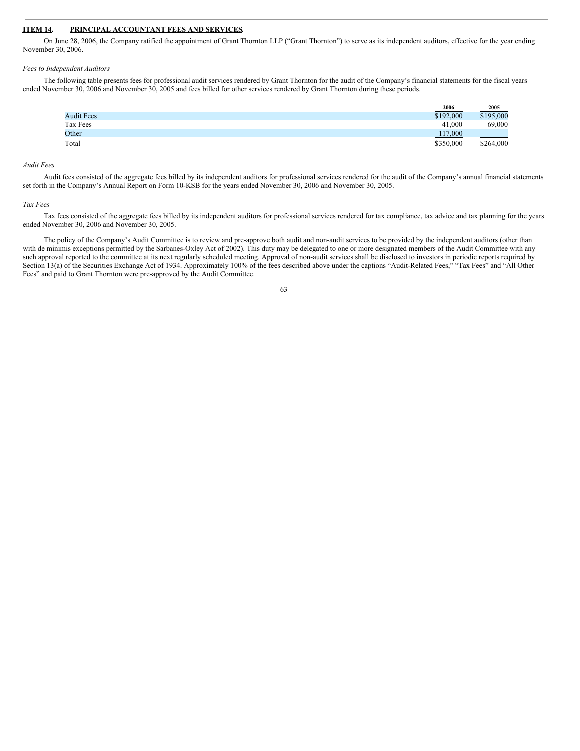**ITEM 14. PRINCIPAL ACCOUNTANT FEES AND SERVICES.**

On June 28, 2006, the Company ratified the appointment of Grant Thornton LLP ("Grant Thornton") to serve as its independent auditors, effective for the year ending November 30, 2006.

*Fees to Independent Auditors*

The following table presents fees for professional audit services rendered by Grant Thornton for the audit of the Company's financial statements for the fiscal years ended November 30, 2006 and November 30, 2005 and fees billed for other services rendered by Grant Thornton during these periods.

| | 2006 | 2005 |
|---|---|---|
| Audit Fees | $192,000 | $195,000 |
| Tax Fees | 41,000 | 69,000 |
| Other | 117,000 | — |
| Total | $350,000 | $264,000 |

*Audit Fees*

Audit fees consisted of the aggregate fees billed by its independent auditors for professional services rendered for the audit of the Company's annual financial statements set forth in the Company's Annual Report on Form 10-KSB for the years ended November 30, 2006 and November 30, 2005.

*Tax Fees*

Tax fees consisted of the aggregate fees billed by its independent auditors for professional services rendered for tax compliance, tax advice and tax planning for the years ended November 30, 2006 and November 30, 2005.

The policy of the Company's Audit Committee is to review and pre-approve both audit and non-audit services to be provided by the independent auditors (other than with de minimis exceptions permitted by the Sarbanes-Oxley Act of 2002). This duty may be delegated to one or more designated members of the Audit Committee with any such approval reported to the committee at its next regularly scheduled meeting. Approval of non-audit services shall be disclosed to investors in periodic reports required by Section 13(a) of the Securities Exchange Act of 1934. Approximately 100% of the fees described above under the captions "Audit-Related Fees," "Tax Fees" and "All Other Fees" and paid to Grant Thornton were pre-approved by the Audit Committee.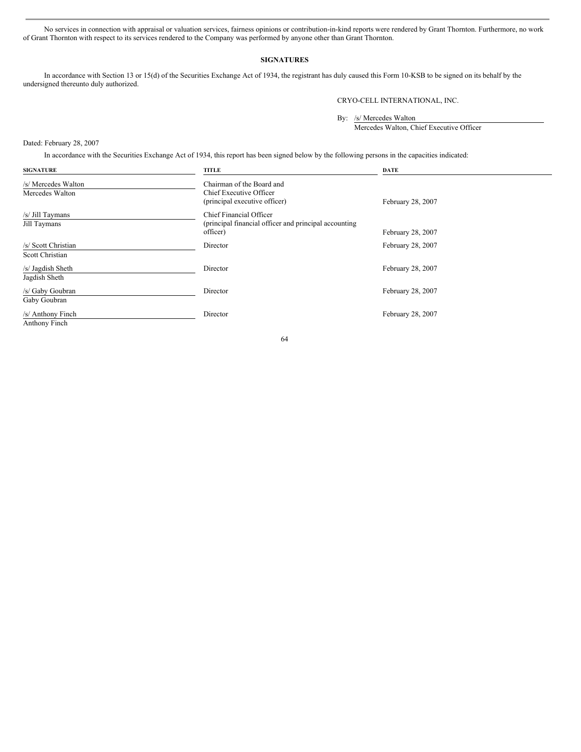No services in connection with appraisal or valuation services, fairness opinions or contribution-in-kind reports were rendered by Grant Thornton. Furthermore, no work of Grant Thornton with respect to its services rendered to the Company was performed by anyone other than Grant Thornton.

## SIGNATURES

In accordance with Section 13 or 15(d) of the Securities Exchange Act of 1934, the registrant has duly caused this Form 10-KSB to be signed on its behalf by the undersigned thereunto duly authorized.

CRYO-CELL INTERNATIONAL, INC.

By: /s/ Mercedes Walton
Mercedes Walton, Chief Executive Officer

Dated: February 28, 2007

In accordance with the Securities Exchange Act of 1934, this report has been signed below by the following persons in the capacities indicated:

| SIGNATURE | TITLE | DATE |
|---|---|---|
| /s/ Mercedes Walton<br>Mercedes Walton | Chairman of the Board and Chief Executive Officer (principal executive officer) | February 28, 2007 |
| /s/ Jill Taymans<br>Jill Taymans | Chief Financial Officer (principal financial officer and principal accounting officer) | February 28, 2007 |
| /s/ Scott Christian<br>Scott Christian | Director | February 28, 2007 |
| /s/ Jagdish Sheth<br>Jagdish Sheth | Director | February 28, 2007 |
| /s/ Gaby Goubran<br>Gaby Goubran | Director | February 28, 2007 |
| /s/ Anthony Finch<br>Anthony Finch | Director | February 28, 2007 |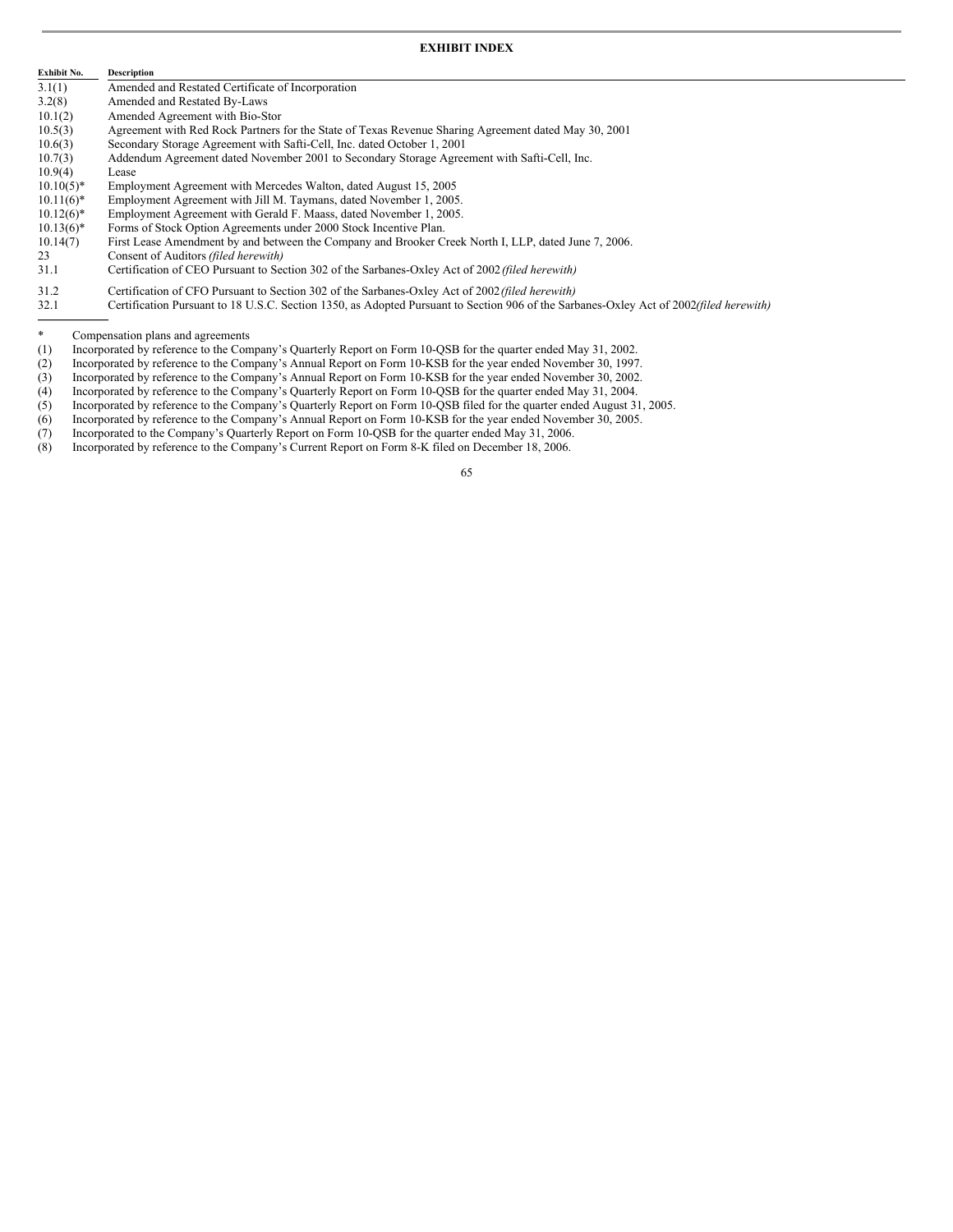## EXHIBIT INDEX

| Exhibit No. | Description |
|---|---|
| 3.1(1) | Amended and Restated Certificate of Incorporation |
| 3.2(8) | Amended and Restated By-Laws |
| 10.1(2) | Amended Agreement with Bio-Stor |
| 10.5(3) | Agreement with Red Rock Partners for the State of Texas Revenue Sharing Agreement dated May 30, 2001 |
| 10.6(3) | Secondary Storage Agreement with Safti-Cell, Inc. dated October 1, 2001 |
| 10.7(3) | Addendum Agreement dated November 2001 to Secondary Storage Agreement with Safti-Cell, Inc. |
| 10.9(4) | Lease |
| 10.10(5)* | Employment Agreement with Mercedes Walton, dated August 15, 2005 |
| 10.11(6)* | Employment Agreement with Jill M. Taymans, dated November 1, 2005. |
| 10.12(6)* | Employment Agreement with Gerald F. Maass, dated November 1, 2005. |
| 10.13(6)* | Forms of Stock Option Agreements under 2000 Stock Incentive Plan. |
| 10.14(7) | First Lease Amendment by and between the Company and Brooker Creek North I, LLP, dated June 7, 2006. |
| 23 | Consent of Auditors *(filed herewith)* |
| 31.1 | Certification of CEO Pursuant to Section 302 of the Sarbanes-Oxley Act of 2002 *(filed herewith)* |
| 31.2 | Certification of CFO Pursuant to Section 302 of the Sarbanes-Oxley Act of 2002 *(filed herewith)* |
| 32.1 | Certification Pursuant to 18 U.S.C. Section 1350, as Adopted Pursuant to Section 906 of the Sarbanes-Oxley Act of 2002 *(filed herewith)* |

\* Compensation plans and agreements

(1) Incorporated by reference to the Company's Quarterly Report on Form 10-QSB for the quarter ended May 31, 2002.

(2) Incorporated by reference to the Company's Annual Report on Form 10-KSB for the year ended November 30, 1997.

(3) Incorporated by reference to the Company's Annual Report on Form 10-KSB for the year ended November 30, 2002.

(4) Incorporated by reference to the Company's Quarterly Report on Form 10-QSB for the quarter ended May 31, 2004.

(5) Incorporated by reference to the Company's Quarterly Report on Form 10-QSB filed for the quarter ended August 31, 2005.

(6) Incorporated by reference to the Company's Annual Report on Form 10-KSB for the year ended November 30, 2005.

(7) Incorporated to the Company's Quarterly Report on Form 10-QSB for the quarter ended May 31, 2006.

(8) Incorporated by reference to the Company's Current Report on Form 8-K filed on December 18, 2006.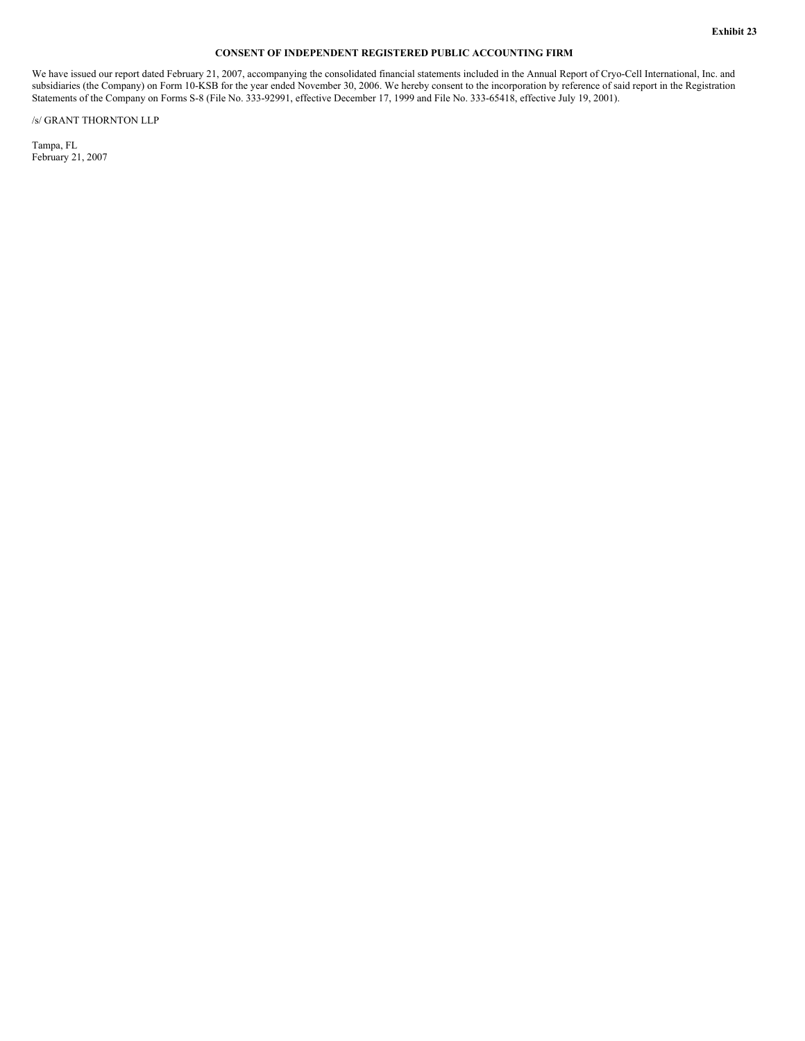**Exhibit 23**

## CONSENT OF INDEPENDENT REGISTERED PUBLIC ACCOUNTING FIRM

We have issued our report dated February 21, 2007, accompanying the consolidated financial statements included in the Annual Report of Cryo-Cell International, Inc. and subsidiaries (the Company) on Form 10-KSB for the year ended November 30, 2006. We hereby consent to the incorporation by reference of said report in the Registration Statements of the Company on Forms S-8 (File No. 333-92991, effective December 17, 1999 and File No. 333-65418, effective July 19, 2001).

/s/ GRANT THORNTON LLP

Tampa, FL
February 21, 2007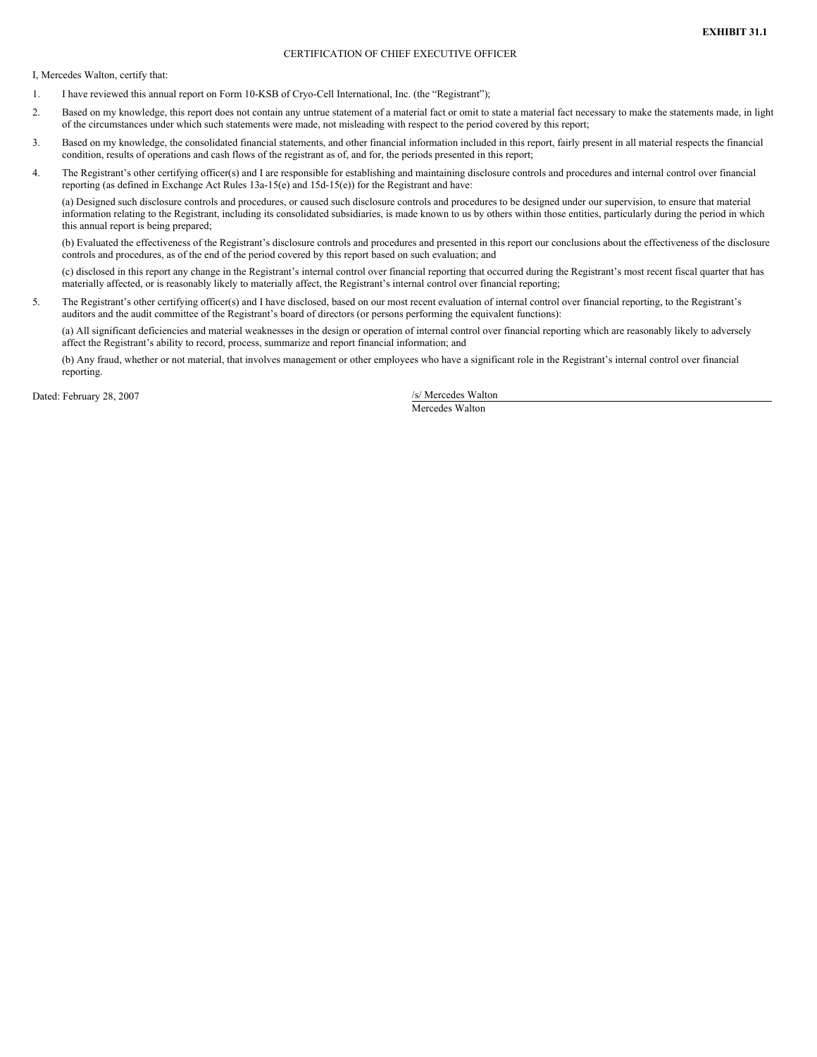**EXHIBIT 31.1**

CERTIFICATION OF CHIEF EXECUTIVE OFFICER

I, Mercedes Walton, certify that:

1. I have reviewed this annual report on Form 10-KSB of Cryo-Cell International, Inc. (the "Registrant");

2. Based on my knowledge, this report does not contain any untrue statement of a material fact or omit to state a material fact necessary to make the statements made, in light of the circumstances under which such statements were made, not misleading with respect to the period covered by this report;

3. Based on my knowledge, the consolidated financial statements, and other financial information included in this report, fairly present in all material respects the financial condition, results of operations and cash flows of the registrant as of, and for, the periods presented in this report;

4. The Registrant's other certifying officer(s) and I are responsible for establishing and maintaining disclosure controls and procedures and internal control over financial reporting (as defined in Exchange Act Rules 13a-15(e) and 15d-15(e)) for the Registrant and have:

   (a) Designed such disclosure controls and procedures, or caused such disclosure controls and procedures to be designed under our supervision, to ensure that material information relating to the Registrant, including its consolidated subsidiaries, is made known to us by others within those entities, particularly during the period in which this annual report is being prepared;

   (b) Evaluated the effectiveness of the Registrant's disclosure controls and procedures and presented in this report our conclusions about the effectiveness of the disclosure controls and procedures, as of the end of the period covered by this report based on such evaluation; and

   (c) disclosed in this report any change in the Registrant's internal control over financial reporting that occurred during the Registrant's most recent fiscal quarter that has materially affected, or is reasonably likely to materially affect, the Registrant's internal control over financial reporting;

5. The Registrant's other certifying officer(s) and I have disclosed, based on our most recent evaluation of internal control over financial reporting, to the Registrant's auditors and the audit committee of the Registrant's board of directors (or persons performing the equivalent functions):

   (a) All significant deficiencies and material weaknesses in the design or operation of internal control over financial reporting which are reasonably likely to adversely affect the Registrant's ability to record, process, summarize and report financial information; and

   (b) Any fraud, whether or not material, that involves management or other employees who have a significant role in the Registrant's internal control over financial reporting.

Dated: February 28, 2007

/s/ Mercedes Walton

Mercedes Walton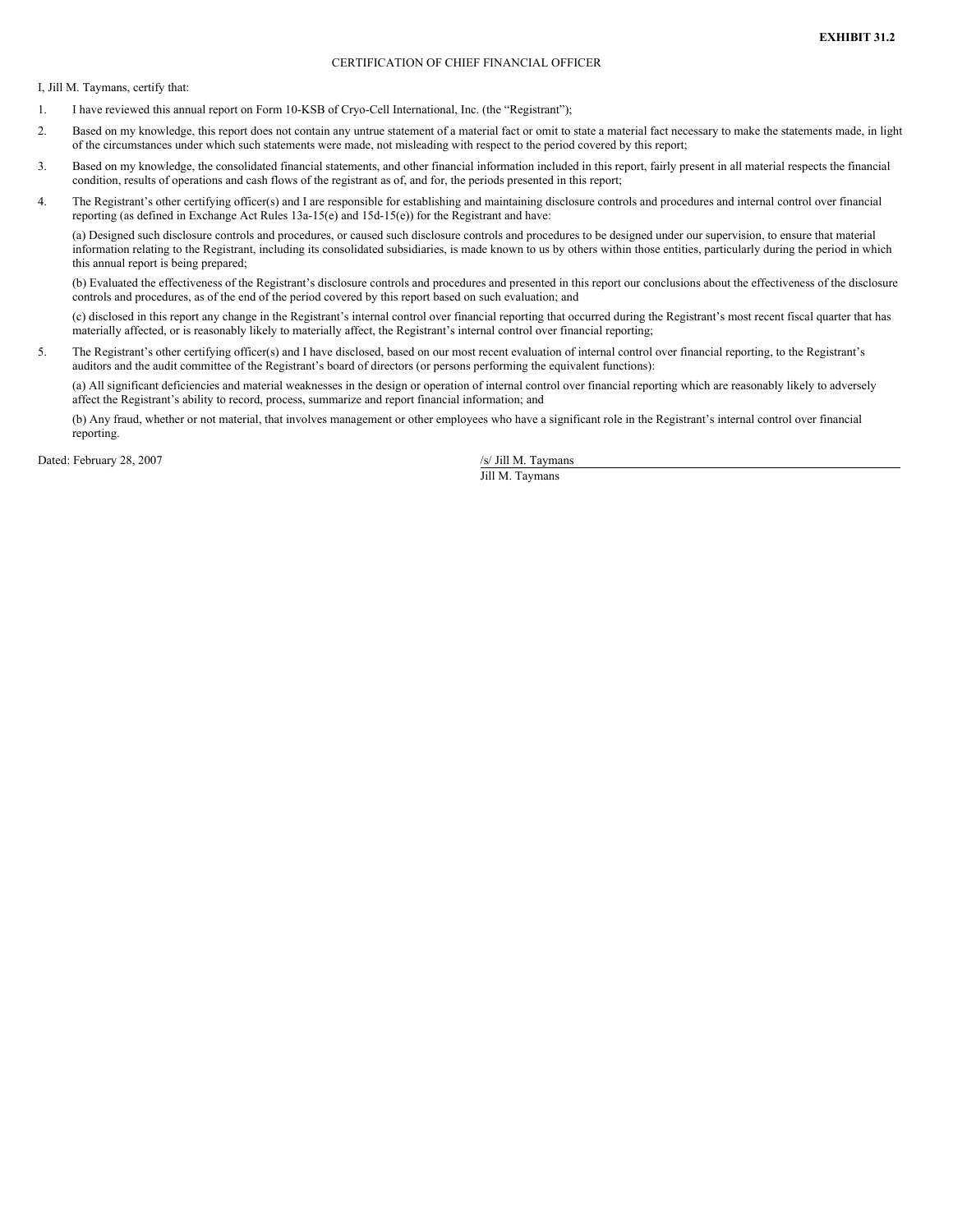**EXHIBIT 31.2**

CERTIFICATION OF CHIEF FINANCIAL OFFICER

I, Jill M. Taymans, certify that:

1. I have reviewed this annual report on Form 10-KSB of Cryo-Cell International, Inc. (the "Registrant");

2. Based on my knowledge, this report does not contain any untrue statement of a material fact or omit to state a material fact necessary to make the statements made, in light of the circumstances under which such statements were made, not misleading with respect to the period covered by this report;

3. Based on my knowledge, the consolidated financial statements, and other financial information included in this report, fairly present in all material respects the financial condition, results of operations and cash flows of the registrant as of, and for, the periods presented in this report;

4. The Registrant's other certifying officer(s) and I are responsible for establishing and maintaining disclosure controls and procedures and internal control over financial reporting (as defined in Exchange Act Rules 13a-15(e) and 15d-15(e)) for the Registrant and have:

   (a) Designed such disclosure controls and procedures, or caused such disclosure controls and procedures to be designed under our supervision, to ensure that material information relating to the Registrant, including its consolidated subsidiaries, is made known to us by others within those entities, particularly during the period in which this annual report is being prepared;

   (b) Evaluated the effectiveness of the Registrant's disclosure controls and procedures and presented in this report our conclusions about the effectiveness of the disclosure controls and procedures, as of the end of the period covered by this report based on such evaluation; and

   (c) disclosed in this report any change in the Registrant's internal control over financial reporting that occurred during the Registrant's most recent fiscal quarter that has materially affected, or is reasonably likely to materially affect, the Registrant's internal control over financial reporting;

5. The Registrant's other certifying officer(s) and I have disclosed, based on our most recent evaluation of internal control over financial reporting, to the Registrant's auditors and the audit committee of the Registrant's board of directors (or persons performing the equivalent functions):

   (a) All significant deficiencies and material weaknesses in the design or operation of internal control over financial reporting which are reasonably likely to adversely affect the Registrant's ability to record, process, summarize and report financial information; and

   (b) Any fraud, whether or not material, that involves management or other employees who have a significant role in the Registrant's internal control over financial reporting.

Dated: February 28, 2007

/s/ Jill M. Taymans
Jill M. Taymans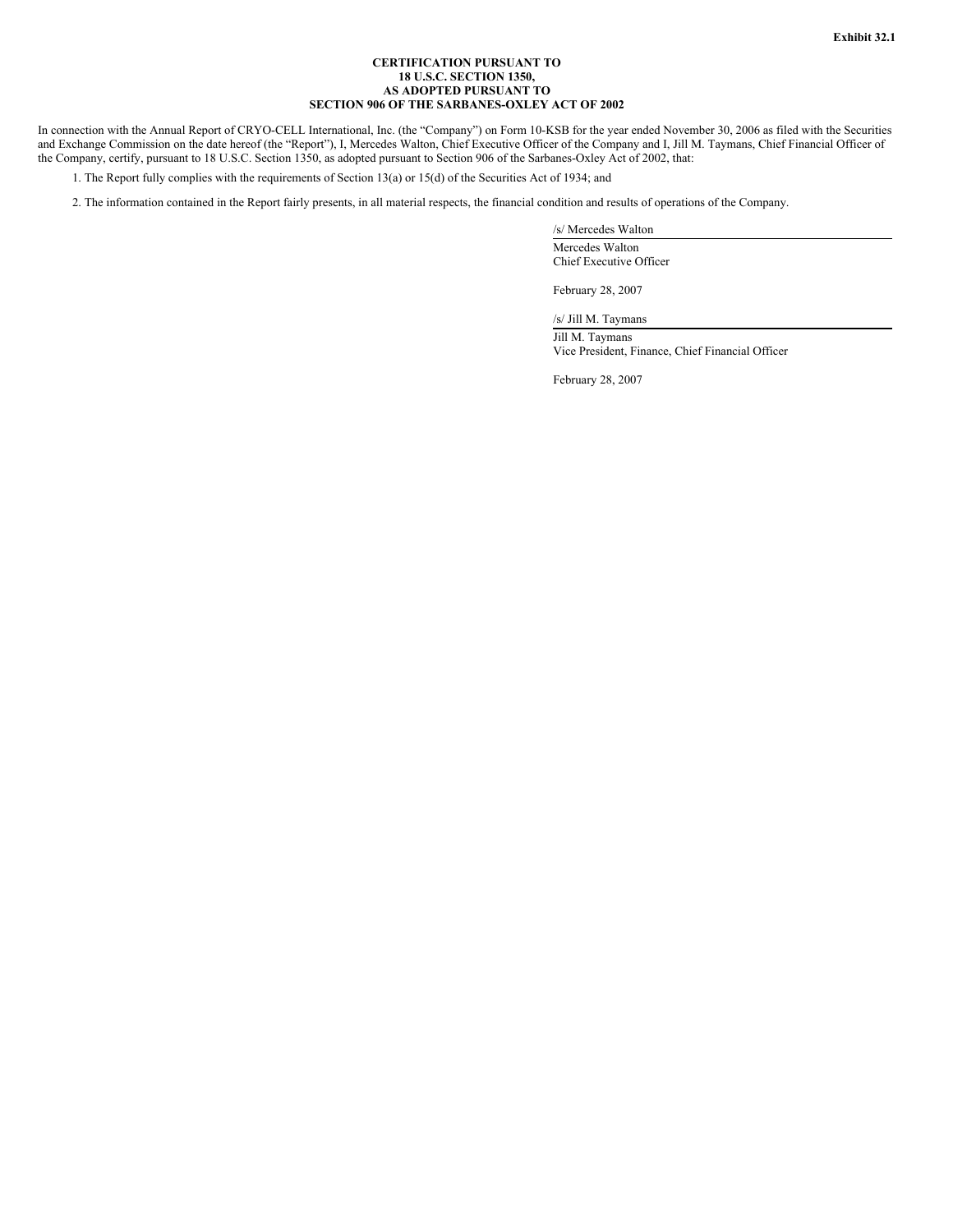**Exhibit 32.1**

**CERTIFICATION PURSUANT TO**
**18 U.S.C. SECTION 1350,**
**AS ADOPTED PURSUANT TO**
**SECTION 906 OF THE SARBANES-OXLEY ACT OF 2002**

In connection with the Annual Report of CRYO-CELL International, Inc. (the “Company”) on Form 10-KSB for the year ended November 30, 2006 as filed with the Securities and Exchange Commission on the date hereof (the “Report”), I, Mercedes Walton, Chief Executive Officer of the Company and I, Jill M. Taymans, Chief Financial Officer of the Company, certify, pursuant to 18 U.S.C. Section 1350, as adopted pursuant to Section 906 of the Sarbanes-Oxley Act of 2002, that:

1. The Report fully complies with the requirements of Section 13(a) or 15(d) of the Securities Act of 1934; and

2. The information contained in the Report fairly presents, in all material respects, the financial condition and results of operations of the Company.

/s/ Mercedes Walton

Mercedes Walton
Chief Executive Officer

February 28, 2007

/s/ Jill M. Taymans

Jill M. Taymans
Vice President, Finance, Chief Financial Officer

February 28, 2007